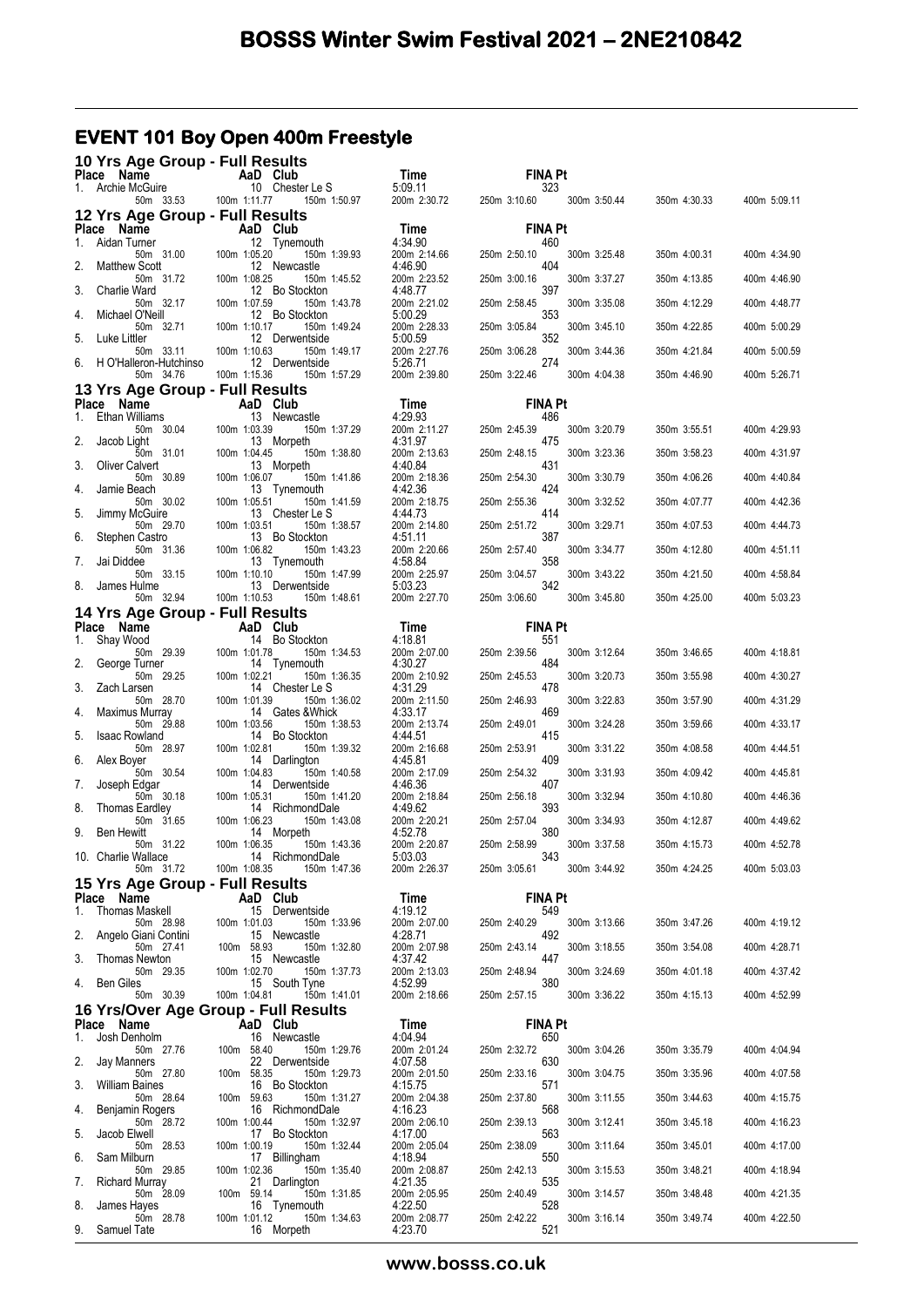# BOSSS Winter Swim Festival 2021 – 2NE210842

## EVENT 101 Boy Open 400m Freestyle

### 10 Yrs Age Group - Full Results

| Place | Name | AaD | Club | Time | FINA Pt |
|---|---|---|---|---|---|
| 1. | Archie McGuire | 10 | Chester Le S | 5:09.11 | 323 |
| | 50m 33.53 | 100m 1:11.77 | 150m 1:50.97 | 200m 2:30.72 | 250m 3:10.60 | 300m 3:50.44 | 350m 4:30.33 | 400m 5:09.11 |

### 12 Yrs Age Group - Full Results

| Place | Name | AaD | Club | Time | FINA Pt |
|---|---|---|---|---|---|
| 1. | Aidan Turner | 12 | Tynemouth | 4:34.90 | 460 |
| | 50m 31.00 | 100m 1:05.20 | 150m 1:39.93 | 200m 2:14.66 | 250m 2:50.10 | 300m 3:25.48 | 350m 4:00.31 | 400m 4:34.90 |
| 2. | Matthew Scott | 12 | Newcastle | 4:46.90 | 404 |
| | 50m 31.72 | 100m 1:08.25 | 150m 1:45.52 | 200m 2:23.52 | 250m 3:00.16 | 300m 3:37.27 | 350m 4:13.85 | 400m 4:46.90 |
| 3. | Charlie Ward | 12 | Bo Stockton | 4:48.77 | 397 |
| | 50m 32.17 | 100m 1:07.59 | 150m 1:43.78 | 200m 2:21.02 | 250m 2:58.45 | 300m 3:35.08 | 350m 4:12.29 | 400m 4:48.77 |
| 4. | Michael O'Neill | 12 | Bo Stockton | 5:00.29 | 353 |
| | 50m 32.71 | 100m 1:10.17 | 150m 1:49.24 | 200m 2:28.33 | 250m 3:05.84 | 300m 3:45.10 | 350m 4:22.85 | 400m 5:00.29 |
| 5. | Luke Littler | 12 | Derwentside | 5:00.59 | 352 |
| | 50m 33.11 | 100m 1:10.63 | 150m 1:49.17 | 200m 2:27.76 | 250m 3:06.28 | 300m 3:44.36 | 350m 4:21.84 | 400m 5:00.59 |
| 6. | H O'Halleron-Hutchinso | 12 | Derwentside | 5:26.71 | 274 |
| | 50m 34.76 | 100m 1:15.36 | 150m 1:57.29 | 200m 2:39.80 | 250m 3:22.46 | 300m 4:04.38 | 350m 4:46.90 | 400m 5:26.71 |

### 13 Yrs Age Group - Full Results

| Place | Name | AaD | Club | Time | FINA Pt |
|---|---|---|---|---|---|
| 1. | Ethan Williams | 13 | Newcastle | 4:29.93 | 486 |
| | 50m 30.04 | 100m 1:03.39 | 150m 1:37.29 | 200m 2:11.27 | 250m 2:45.39 | 300m 3:20.79 | 350m 3:55.51 | 400m 4:29.93 |
| 2. | Jacob Light | 13 | Morpeth | 4:31.97 | 475 |
| | 50m 31.01 | 100m 1:04.45 | 150m 1:38.80 | 200m 2:13.63 | 250m 2:48.15 | 300m 3:23.36 | 350m 3:58.23 | 400m 4:31.97 |
| 3. | Oliver Calvert | 13 | Morpeth | 4:40.84 | 431 |
| | 50m 30.89 | 100m 1:06.07 | 150m 1:41.86 | 200m 2:18.36 | 250m 2:54.30 | 300m 3:30.79 | 350m 4:06.26 | 400m 4:40.84 |
| 4. | Jamie Beach | 13 | Tynemouth | 4:42.36 | 424 |
| | 50m 30.02 | 100m 1:05.51 | 150m 1:41.59 | 200m 2:18.75 | 250m 2:55.36 | 300m 3:32.52 | 350m 4:07.77 | 400m 4:42.36 |
| 5. | Jimmy McGuire | 13 | Chester Le S | 4:44.73 | 414 |
| | 50m 29.70 | 100m 1:03.51 | 150m 1:38.57 | 200m 2:14.80 | 250m 2:51.72 | 300m 3:29.71 | 350m 4:07.53 | 400m 4:44.73 |
| 6. | Stephen Castro | 13 | Bo Stockton | 4:51.11 | 387 |
| | 50m 31.36 | 100m 1:06.82 | 150m 1:43.23 | 200m 2:20.66 | 250m 2:57.40 | 300m 3:34.77 | 350m 4:12.80 | 400m 4:51.11 |
| 7. | Jai Diddee | 13 | Tynemouth | 4:58.84 | 358 |
| | 50m 33.15 | 100m 1:10.10 | 150m 1:47.99 | 200m 2:25.97 | 250m 3:04.57 | 300m 3:43.22 | 350m 4:21.50 | 400m 4:58.84 |
| 8. | James Hulme | 13 | Derwentside | 5:03.23 | 342 |
| | 50m 32.94 | 100m 1:10.53 | 150m 1:48.61 | 200m 2:27.70 | 250m 3:06.60 | 300m 3:45.80 | 350m 4:25.00 | 400m 5:03.23 |

### 14 Yrs Age Group - Full Results

| Place | Name | AaD | Club | Time | FINA Pt |
|---|---|---|---|---|---|
| 1. | Shay Wood | 14 | Bo Stockton | 4:18.81 | 551 |
| | 50m 29.39 | 100m 1:01.78 | 150m 1:34.53 | 200m 2:07.00 | 250m 2:39.56 | 300m 3:12.64 | 350m 3:46.65 | 400m 4:18.81 |
| 2. | George Turner | 14 | Tynemouth | 4:30.27 | 484 |
| | 50m 29.25 | 100m 1:02.21 | 150m 1:36.35 | 200m 2:10.92 | 250m 2:45.53 | 300m 3:20.73 | 350m 3:55.98 | 400m 4:30.27 |
| 3. | Zach Larsen | 14 | Chester Le S | 4:31.29 | 478 |
| | 50m 28.70 | 100m 1:01.39 | 150m 1:36.02 | 200m 2:11.50 | 250m 2:46.93 | 300m 3:22.83 | 350m 3:57.90 | 400m 4:31.29 |
| 4. | Maximus Murray | 14 | Gates &Whick | 4:33.17 | 469 |
| | 50m 29.88 | 100m 1:03.56 | 150m 1:38.53 | 200m 2:13.74 | 250m 2:49.01 | 300m 3:24.28 | 350m 3:59.66 | 400m 4:33.17 |
| 5. | Isaac Rowland | 14 | Bo Stockton | 4:44.51 | 415 |
| | 50m 28.97 | 100m 1:02.81 | 150m 1:39.32 | 200m 2:16.68 | 250m 2:53.91 | 300m 3:31.22 | 350m 4:08.58 | 400m 4:44.51 |
| 6. | Alex Boyer | 14 | Darlington | 4:45.81 | 409 |
| | 50m 30.54 | 100m 1:04.83 | 150m 1:40.58 | 200m 2:17.09 | 250m 2:54.32 | 300m 3:31.93 | 350m 4:09.42 | 400m 4:45.81 |
| 7. | Joseph Edgar | 14 | Derwentside | 4:46.36 | 407 |
| | 50m 30.18 | 100m 1:05.31 | 150m 1:41.20 | 200m 2:18.84 | 250m 2:56.18 | 300m 3:32.94 | 350m 4:10.80 | 400m 4:46.36 |
| 8. | Thomas Eardley | 14 | RichmondDale | 4:49.62 | 393 |
| | 50m 31.65 | 100m 1:06.23 | 150m 1:43.08 | 200m 2:20.21 | 250m 2:57.04 | 300m 3:34.93 | 350m 4:12.87 | 400m 4:49.62 |
| 9. | Ben Hewitt | 14 | Morpeth | 4:52.78 | 380 |
| | 50m 31.22 | 100m 1:06.35 | 150m 1:43.36 | 200m 2:20.87 | 250m 2:58.99 | 300m 3:37.58 | 350m 4:15.73 | 400m 4:52.78 |
| 10. | Charlie Wallace | 14 | RichmondDale | 5:03.03 | 343 |
| | 50m 31.72 | 100m 1:08.35 | 150m 1:47.36 | 200m 2:26.37 | 250m 3:05.61 | 300m 3:44.92 | 350m 4:24.25 | 400m 5:03.03 |

### 15 Yrs Age Group - Full Results

| Place | Name | AaD | Club | Time | FINA Pt |
|---|---|---|---|---|---|
| 1. | Thomas Maskell | 15 | Derwentside | 4:19.12 | 549 |
| | 50m 28.98 | 100m 1:01.03 | 150m 1:33.96 | 200m 2:07.00 | 250m 2:40.29 | 300m 3:13.66 | 350m 3:47.26 | 400m 4:19.12 |
| 2. | Angelo Giani Contini | 15 | Newcastle | 4:28.71 | 492 |
| | 50m 27.41 | 100m 58.93 | 150m 1:32.80 | 200m 2:07.98 | 250m 2:43.14 | 300m 3:18.55 | 350m 3:54.08 | 400m 4:28.71 |
| 3. | Thomas Newton | 15 | Newcastle | 4:37.42 | 447 |
| | 50m 29.35 | 100m 1:02.70 | 150m 1:37.73 | 200m 2:13.03 | 250m 2:48.94 | 300m 3:24.69 | 350m 4:01.18 | 400m 4:37.42 |
| 4. | Ben Giles | 15 | South Tyne | 4:52.99 | 380 |
| | 50m 30.39 | 100m 1:04.81 | 150m 1:41.01 | 200m 2:18.66 | 250m 2:57.15 | 300m 3:36.22 | 350m 4:15.13 | 400m 4:52.99 |

### 16 Yrs/Over Age Group - Full Results

| Place | Name | AaD | Club | Time | FINA Pt |
|---|---|---|---|---|---|
| 1. | Josh Denholm | 16 | Newcastle | 4:04.94 | 650 |
| | 50m 27.76 | 100m 58.40 | 150m 1:29.76 | 200m 2:01.24 | 250m 2:32.72 | 300m 3:04.26 | 350m 3:35.79 | 400m 4:04.94 |
| 2. | Jay Manners | 22 | Derwentside | 4:07.58 | 630 |
| | 50m 27.80 | 100m 58.35 | 150m 1:29.73 | 200m 2:01.50 | 250m 2:33.16 | 300m 3:04.75 | 350m 3:35.96 | 400m 4:07.58 |
| 3. | William Baines | 16 | Bo Stockton | 4:15.75 | 571 |
| | 50m 28.64 | 100m 59.63 | 150m 1:31.27 | 200m 2:04.38 | 250m 2:37.80 | 300m 3:11.55 | 350m 3:44.63 | 400m 4:15.75 |
| 4. | Benjamin Rogers | 16 | RichmondDale | 4:16.23 | 568 |
| | 50m 28.72 | 100m 1:00.44 | 150m 1:32.97 | 200m 2:06.10 | 250m 2:39.13 | 300m 3:12.41 | 350m 3:45.18 | 400m 4:16.23 |
| 5. | Jacob Elwell | 17 | Bo Stockton | 4:17.00 | 563 |
| | 50m 28.53 | 100m 1:00.19 | 150m 1:32.44 | 200m 2:05.04 | 250m 2:38.09 | 300m 3:11.64 | 350m 3:45.01 | 400m 4:17.00 |
| 6. | Sam Milburn | 17 | Billingham | 4:18.94 | 550 |
| | 50m 29.85 | 100m 1:02.36 | 150m 1:35.40 | 200m 2:08.87 | 250m 2:42.13 | 300m 3:15.53 | 350m 3:48.21 | 400m 4:18.94 |
| 7. | Richard Murray | 21 | Darlington | 4:21.35 | 535 |
| | 50m 28.09 | 100m 59.14 | 150m 1:31.85 | 200m 2:05.95 | 250m 2:40.49 | 300m 3:14.57 | 350m 3:48.48 | 400m 4:21.35 |
| 8. | James Hayes | 16 | Tynemouth | 4:22.50 | 528 |
| | 50m 28.78 | 100m 1:01.12 | 150m 1:34.63 | 200m 2:08.77 | 250m 2:42.22 | 300m 3:16.14 | 350m 3:49.74 | 400m 4:22.50 |
| 9. | Samuel Tate | 16 | Morpeth | 4:23.70 | 521 |

www.bosss.co.uk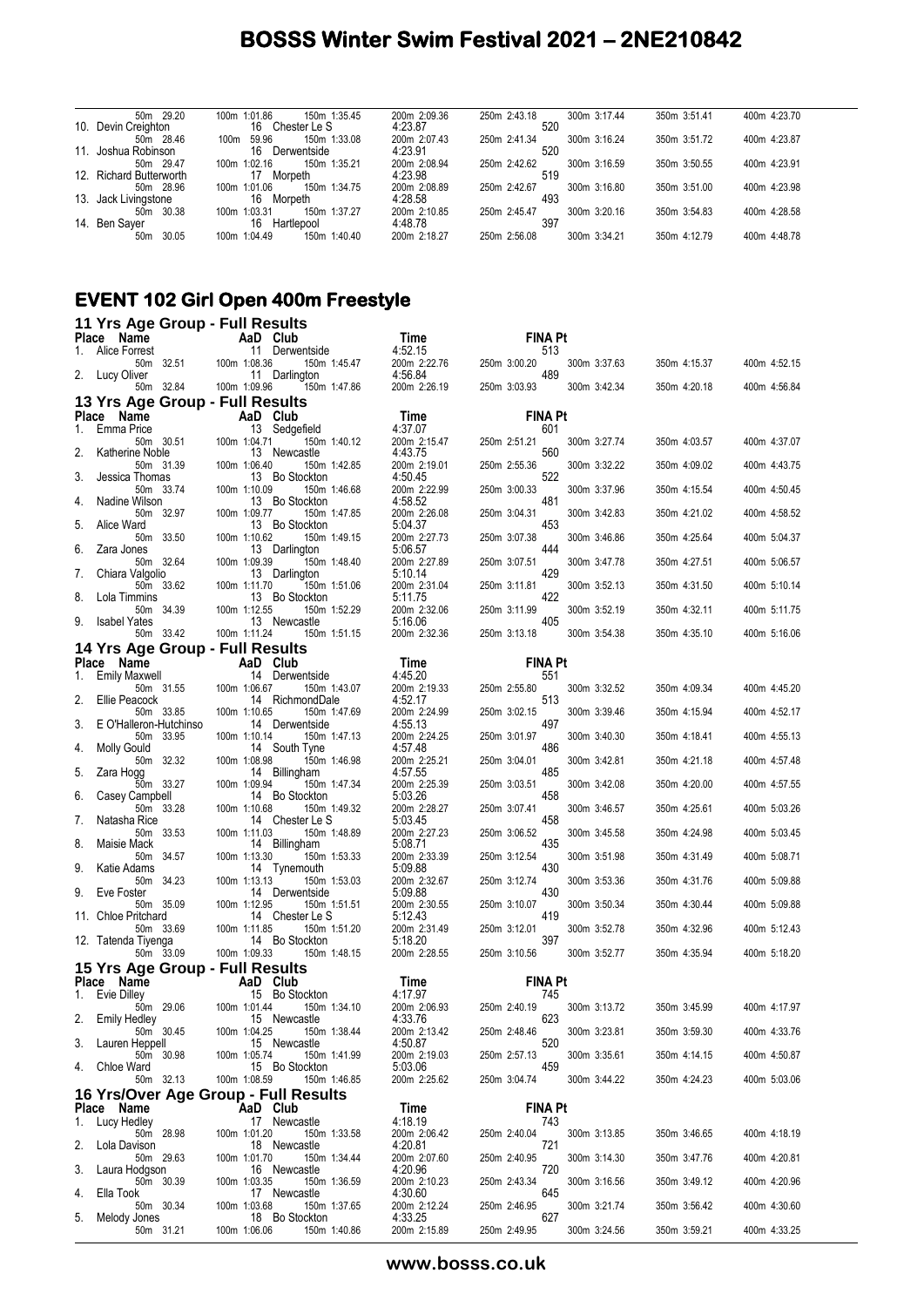# BOSSS Winter Swim Festival 2021 – 2NE210842

| Place | Name | AaD | Club | Time | FINA Pt | | | | |
|---|---|---|---|---|---|---|---|---|---|
| | 50m 29.20 | 100m 1:01.86 | 150m 1:35.45 | 200m 2:09.36 | 250m 2:43.18 | 300m 3:17.44 | 350m 3:51.41 | 400m 4:23.70 | |
| 10. | Devin Creighton | 16 | Chester Le S | 4:23.87 | 520 | | | | |
| | 50m 28.46 | 100m 59.96 | 150m 1:33.08 | 200m 2:07.43 | 250m 2:41.34 | 300m 3:16.24 | 350m 3:51.72 | 400m 4:23.87 | |
| 11. | Joshua Robinson | 16 | Derwentside | 4:23.91 | 520 | | | | |
| | 50m 29.47 | 100m 1:02.16 | 150m 1:35.21 | 200m 2:08.94 | 250m 2:42.62 | 300m 3:16.59 | 350m 3:50.55 | 400m 4:23.91 | |
| 12. | Richard Butterworth | 17 | Morpeth | 4:23.98 | 519 | | | | |
| | 50m 28.96 | 100m 1:01.06 | 150m 1:34.75 | 200m 2:08.89 | 250m 2:42.67 | 300m 3:16.80 | 350m 3:51.00 | 400m 4:23.98 | |
| 13. | Jack Livingstone | 16 | Morpeth | 4:28.58 | 493 | | | | |
| | 50m 30.38 | 100m 1:03.31 | 150m 1:37.27 | 200m 2:10.85 | 250m 2:45.47 | 300m 3:20.16 | 350m 3:54.83 | 400m 4:28.58 | |
| 14. | Ben Sayer | 16 | Hartlepool | 4:48.78 | 397 | | | | |
| | 50m 30.05 | 100m 1:04.49 | 150m 1:40.40 | 200m 2:18.27 | 250m 2:56.08 | 300m 3:34.21 | 350m 4:12.79 | 400m 4:48.78 | |

## EVENT 102 Girl Open 400m Freestyle

### 11 Yrs Age Group - Full Results

| Place | Name | AaD | Club | Time | FINA Pt | | | |
|---|---|---|---|---|---|---|---|---|
| 1. | Alice Forrest | 11 | Derwentside | 4:52.15 | 513 | | | |
| | 50m 32.51 | 100m 1:08.36 | 150m 1:45.47 | 200m 2:22.76 | 250m 3:00.20 | 300m 3:37.63 | 350m 4:15.37 | 400m 4:52.15 |
| 2. | Lucy Oliver | 11 | Darlington | 4:56.84 | 489 | | | |
| | 50m 32.84 | 100m 1:09.96 | 150m 1:47.86 | 200m 2:26.19 | 250m 3:03.93 | 300m 3:42.34 | 350m 4:20.18 | 400m 4:56.84 |

### 13 Yrs Age Group - Full Results

| Place | Name | AaD | Club | Time | FINA Pt | | | |
|---|---|---|---|---|---|---|---|---|
| 1. | Emma Price | 13 | Sedgefield | 4:37.07 | 601 | | | |
| | 50m 30.51 | 100m 1:04.71 | 150m 1:40.12 | 200m 2:15.47 | 250m 2:51.21 | 300m 3:27.74 | 350m 4:03.57 | 400m 4:37.07 |
| 2. | Katherine Noble | 13 | Newcastle | 4:43.75 | 560 | | | |
| | 50m 31.39 | 100m 1:06.40 | 150m 1:42.85 | 200m 2:19.01 | 250m 2:55.36 | 300m 3:32.22 | 350m 4:09.02 | 400m 4:43.75 |
| 3. | Jessica Thomas | 13 | Bo Stockton | 4:50.45 | 522 | | | |
| | 50m 33.74 | 100m 1:10.09 | 150m 1:46.68 | 200m 2:22.99 | 250m 3:00.33 | 300m 3:37.96 | 350m 4:15.54 | 400m 4:50.45 |
| 4. | Nadine Wilson | 13 | Bo Stockton | 4:58.52 | 481 | | | |
| | 50m 32.97 | 100m 1:09.77 | 150m 1:47.85 | 200m 2:26.08 | 250m 3:04.31 | 300m 3:42.83 | 350m 4:21.02 | 400m 4:58.52 |
| 5. | Alice Ward | 13 | Bo Stockton | 5:04.37 | 453 | | | |
| | 50m 33.50 | 100m 1:10.62 | 150m 1:49.15 | 200m 2:27.73 | 250m 3:07.38 | 300m 3:46.86 | 350m 4:25.64 | 400m 5:04.37 |
| 6. | Zara Jones | 13 | Darlington | 5:06.57 | 444 | | | |
| | 50m 32.64 | 100m 1:09.39 | 150m 1:48.40 | 200m 2:27.89 | 250m 3:07.51 | 300m 3:47.78 | 350m 4:27.51 | 400m 5:06.57 |
| 7. | Chiara Valgolio | 13 | Darlington | 5:10.14 | 429 | | | |
| | 50m 33.62 | 100m 1:11.70 | 150m 1:51.06 | 200m 2:31.04 | 250m 3:11.81 | 300m 3:52.13 | 350m 4:31.50 | 400m 5:10.14 |
| 8. | Lola Timmins | 13 | Bo Stockton | 5:11.75 | 422 | | | |
| | 50m 34.39 | 100m 1:12.55 | 150m 1:52.29 | 200m 2:32.06 | 250m 3:11.99 | 300m 3:52.19 | 350m 4:32.11 | 400m 5:11.75 |
| 9. | Isabel Yates | 13 | Newcastle | 5:16.06 | 405 | | | |
| | 50m 33.42 | 100m 1:11.24 | 150m 1:51.15 | 200m 2:32.36 | 250m 3:13.18 | 300m 3:54.38 | 350m 4:35.10 | 400m 5:16.06 |

### 14 Yrs Age Group - Full Results

| Place | Name | AaD | Club | Time | FINA Pt | | | |
|---|---|---|---|---|---|---|---|---|
| 1. | Emily Maxwell | 14 | Derwentside | 4:45.20 | 551 | | | |
| | 50m 31.55 | 100m 1:06.67 | 150m 1:43.07 | 200m 2:19.33 | 250m 2:55.80 | 300m 3:32.52 | 350m 4:09.34 | 400m 4:45.20 |
| 2. | Ellie Peacock | 14 | RichmondDale | 4:52.17 | 513 | | | |
| | 50m 33.85 | 100m 1:10.65 | 150m 1:47.69 | 200m 2:24.99 | 250m 3:02.15 | 300m 3:39.46 | 350m 4:15.94 | 400m 4:52.17 |
| 3. | E O'Halleron-Hutchinso | 14 | Derwentside | 4:55.13 | 497 | | | |
| | 50m 33.95 | 100m 1:10.14 | 150m 1:47.13 | 200m 2:24.25 | 250m 3:01.97 | 300m 3:40.30 | 350m 4:18.41 | 400m 4:55.13 |
| 4. | Molly Gould | 14 | South Tyne | 4:57.48 | 486 | | | |
| | 50m 32.32 | 100m 1:08.98 | 150m 1:46.98 | 200m 2:25.21 | 250m 3:04.01 | 300m 3:42.81 | 350m 4:21.18 | 400m 4:57.48 |
| 5. | Zara Hogg | 14 | Billingham | 4:57.55 | 485 | | | |
| | 50m 33.27 | 100m 1:09.94 | 150m 1:47.34 | 200m 2:25.39 | 250m 3:03.51 | 300m 3:42.08 | 350m 4:20.00 | 400m 4:57.55 |
| 6. | Casey Campbell | 14 | Bo Stockton | 5:03.26 | 458 | | | |
| | 50m 33.28 | 100m 1:10.68 | 150m 1:49.32 | 200m 2:28.27 | 250m 3:07.41 | 300m 3:46.57 | 350m 4:25.61 | 400m 5:03.26 |
| 7. | Natasha Rice | 14 | Chester Le S | 5:03.45 | 458 | | | |
| | 50m 33.53 | 100m 1:11.03 | 150m 1:48.89 | 200m 2:27.23 | 250m 3:06.52 | 300m 3:45.58 | 350m 4:24.98 | 400m 5:03.45 |
| 8. | Maisie Mack | 14 | Billingham | 5:08.71 | 435 | | | |
| | 50m 34.57 | 100m 1:13.30 | 150m 1:53.33 | 200m 2:33.39 | 250m 3:12.54 | 300m 3:51.98 | 350m 4:31.49 | 400m 5:08.71 |
| 9. | Katie Adams | 14 | Tynemouth | 5:09.88 | 430 | | | |
| | 50m 34.23 | 100m 1:13.13 | 150m 1:53.03 | 200m 2:32.67 | 250m 3:12.74 | 300m 3:53.36 | 350m 4:31.76 | 400m 5:09.88 |
| 9. | Eve Foster | 14 | Derwentside | 5:09.88 | 430 | | | |
| | 50m 35.09 | 100m 1:12.95 | 150m 1:51.51 | 200m 2:30.55 | 250m 3:10.07 | 300m 3:50.34 | 350m 4:30.44 | 400m 5:09.88 |
| 11. | Chloe Pritchard | 14 | Chester Le S | 5:12.43 | 419 | | | |
| | 50m 33.69 | 100m 1:11.85 | 150m 1:51.20 | 200m 2:31.49 | 250m 3:12.01 | 300m 3:52.78 | 350m 4:32.96 | 400m 5:12.43 |
| 12. | Tatenda Tiyenga | 14 | Bo Stockton | 5:18.20 | 397 | | | |
| | 50m 33.09 | 100m 1:09.33 | 150m 1:48.15 | 200m 2:28.55 | 250m 3:10.56 | 300m 3:52.77 | 350m 4:35.94 | 400m 5:18.20 |

### 15 Yrs Age Group - Full Results

| Place | Name | AaD | Club | Time | FINA Pt | | | |
|---|---|---|---|---|---|---|---|---|
| 1. | Evie Dilley | 15 | Bo Stockton | 4:17.97 | 745 | | | |
| | 50m 29.06 | 100m 1:01.44 | 150m 1:34.10 | 200m 2:06.93 | 250m 2:40.19 | 300m 3:13.72 | 350m 3:45.99 | 400m 4:17.97 |
| 2. | Emily Hedley | 15 | Newcastle | 4:33.76 | 623 | | | |
| | 50m 30.45 | 100m 1:04.25 | 150m 1:38.44 | 200m 2:13.42 | 250m 2:48.46 | 300m 3:23.81 | 350m 3:59.30 | 400m 4:33.76 |
| 3. | Lauren Heppell | 15 | Newcastle | 4:50.87 | 520 | | | |
| | 50m 30.98 | 100m 1:05.74 | 150m 1:41.99 | 200m 2:19.03 | 250m 2:57.13 | 300m 3:35.61 | 350m 4:14.15 | 400m 4:50.87 |
| 4. | Chloe Ward | 15 | Bo Stockton | 5:03.06 | 459 | | | |
| | 50m 32.13 | 100m 1:08.59 | 150m 1:46.85 | 200m 2:25.62 | 250m 3:04.74 | 300m 3:44.22 | 350m 4:24.23 | 400m 5:03.06 |

### 16 Yrs/Over Age Group - Full Results

| Place | Name | AaD | Club | Time | FINA Pt | | | |
|---|---|---|---|---|---|---|---|---|
| 1. | Lucy Hedley | 17 | Newcastle | 4:18.19 | 743 | | | |
| | 50m 28.98 | 100m 1:01.20 | 150m 1:33.58 | 200m 2:06.42 | 250m 2:40.04 | 300m 3:13.85 | 350m 3:46.65 | 400m 4:18.19 |
| 2. | Lola Davison | 18 | Newcastle | 4:20.81 | 721 | | | |
| | 50m 29.63 | 100m 1:01.70 | 150m 1:34.44 | 200m 2:07.60 | 250m 2:40.95 | 300m 3:14.30 | 350m 3:47.76 | 400m 4:20.81 |
| 3. | Laura Hodgson | 16 | Newcastle | 4:20.96 | 720 | | | |
| | 50m 30.39 | 100m 1:03.35 | 150m 1:36.59 | 200m 2:10.23 | 250m 2:43.34 | 300m 3:16.56 | 350m 3:49.12 | 400m 4:20.96 |
| 4. | Ella Took | 17 | Newcastle | 4:30.60 | 645 | | | |
| | 50m 30.34 | 100m 1:03.68 | 150m 1:37.65 | 200m 2:12.24 | 250m 2:46.95 | 300m 3:21.74 | 350m 3:56.42 | 400m 4:30.60 |
| 5. | Melody Jones | 18 | Bo Stockton | 4:33.25 | 627 | | | |
| | 50m 31.21 | 100m 1:06.06 | 150m 1:40.86 | 200m 2:15.89 | 250m 2:49.95 | 300m 3:24.56 | 350m 3:59.21 | 400m 4:33.25 |

www.bosss.co.uk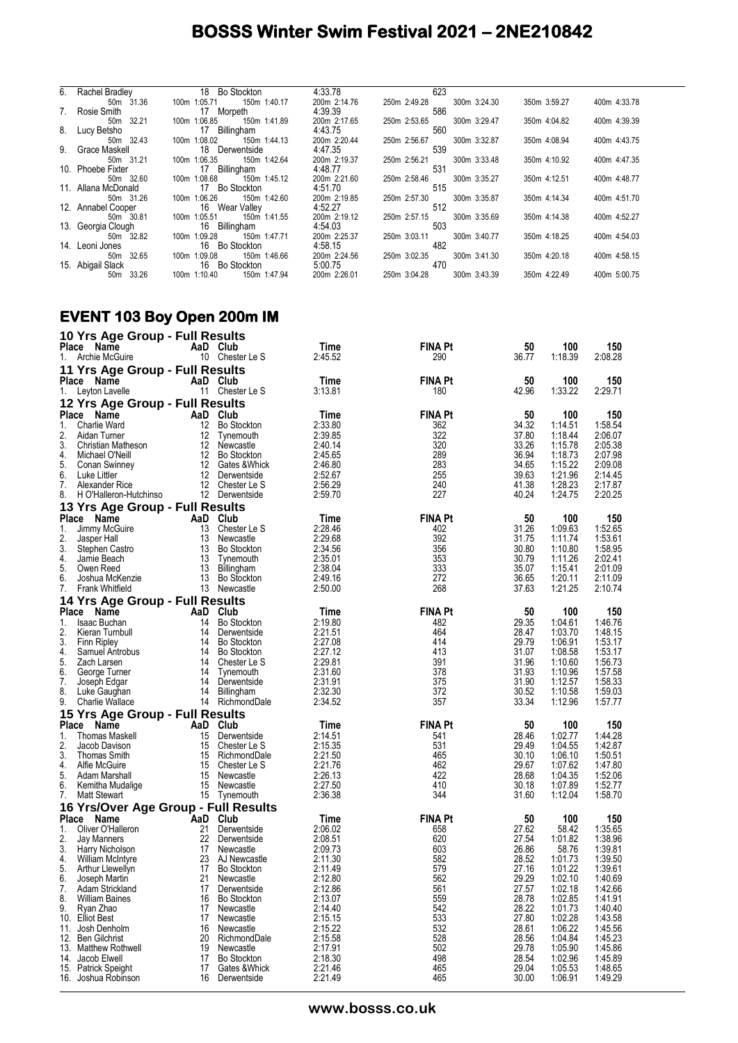| Place | Name | AaD | Club | Time | FINA Pt | | | | |
|---|---|---|---|---|---|---|---|---|---|
| 6. | Rachel Bradley | 18 | Bo Stockton | 4:33.78 | 623 | | | | |
| | 50m 31.36 | 100m 1:05.71 | 150m 1:40.17 | 200m 2:14.76 | 250m 2:49.28 | 300m 3:24.30 | 350m 3:59.27 | 400m 4:33.78 | |
| 7. | Rosie Smith | 17 | Morpeth | 4:39.39 | 586 | | | | |
| | 50m 32.21 | 100m 1:06.85 | 150m 1:41.89 | 200m 2:17.65 | 250m 2:53.65 | 300m 3:29.47 | 350m 4:04.82 | 400m 4:39.39 | |
| 8. | Lucy Betsho | 17 | Billingham | 4:43.75 | 560 | | | | |
| | 50m 32.43 | 100m 1:08.02 | 150m 1:44.13 | 200m 2:20.44 | 250m 2:56.67 | 300m 3:32.87 | 350m 4:08.94 | 400m 4:43.75 | |
| 9. | Grace Maskell | 18 | Derwentside | 4:47.35 | 539 | | | | |
| | 50m 31.21 | 100m 1:06.35 | 150m 1:42.64 | 200m 2:19.37 | 250m 2:56.21 | 300m 3:33.48 | 350m 4:10.92 | 400m 4:47.35 | |
| 10. | Phoebe Fixter | 17 | Billingham | 4:48.77 | 531 | | | | |
| | 50m 32.60 | 100m 1:08.68 | 150m 1:45.12 | 200m 2:21.60 | 250m 2:58.46 | 300m 3:35.27 | 350m 4:12.51 | 400m 4:48.77 | |
| 11. | Allana McDonald | 17 | Bo Stockton | 4:51.70 | 515 | | | | |
| | 50m 31.26 | 100m 1:06.26 | 150m 1:42.60 | 200m 2:19.85 | 250m 2:57.30 | 300m 3:35.87 | 350m 4:14.34 | 400m 4:51.70 | |
| 12. | Annabel Cooper | 16 | Wear Valley | 4:52.27 | 512 | | | | |
| | 50m 30.81 | 100m 1:05.51 | 150m 1:41.55 | 200m 2:19.12 | 250m 2:57.15 | 300m 3:35.69 | 350m 4:14.38 | 400m 4:52.27 | |
| 13. | Georgia Clough | 16 | Billingham | 4:54.03 | 503 | | | | |
| | 50m 32.82 | 100m 1:09.28 | 150m 1:47.71 | 200m 2:25.37 | 250m 3:03.11 | 300m 3:40.77 | 350m 4:18.25 | 400m 4:54.03 | |
| 14. | Leoni Jones | 16 | Bo Stockton | 4:58.15 | 482 | | | | |
| | 50m 32.65 | 100m 1:09.08 | 150m 1:46.66 | 200m 2:24.56 | 250m 3:02.35 | 300m 3:41.30 | 350m 4:20.18 | 400m 4:58.15 | |
| 15. | Abigail Slack | 16 | Bo Stockton | 5:00.75 | 470 | | | | |
| | 50m 33.26 | 100m 1:10.40 | 150m 1:47.94 | 200m 2:26.01 | 250m 3:04.28 | 300m 3:43.39 | 350m 4:22.49 | 400m 5:00.75 | |

## EVENT 103 Boy Open 200m IM

### 10 Yrs Age Group - Full Results

| Place | Name | AaD | Club | Time | FINA Pt | 50 | 100 | 150 |
|---|---|---|---|---|---|---|---|---|
| 1. | Archie McGuire | 10 | Chester Le S | 2:45.52 | 290 | 36.77 | 1:18.39 | 2:08.28 |

### 11 Yrs Age Group - Full Results

| Place | Name | AaD | Club | Time | FINA Pt | 50 | 100 | 150 |
|---|---|---|---|---|---|---|---|---|
| 1. | Leyton Lavelle | 11 | Chester Le S | 3:13.81 | 180 | 42.96 | 1:33.22 | 2:29.71 |

### 12 Yrs Age Group - Full Results

| Place | Name | AaD | Club | Time | FINA Pt | 50 | 100 | 150 |
|---|---|---|---|---|---|---|---|---|
| 1. | Charlie Ward | 12 | Bo Stockton | 2:33.80 | 362 | 34.32 | 1:14.51 | 1:58.54 |
| 2. | Aidan Turner | 12 | Tynemouth | 2:39.85 | 322 | 37.80 | 1:18.44 | 2:06.07 |
| 3. | Christian Matheson | 12 | Newcastle | 2:40.14 | 320 | 33.26 | 1:15.78 | 2:05.38 |
| 4. | Michael O'Neill | 12 | Bo Stockton | 2:45.65 | 289 | 36.94 | 1:18.73 | 2:07.98 |
| 5. | Conan Swinney | 12 | Gates &Whick | 2:46.80 | 283 | 34.65 | 1:15.22 | 2:09.08 |
| 6. | Luke Littler | 12 | Derwentside | 2:52.67 | 255 | 39.63 | 1:21.96 | 2:14.45 |
| 7. | Alexander Rice | 12 | Chester Le S | 2:56.29 | 240 | 41.38 | 1:28.23 | 2:17.87 |
| 8. | H O'Halleron-Hutchinso | 12 | Derwentside | 2:59.70 | 227 | 40.24 | 1:24.75 | 2:20.25 |

### 13 Yrs Age Group - Full Results

| Place | Name | AaD | Club | Time | FINA Pt | 50 | 100 | 150 |
|---|---|---|---|---|---|---|---|---|
| 1. | Jimmy McGuire | 13 | Chester Le S | 2:28.46 | 402 | 31.26 | 1:09.63 | 1:52.65 |
| 2. | Jasper Hall | 13 | Newcastle | 2:29.68 | 392 | 31.75 | 1:11.74 | 1:53.61 |
| 3. | Stephen Castro | 13 | Bo Stockton | 2:34.56 | 356 | 30.80 | 1:10.80 | 1:58.95 |
| 4. | Jamie Beach | 13 | Tynemouth | 2:35.01 | 353 | 30.79 | 1:11.26 | 2:02.41 |
| 5. | Owen Reed | 13 | Billingham | 2:38.04 | 333 | 35.07 | 1:15.41 | 2:01.09 |
| 6. | Joshua McKenzie | 13 | Bo Stockton | 2:49.16 | 272 | 36.65 | 1:20.11 | 2:11.09 |
| 7. | Frank Whitfield | 13 | Newcastle | 2:50.00 | 268 | 37.63 | 1:21.25 | 2:10.74 |

### 14 Yrs Age Group - Full Results

| Place | Name | AaD | Club | Time | FINA Pt | 50 | 100 | 150 |
|---|---|---|---|---|---|---|---|---|
| 1. | Isaac Buchan | 14 | Bo Stockton | 2:19.80 | 482 | 29.35 | 1:04.61 | 1:46.76 |
| 2. | Kieran Turnbull | 14 | Derwentside | 2:21.51 | 464 | 28.47 | 1:03.70 | 1:48.15 |
| 3. | Finn Ripley | 14 | Bo Stockton | 2:27.08 | 414 | 29.79 | 1:06.91 | 1:53.17 |
| 4. | Samuel Antrobus | 14 | Bo Stockton | 2:27.12 | 413 | 31.07 | 1:08.58 | 1:53.17 |
| 5. | Zach Larsen | 14 | Chester Le S | 2:29.81 | 391 | 31.96 | 1:10.60 | 1:56.73 |
| 6. | George Turner | 14 | Tynemouth | 2:31.60 | 378 | 31.93 | 1:10.96 | 1:57.58 |
| 7. | Joseph Edgar | 14 | Derwentside | 2:31.91 | 375 | 31.90 | 1:12.57 | 1:58.33 |
| 8. | Luke Gaughan | 14 | Billingham | 2:32.30 | 372 | 30.52 | 1:10.58 | 1:59.03 |
| 9. | Charlie Wallace | 14 | RichmondDale | 2:34.52 | 357 | 33.34 | 1:12.96 | 1:57.77 |

### 15 Yrs Age Group - Full Results

| Place | Name | AaD | Club | Time | FINA Pt | 50 | 100 | 150 |
|---|---|---|---|---|---|---|---|---|
| 1. | Thomas Maskell | 15 | Derwentside | 2:14.51 | 541 | 28.46 | 1:02.77 | 1:44.28 |
| 2. | Jacob Davison | 15 | Chester Le S | 2:15.35 | 531 | 29.49 | 1:04.55 | 1:42.87 |
| 3. | Thomas Smith | 15 | RichmondDale | 2:21.50 | 465 | 30.10 | 1:06.10 | 1:50.51 |
| 4. | Alfie McGuire | 15 | Chester Le S | 2:21.76 | 462 | 29.67 | 1:07.62 | 1:47.80 |
| 5. | Adam Marshall | 15 | Newcastle | 2:26.13 | 422 | 28.68 | 1:04.35 | 1:52.06 |
| 6. | Kemitha Mudalige | 15 | Newcastle | 2:27.50 | 410 | 30.18 | 1:07.89 | 1:52.77 |
| 7. | Matt Stewart | 15 | Tynemouth | 2:36.38 | 344 | 31.60 | 1:12.04 | 1:58.70 |

### 16 Yrs/Over Age Group - Full Results

| Place | Name | AaD | Club | Time | FINA Pt | 50 | 100 | 150 |
|---|---|---|---|---|---|---|---|---|
| 1. | Oliver O'Halleron | 21 | Derwentside | 2:06.02 | 658 | 27.62 | 58.42 | 1:35.65 |
| 2. | Jay Manners | 22 | Derwentside | 2:08.51 | 620 | 27.54 | 1:01.82 | 1:38.96 |
| 3. | Harry Nicholson | 17 | Newcastle | 2:09.73 | 603 | 26.86 | 58.76 | 1:39.81 |
| 4. | William McIntyre | 23 | AJ Newcastle | 2:11.30 | 582 | 28.52 | 1:01.73 | 1:39.50 |
| 5. | Arthur Llewellyn | 17 | Bo Stockton | 2:11.49 | 579 | 27.16 | 1:01.22 | 1:39.61 |
| 6. | Joseph Martin | 21 | Newcastle | 2:12.80 | 562 | 29.29 | 1:02.10 | 1:40.69 |
| 7. | Adam Strickland | 17 | Derwentside | 2:12.86 | 561 | 27.57 | 1:02.18 | 1:42.66 |
| 8. | William Baines | 16 | Bo Stockton | 2:13.07 | 559 | 28.78 | 1:02.85 | 1:41.91 |
| 9. | Ryan Zhao | 17 | Newcastle | 2:14.40 | 542 | 28.22 | 1:01.73 | 1:40.40 |
| 10. | Elliot Best | 17 | Newcastle | 2:15.15 | 533 | 27.80 | 1:02.28 | 1:43.58 |
| 11. | Josh Denholm | 16 | Newcastle | 2:15.22 | 532 | 28.61 | 1:06.22 | 1:45.56 |
| 12. | Ben Gilchrist | 20 | RichmondDale | 2:15.58 | 528 | 28.56 | 1:04.84 | 1:45.23 |
| 13. | Matthew Rothwell | 19 | Newcastle | 2:17.91 | 502 | 29.78 | 1:05.90 | 1:45.86 |
| 14. | Jacob Elwell | 17 | Bo Stockton | 2:18.30 | 498 | 28.54 | 1:02.96 | 1:45.89 |
| 15. | Patrick Speight | 17 | Gates &Whick | 2:21.46 | 465 | 29.04 | 1:05.53 | 1:48.65 |
| 16. | Joshua Robinson | 16 | Derwentside | 2:21.49 | 465 | 30.00 | 1:06.91 | 1:49.29 |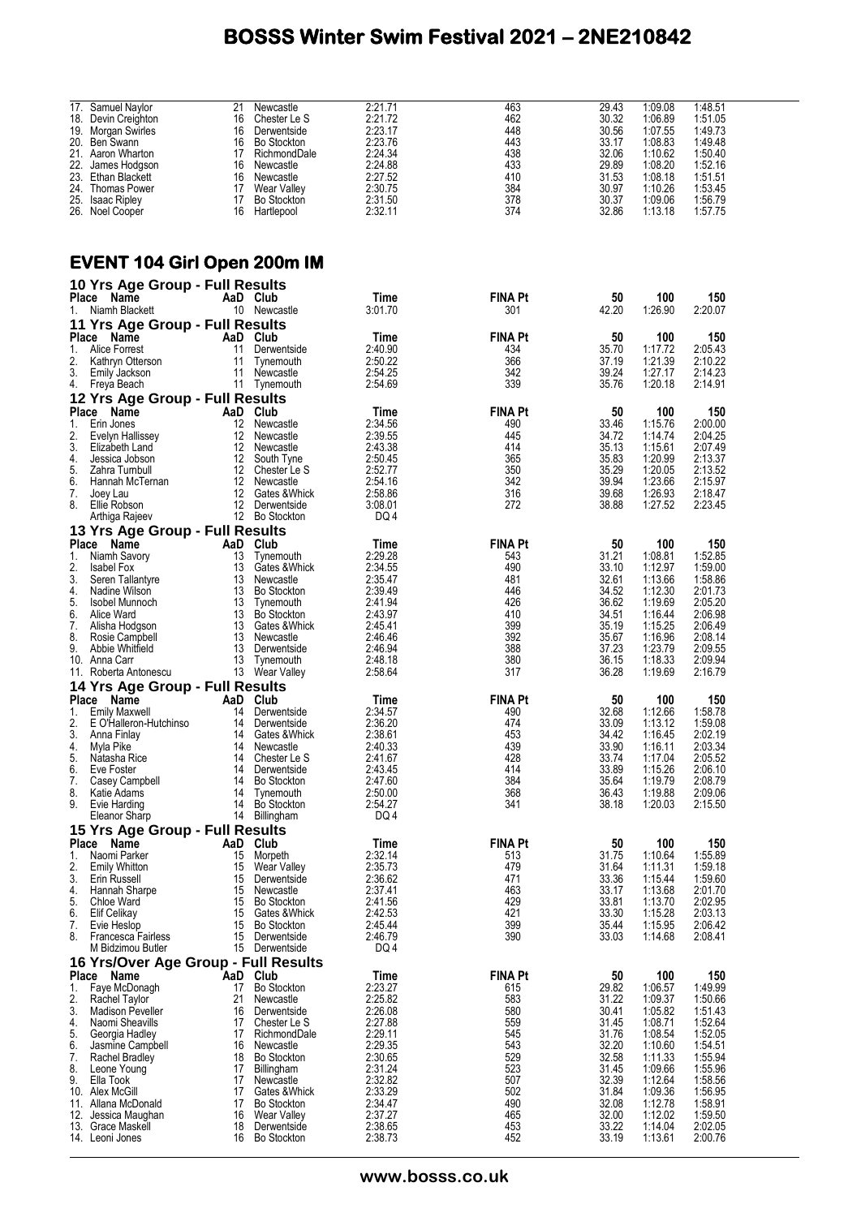| Place | Name | AaD | Club | Time | FINA Pt | 50 | 100 | 150 |
|---|---|---|---|---|---|---|---|---|
| 17. | Samuel Naylor | 21 | Newcastle | 2:21.71 | 463 | 29.43 | 1:09.08 | 1:48.51 |
| 18. | Devin Creighton | 16 | Chester Le S | 2:21.72 | 462 | 30.32 | 1:06.89 | 1:51.05 |
| 19. | Morgan Swirles | 16 | Derwentside | 2:23.17 | 448 | 30.56 | 1:07.55 | 1:49.73 |
| 20. | Ben Swann | 16 | Bo Stockton | 2:23.76 | 443 | 33.17 | 1:08.83 | 1:49.48 |
| 21. | Aaron Wharton | 17 | RichmondDale | 2:24.34 | 438 | 32.06 | 1:10.62 | 1:50.40 |
| 22. | James Hodgson | 16 | Newcastle | 2:24.88 | 433 | 29.89 | 1:08.20 | 1:52.16 |
| 23. | Ethan Blackett | 16 | Newcastle | 2:27.52 | 410 | 31.53 | 1:08.18 | 1:51.51 |
| 24. | Thomas Power | 17 | Wear Valley | 2:30.75 | 384 | 30.97 | 1:10.26 | 1:53.45 |
| 25. | Isaac Ripley | 17 | Bo Stockton | 2:31.50 | 378 | 30.37 | 1:09.06 | 1:56.79 |
| 26. | Noel Cooper | 16 | Hartlepool | 2:32.11 | 374 | 32.86 | 1:13.18 | 1:57.75 |

## EVENT 104 Girl Open 200m IM

### 10 Yrs Age Group - Full Results

| Place | Name | AaD | Club | Time | FINA Pt | 50 | 100 | 150 |
|---|---|---|---|---|---|---|---|---|
| 1. | Niamh Blackett | 10 | Newcastle | 3:01.70 | 301 | 42.20 | 1:26.90 | 2:20.07 |

### 11 Yrs Age Group - Full Results

| Place | Name | AaD | Club | Time | FINA Pt | 50 | 100 | 150 |
|---|---|---|---|---|---|---|---|---|
| 1. | Alice Forrest | 11 | Derwentside | 2:40.90 | 434 | 35.70 | 1:17.72 | 2:05.43 |
| 2. | Kathryn Otterson | 11 | Tynemouth | 2:50.22 | 366 | 37.19 | 1:21.39 | 2:10.22 |
| 3. | Emily Jackson | 11 | Newcastle | 2:54.25 | 342 | 39.24 | 1:27.17 | 2:14.23 |
| 4. | Freya Beach | 11 | Tynemouth | 2:54.69 | 339 | 35.76 | 1:20.18 | 2:14.91 |

### 12 Yrs Age Group - Full Results

| Place | Name | AaD | Club | Time | FINA Pt | 50 | 100 | 150 |
|---|---|---|---|---|---|---|---|---|
| 1. | Erin Jones | 12 | Newcastle | 2:34.56 | 490 | 33.46 | 1:15.76 | 2:00.00 |
| 2. | Evelyn Hallissey | 12 | Newcastle | 2:39.55 | 445 | 34.72 | 1:14.74 | 2:04.25 |
| 3. | Elizabeth Land | 12 | Newcastle | 2:43.38 | 414 | 35.13 | 1:15.61 | 2:07.49 |
| 4. | Jessica Jobson | 12 | South Tyne | 2:50.45 | 365 | 35.83 | 1:20.99 | 2:13.37 |
| 5. | Zahra Turnbull | 12 | Chester Le S | 2:52.77 | 350 | 35.29 | 1:20.05 | 2:13.52 |
| 6. | Hannah McTernan | 12 | Newcastle | 2:54.16 | 342 | 39.94 | 1:23.66 | 2:15.97 |
| 7. | Joey Lau | 12 | Gates &Whick | 2:58.86 | 316 | 39.68 | 1:26.93 | 2:18.47 |
| 8. | Ellie Robson | 12 | Derwentside | 3:08.01 | 272 | 38.88 | 1:27.52 | 2:23.45 |
| | Arthiga Rajeev | 12 | Bo Stockton | DQ 4 | | | | |

### 13 Yrs Age Group - Full Results

| Place | Name | AaD | Club | Time | FINA Pt | 50 | 100 | 150 |
|---|---|---|---|---|---|---|---|---|
| 1. | Niamh Savory | 13 | Tynemouth | 2:29.28 | 543 | 31.21 | 1:08.81 | 1:52.85 |
| 2. | Isabel Fox | 13 | Gates &Whick | 2:34.55 | 490 | 33.10 | 1:12.97 | 1:59.00 |
| 3. | Seren Tallantyre | 13 | Newcastle | 2:35.47 | 481 | 32.61 | 1:13.66 | 1:58.86 |
| 4. | Nadine Wilson | 13 | Bo Stockton | 2:39.49 | 446 | 34.52 | 1:12.30 | 2:01.73 |
| 5. | Isobel Munnoch | 13 | Tynemouth | 2:41.94 | 426 | 36.62 | 1:19.69 | 2:05.20 |
| 6. | Alice Ward | 13 | Bo Stockton | 2:43.97 | 410 | 34.51 | 1:16.44 | 2:06.98 |
| 7. | Alisha Hodgson | 13 | Gates &Whick | 2:45.41 | 399 | 35.19 | 1:15.25 | 2:06.49 |
| 8. | Rosie Campbell | 13 | Newcastle | 2:46.46 | 392 | 35.67 | 1:16.96 | 2:08.14 |
| 9. | Abbie Whitfield | 13 | Derwentside | 2:46.94 | 388 | 37.23 | 1:23.79 | 2:09.55 |
| 10. | Anna Carr | 13 | Tynemouth | 2:48.18 | 380 | 36.15 | 1:18.33 | 2:09.94 |
| 11. | Roberta Antonescu | 13 | Wear Valley | 2:58.64 | 317 | 36.28 | 1:19.69 | 2:16.79 |

### 14 Yrs Age Group - Full Results

| Place | Name | AaD | Club | Time | FINA Pt | 50 | 100 | 150 |
|---|---|---|---|---|---|---|---|---|
| 1. | Emily Maxwell | 14 | Derwentside | 2:34.57 | 490 | 32.68 | 1:12.66 | 1:58.78 |
| 2. | E O'Halleron-Hutchinso | 14 | Derwentside | 2:36.20 | 474 | 33.09 | 1:13.12 | 1:59.08 |
| 3. | Anna Finlay | 14 | Gates &Whick | 2:38.61 | 453 | 34.42 | 1:16.45 | 2:02.19 |
| 4. | Myla Pike | 14 | Newcastle | 2:40.33 | 439 | 33.90 | 1:16.11 | 2:03.34 |
| 5. | Natasha Rice | 14 | Chester Le S | 2:41.67 | 428 | 33.74 | 1:17.04 | 2:05.52 |
| 6. | Eve Foster | 14 | Derwentside | 2:43.45 | 414 | 33.89 | 1:15.26 | 2:06.10 |
| 7. | Casey Campbell | 14 | Bo Stockton | 2:47.60 | 384 | 35.64 | 1:19.79 | 2:08.79 |
| 8. | Katie Adams | 14 | Tynemouth | 2:50.00 | 368 | 36.43 | 1:19.88 | 2:09.06 |
| 9. | Evie Harding | 14 | Bo Stockton | 2:54.27 | 341 | 38.18 | 1:20.03 | 2:15.50 |
| | Eleanor Sharp | 14 | Billingham | DQ 4 | | | | |

### 15 Yrs Age Group - Full Results

| Place | Name | AaD | Club | Time | FINA Pt | 50 | 100 | 150 |
|---|---|---|---|---|---|---|---|---|
| 1. | Naomi Parker | 15 | Morpeth | 2:32.14 | 513 | 31.75 | 1:10.64 | 1:55.89 |
| 2. | Emily Whitton | 15 | Wear Valley | 2:35.73 | 479 | 31.64 | 1:11.31 | 1:59.18 |
| 3. | Erin Russell | 15 | Derwentside | 2:36.62 | 471 | 33.36 | 1:15.44 | 1:59.60 |
| 4. | Hannah Sharpe | 15 | Newcastle | 2:37.41 | 463 | 33.17 | 1:13.68 | 2:01.70 |
| 5. | Chloe Ward | 15 | Bo Stockton | 2:41.56 | 429 | 33.81 | 1:13.70 | 2:02.95 |
| 6. | Elif Celikay | 15 | Gates &Whick | 2:42.53 | 421 | 33.30 | 1:15.28 | 2:03.13 |
| 7. | Evie Heslop | 15 | Bo Stockton | 2:45.44 | 399 | 35.44 | 1:15.95 | 2:06.42 |
| 8. | Francesca Fairless | 15 | Derwentside | 2:46.79 | 390 | 33.03 | 1:14.68 | 2:08.41 |
| | M Bidzimou Butler | 15 | Derwentside | DQ 4 | | | | |

### 16 Yrs/Over Age Group - Full Results

| Place | Name | AaD | Club | Time | FINA Pt | 50 | 100 | 150 |
|---|---|---|---|---|---|---|---|---|
| 1. | Faye McDonagh | 17 | Bo Stockton | 2:23.27 | 615 | 29.82 | 1:06.57 | 1:49.99 |
| 2. | Rachel Taylor | 21 | Newcastle | 2:25.82 | 583 | 31.22 | 1:09.37 | 1:50.66 |
| 3. | Madison Peveller | 16 | Derwentside | 2:26.08 | 580 | 30.41 | 1:05.82 | 1:51.43 |
| 4. | Naomi Sheavills | 17 | Chester Le S | 2:27.88 | 559 | 31.45 | 1:08.71 | 1:52.64 |
| 5. | Georgia Hadley | 17 | RichmondDale | 2:29.11 | 545 | 31.76 | 1:08.54 | 1:52.05 |
| 6. | Jasmine Campbell | 16 | Newcastle | 2:29.35 | 543 | 32.20 | 1:10.60 | 1:54.51 |
| 7. | Rachel Bradley | 18 | Bo Stockton | 2:30.65 | 529 | 32.58 | 1:11.33 | 1:55.94 |
| 8. | Leone Young | 17 | Billingham | 2:31.24 | 523 | 31.45 | 1:09.66 | 1:55.96 |
| 9. | Ella Took | 17 | Newcastle | 2:32.82 | 507 | 32.39 | 1:12.64 | 1:58.56 |
| 10. | Alex McGill | 17 | Gates &Whick | 2:33.29 | 502 | 31.84 | 1:09.36 | 1:56.95 |
| 11. | Allana McDonald | 17 | Bo Stockton | 2:34.47 | 490 | 32.08 | 1:12.78 | 1:58.91 |
| 12. | Jessica Maughan | 16 | Wear Valley | 2:37.27 | 465 | 32.00 | 1:12.02 | 1:59.50 |
| 13. | Grace Maskell | 18 | Derwentside | 2:38.65 | 453 | 33.22 | 1:14.04 | 2:02.05 |
| 14. | Leoni Jones | 16 | Bo Stockton | 2:38.73 | 452 | 33.19 | 1:13.61 | 2:00.76 |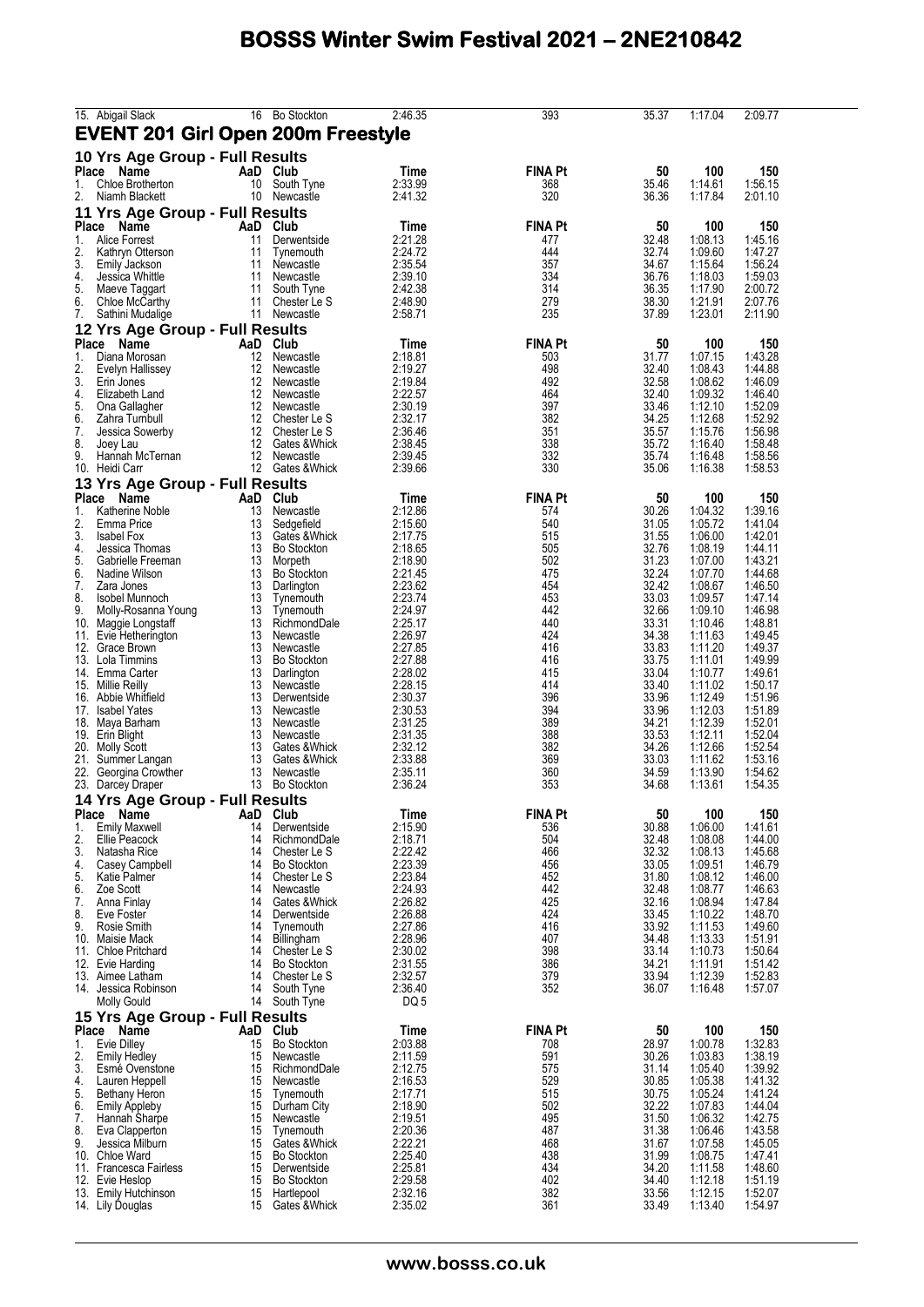| 15. Abigail Slack | 16 | Bo Stockton | 2:46.35 | 393 | 35.37 | 1:17.04 | 2:09.77 |
|---|---|---|---|---|---|---|---|

## EVENT 201 Girl Open 200m Freestyle

### 10 Yrs Age Group - Full Results

| Place | Name | AaD | Club | Time | FINA Pt | 50 | 100 | 150 |
|---|---|---|---|---|---|---|---|---|
| 1. | Chloe Brotherton | 10 | South Tyne | 2:33.99 | 368 | 35.46 | 1:14.61 | 1:56.15 |
| 2. | Niamh Blackett | 10 | Newcastle | 2:41.32 | 320 | 36.36 | 1:17.84 | 2:01.10 |

### 11 Yrs Age Group - Full Results

| Place | Name | AaD | Club | Time | FINA Pt | 50 | 100 | 150 |
|---|---|---|---|---|---|---|---|---|
| 1. | Alice Forrest | 11 | Derwentside | 2:21.28 | 477 | 32.48 | 1:08.13 | 1:45.16 |
| 2. | Kathryn Otterson | 11 | Tynemouth | 2:24.72 | 444 | 32.74 | 1:09.60 | 1:47.27 |
| 3. | Emily Jackson | 11 | Newcastle | 2:35.54 | 357 | 34.67 | 1:15.64 | 1:56.24 |
| 4. | Jessica Whittle | 11 | Newcastle | 2:39.10 | 334 | 36.76 | 1:18.03 | 1:59.03 |
| 5. | Maeve Taggart | 11 | South Tyne | 2:42.38 | 314 | 36.35 | 1:17.90 | 2:00.72 |
| 6. | Chloe McCarthy | 11 | Chester Le S | 2:48.90 | 279 | 38.30 | 1:21.91 | 2:07.76 |
| 7. | Sathini Mudalige | 11 | Newcastle | 2:58.71 | 235 | 37.89 | 1:23.01 | 2:11.90 |

### 12 Yrs Age Group - Full Results

| Place | Name | AaD | Club | Time | FINA Pt | 50 | 100 | 150 |
|---|---|---|---|---|---|---|---|---|
| 1. | Diana Morosan | 12 | Newcastle | 2:18.81 | 503 | 31.77 | 1:07.15 | 1:43.28 |
| 2. | Evelyn Hallissey | 12 | Newcastle | 2:19.27 | 498 | 32.40 | 1:08.43 | 1:44.88 |
| 3. | Erin Jones | 12 | Newcastle | 2:19.84 | 492 | 32.58 | 1:08.62 | 1:46.09 |
| 4. | Elizabeth Land | 12 | Newcastle | 2:22.57 | 464 | 32.40 | 1:09.32 | 1:46.40 |
| 5. | Ona Gallagher | 12 | Newcastle | 2:30.19 | 397 | 33.46 | 1:12.10 | 1:52.09 |
| 6. | Zahra Turnbull | 12 | Chester Le S | 2:32.17 | 382 | 34.25 | 1:12.68 | 1:52.92 |
| 7. | Jessica Sowerby | 12 | Chester Le S | 2:36.46 | 351 | 35.57 | 1:15.76 | 1:56.98 |
| 8. | Joey Lau | 12 | Gates &Whick | 2:38.45 | 338 | 35.72 | 1:16.40 | 1:58.48 |
| 9. | Hannah McTernan | 12 | Newcastle | 2:39.45 | 332 | 35.74 | 1:16.48 | 1:58.56 |
| 10. | Heidi Carr | 12 | Gates &Whick | 2:39.66 | 330 | 35.06 | 1:16.38 | 1:58.53 |

### 13 Yrs Age Group - Full Results

| Place | Name | AaD | Club | Time | FINA Pt | 50 | 100 | 150 |
|---|---|---|---|---|---|---|---|---|
| 1. | Katherine Noble | 13 | Newcastle | 2:12.86 | 574 | 30.26 | 1:04.32 | 1:39.16 |
| 2. | Emma Price | 13 | Sedgefield | 2:15.60 | 540 | 31.05 | 1:05.72 | 1:41.04 |
| 3. | Isabel Fox | 13 | Gates &Whick | 2:17.75 | 515 | 31.55 | 1:06.00 | 1:42.01 |
| 4. | Jessica Thomas | 13 | Bo Stockton | 2:18.65 | 505 | 32.76 | 1:08.19 | 1:44.11 |
| 5. | Gabrielle Freeman | 13 | Morpeth | 2:18.90 | 502 | 31.23 | 1:07.00 | 1:43.21 |
| 6. | Nadine Wilson | 13 | Bo Stockton | 2:21.45 | 475 | 32.24 | 1:07.70 | 1:44.68 |
| 7. | Zara Jones | 13 | Darlington | 2:23.62 | 454 | 32.42 | 1:08.67 | 1:46.50 |
| 8. | Isobel Munnoch | 13 | Tynemouth | 2:23.74 | 453 | 33.03 | 1:09.57 | 1:47.14 |
| 9. | Molly-Rosanna Young | 13 | Tynemouth | 2:24.97 | 442 | 32.66 | 1:09.10 | 1:46.98 |
| 10. | Maggie Longstaff | 13 | RichmondDale | 2:25.17 | 440 | 33.31 | 1:10.46 | 1:48.81 |
| 11. | Evie Hetherington | 13 | Newcastle | 2:26.97 | 424 | 34.38 | 1:11.63 | 1:49.45 |
| 12. | Grace Brown | 13 | Newcastle | 2:27.85 | 416 | 33.83 | 1:11.20 | 1:49.37 |
| 13. | Lola Timmins | 13 | Bo Stockton | 2:27.88 | 416 | 33.75 | 1:11.01 | 1:49.99 |
| 14. | Emma Carter | 13 | Darlington | 2:28.02 | 415 | 33.04 | 1:10.77 | 1:49.61 |
| 15. | Millie Reilly | 13 | Newcastle | 2:28.15 | 414 | 33.40 | 1:11.02 | 1:50.17 |
| 16. | Abbie Whitfield | 13 | Derwentside | 2:30.37 | 396 | 33.96 | 1:12.49 | 1:51.96 |
| 17. | Isabel Yates | 13 | Newcastle | 2:30.53 | 394 | 33.96 | 1:12.03 | 1:51.89 |
| 18. | Maya Barham | 13 | Newcastle | 2:31.25 | 389 | 34.21 | 1:12.39 | 1:52.01 |
| 19. | Erin Blight | 13 | Newcastle | 2:31.35 | 388 | 33.53 | 1:12.11 | 1:52.04 |
| 20. | Molly Scott | 13 | Gates &Whick | 2:32.12 | 382 | 34.26 | 1:12.66 | 1:52.54 |
| 21. | Summer Langan | 13 | Gates &Whick | 2:33.88 | 369 | 33.03 | 1:11.62 | 1:53.16 |
| 22. | Georgina Crowther | 13 | Newcastle | 2:35.11 | 360 | 34.59 | 1:13.90 | 1:54.62 |
| 23. | Darcey Draper | 13 | Bo Stockton | 2:36.24 | 353 | 34.68 | 1:13.61 | 1:54.35 |

### 14 Yrs Age Group - Full Results

| Place | Name | AaD | Club | Time | FINA Pt | 50 | 100 | 150 |
|---|---|---|---|---|---|---|---|---|
| 1. | Emily Maxwell | 14 | Derwentside | 2:15.90 | 536 | 30.88 | 1:06.00 | 1:41.61 |
| 2. | Ellie Peacock | 14 | RichmondDale | 2:18.71 | 504 | 32.48 | 1:08.08 | 1:44.00 |
| 3. | Natasha Rice | 14 | Chester Le S | 2:22.42 | 466 | 32.32 | 1:08.13 | 1:45.68 |
| 4. | Casey Campbell | 14 | Bo Stockton | 2:23.39 | 456 | 33.05 | 1:09.51 | 1:46.79 |
| 5. | Katie Palmer | 14 | Chester Le S | 2:23.84 | 452 | 31.80 | 1:08.12 | 1:46.00 |
| 6. | Zoe Scott | 14 | Newcastle | 2:24.93 | 442 | 32.48 | 1:08.77 | 1:46.63 |
| 7. | Anna Finlay | 14 | Gates &Whick | 2:26.82 | 425 | 32.16 | 1:08.94 | 1:47.84 |
| 8. | Eve Foster | 14 | Derwentside | 2:26.88 | 424 | 33.45 | 1:10.22 | 1:48.70 |
| 9. | Rosie Smith | 14 | Tynemouth | 2:27.86 | 416 | 33.92 | 1:11.53 | 1:49.60 |
| 10. | Maisie Mack | 14 | Billingham | 2:28.96 | 407 | 34.48 | 1:13.33 | 1:51.91 |
| 11. | Chloe Pritchard | 14 | Chester Le S | 2:30.02 | 398 | 33.14 | 1:10.73 | 1:50.64 |
| 12. | Evie Harding | 14 | Bo Stockton | 2:31.55 | 386 | 34.21 | 1:11.91 | 1:51.42 |
| 13. | Aimee Latham | 14 | Chester Le S | 2:32.57 | 379 | 33.94 | 1:12.39 | 1:52.83 |
| 14. | Jessica Robinson | 14 | South Tyne | 2:36.40 | 352 | 36.07 | 1:16.48 | 1:57.07 |
| | Molly Gould | 14 | South Tyne | DQ 5 | | | | |

### 15 Yrs Age Group - Full Results

| Place | Name | AaD | Club | Time | FINA Pt | 50 | 100 | 150 |
|---|---|---|---|---|---|---|---|---|
| 1. | Evie Dilley | 15 | Bo Stockton | 2:03.88 | 708 | 28.97 | 1:00.78 | 1:32.83 |
| 2. | Emily Hedley | 15 | Newcastle | 2:11.59 | 591 | 30.26 | 1:03.83 | 1:38.19 |
| 3. | Esmé Ovenstone | 15 | RichmondDale | 2:12.75 | 575 | 31.14 | 1:05.40 | 1:39.92 |
| 4. | Lauren Heppell | 15 | Newcastle | 2:16.53 | 529 | 30.85 | 1:05.38 | 1:41.32 |
| 5. | Bethany Heron | 15 | Tynemouth | 2:17.71 | 515 | 30.75 | 1:05.24 | 1:41.24 |
| 6. | Emily Appleby | 15 | Durham City | 2:18.90 | 502 | 32.22 | 1:07.83 | 1:44.04 |
| 7. | Hannah Sharpe | 15 | Newcastle | 2:19.51 | 495 | 31.50 | 1:06.32 | 1:42.75 |
| 8. | Eva Clapperton | 15 | Tynemouth | 2:20.36 | 487 | 31.38 | 1:06.46 | 1:43.58 |
| 9. | Jessica Milburn | 15 | Gates &Whick | 2:22.21 | 468 | 31.67 | 1:07.58 | 1:45.05 |
| 10. | Chloe Ward | 15 | Bo Stockton | 2:25.40 | 438 | 31.99 | 1:08.75 | 1:47.41 |
| 11. | Francesca Fairless | 15 | Derwentside | 2:25.81 | 434 | 34.20 | 1:11.58 | 1:48.60 |
| 12. | Evie Heslop | 15 | Bo Stockton | 2:29.58 | 402 | 34.40 | 1:12.18 | 1:51.19 |
| 13. | Emily Hutchinson | 15 | Hartlepool | 2:32.16 | 382 | 33.56 | 1:12.15 | 1:52.07 |
| 14. | Lily Douglas | 15 | Gates &Whick | 2:35.02 | 361 | 33.49 | 1:13.40 | 1:54.97 |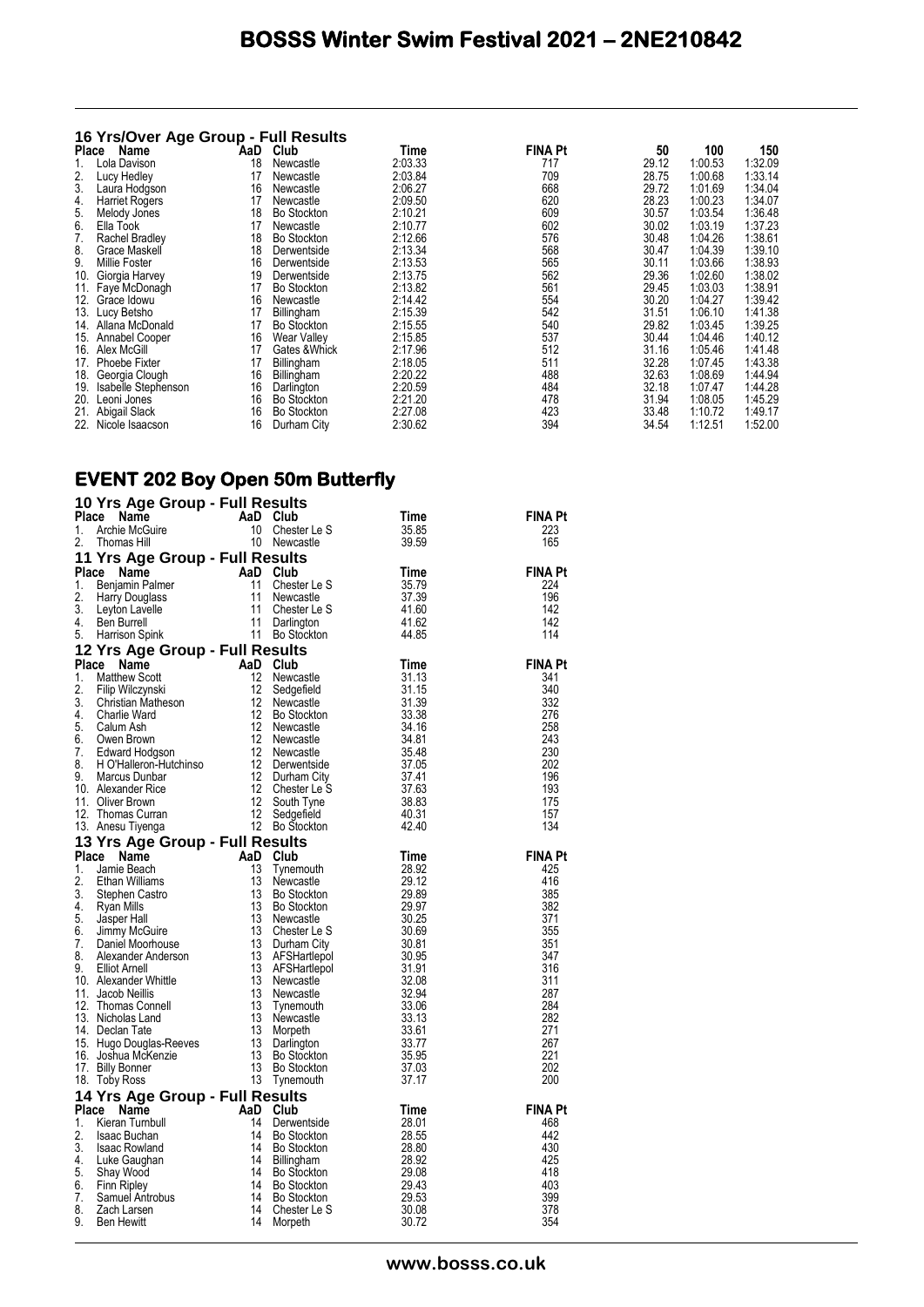### 16 Yrs/Over Age Group - Full Results

| Place | Name | AaD | Club | Time | FINA Pt | 50 | 100 | 150 |
|---|---|---|---|---|---|---|---|---|
| 1. | Lola Davison | 18 | Newcastle | 2:03.33 | 717 | 29.12 | 1:00.53 | 1:32.09 |
| 2. | Lucy Hedley | 17 | Newcastle | 2:03.84 | 709 | 28.75 | 1:00.68 | 1:33.14 |
| 3. | Laura Hodgson | 16 | Newcastle | 2:06.27 | 668 | 29.72 | 1:01.69 | 1:34.04 |
| 4. | Harriet Rogers | 17 | Newcastle | 2:09.50 | 620 | 28.23 | 1:00.23 | 1:34.07 |
| 5. | Melody Jones | 18 | Bo Stockton | 2:10.21 | 609 | 30.57 | 1:03.54 | 1:36.48 |
| 6. | Ella Took | 17 | Newcastle | 2:10.77 | 602 | 30.02 | 1:03.19 | 1:37.23 |
| 7. | Rachel Bradley | 18 | Bo Stockton | 2:12.66 | 576 | 30.48 | 1:04.26 | 1:38.61 |
| 8. | Grace Maskell | 18 | Derwentside | 2:13.34 | 568 | 30.47 | 1:04.39 | 1:39.10 |
| 9. | Millie Foster | 16 | Derwentside | 2:13.53 | 565 | 30.11 | 1:03.66 | 1:38.93 |
| 10. | Giorgia Harvey | 19 | Derwentside | 2:13.75 | 562 | 29.36 | 1:02.60 | 1:38.02 |
| 11. | Faye McDonagh | 17 | Bo Stockton | 2:13.82 | 561 | 29.45 | 1:03.03 | 1:38.91 |
| 12. | Grace Idowu | 16 | Newcastle | 2:14.42 | 554 | 30.20 | 1:04.27 | 1:39.42 |
| 13. | Lucy Betsho | 17 | Billingham | 2:15.39 | 542 | 31.51 | 1:06.10 | 1:41.38 |
| 14. | Allana McDonald | 17 | Bo Stockton | 2:15.55 | 540 | 29.82 | 1:03.45 | 1:39.25 |
| 15. | Annabel Cooper | 16 | Wear Valley | 2:15.85 | 537 | 30.44 | 1:04.46 | 1:40.12 |
| 16. | Alex McGill | 17 | Gates &Whick | 2:17.96 | 512 | 31.16 | 1:05.46 | 1:41.48 |
| 17. | Phoebe Fixter | 17 | Billingham | 2:18.05 | 511 | 32.28 | 1:07.45 | 1:43.38 |
| 18. | Georgia Clough | 16 | Billingham | 2:20.22 | 488 | 32.63 | 1:08.69 | 1:44.94 |
| 19. | Isabelle Stephenson | 16 | Darlington | 2:20.59 | 484 | 32.18 | 1:07.47 | 1:44.28 |
| 20. | Leoni Jones | 16 | Bo Stockton | 2:21.20 | 478 | 31.94 | 1:08.05 | 1:45.29 |
| 21. | Abigail Slack | 16 | Bo Stockton | 2:27.08 | 423 | 33.48 | 1:10.72 | 1:49.17 |
| 22. | Nicole Isaacson | 16 | Durham City | 2:30.62 | 394 | 34.54 | 1:12.51 | 1:52.00 |

## EVENT 202 Boy Open 50m Butterfly

### 10 Yrs Age Group - Full Results

| Place | Name | AaD | Club | Time | FINA Pt |
|---|---|---|---|---|---|
| 1. | Archie McGuire | 10 | Chester Le S | 35.85 | 223 |
| 2. | Thomas Hill | 10 | Newcastle | 39.59 | 165 |

### 11 Yrs Age Group - Full Results

| Place | Name | AaD | Club | Time | FINA Pt |
|---|---|---|---|---|---|
| 1. | Benjamin Palmer | 11 | Chester Le S | 35.79 | 224 |
| 2. | Harry Douglass | 11 | Newcastle | 37.39 | 196 |
| 3. | Leyton Lavelle | 11 | Chester Le S | 41.60 | 142 |
| 4. | Ben Burrell | 11 | Darlington | 41.62 | 142 |
| 5. | Harrison Spink | 11 | Bo Stockton | 44.85 | 114 |

### 12 Yrs Age Group - Full Results

| Place | Name | AaD | Club | Time | FINA Pt |
|---|---|---|---|---|---|
| 1. | Matthew Scott | 12 | Newcastle | 31.13 | 341 |
| 2. | Filip Wilczynski | 12 | Sedgefield | 31.15 | 340 |
| 3. | Christian Matheson | 12 | Newcastle | 31.39 | 332 |
| 4. | Charlie Ward | 12 | Bo Stockton | 33.38 | 276 |
| 5. | Calum Ash | 12 | Newcastle | 34.16 | 258 |
| 6. | Owen Brown | 12 | Newcastle | 34.81 | 243 |
| 7. | Edward Hodgson | 12 | Newcastle | 35.48 | 230 |
| 8. | H O'Halleron-Hutchinso | 12 | Derwentside | 37.05 | 202 |
| 9. | Marcus Dunbar | 12 | Durham City | 37.41 | 196 |
| 10. | Alexander Rice | 12 | Chester Le S | 37.63 | 193 |
| 11. | Oliver Brown | 12 | South Tyne | 38.83 | 175 |
| 12. | Thomas Curran | 12 | Sedgefield | 40.31 | 157 |
| 13. | Anesu Tiyenga | 12 | Bo Stockton | 42.40 | 134 |

### 13 Yrs Age Group - Full Results

| Place | Name | AaD | Club | Time | FINA Pt |
|---|---|---|---|---|---|
| 1. | Jamie Beach | 13 | Tynemouth | 28.92 | 425 |
| 2. | Ethan Williams | 13 | Newcastle | 29.12 | 416 |
| 3. | Stephen Castro | 13 | Bo Stockton | 29.89 | 385 |
| 4. | Ryan Mills | 13 | Bo Stockton | 29.97 | 382 |
| 5. | Jasper Hall | 13 | Newcastle | 30.25 | 371 |
| 6. | Jimmy McGuire | 13 | Chester Le S | 30.69 | 355 |
| 7. | Daniel Moorhouse | 13 | Durham City | 30.81 | 351 |
| 8. | Alexander Anderson | 13 | AFSHartlepol | 30.95 | 347 |
| 9. | Elliot Arnell | 13 | AFSHartlepol | 31.91 | 316 |
| 10. | Alexander Whittle | 13 | Newcastle | 32.08 | 311 |
| 11. | Jacob Neillis | 13 | Newcastle | 32.94 | 287 |
| 12. | Thomas Connell | 13 | Tynemouth | 33.06 | 284 |
| 13. | Nicholas Land | 13 | Newcastle | 33.13 | 282 |
| 14. | Declan Tate | 13 | Morpeth | 33.61 | 271 |
| 15. | Hugo Douglas-Reeves | 13 | Darlington | 33.77 | 267 |
| 16. | Joshua McKenzie | 13 | Bo Stockton | 35.95 | 221 |
| 17. | Billy Bonner | 13 | Bo Stockton | 37.03 | 202 |
| 18. | Toby Ross | 13 | Tynemouth | 37.17 | 200 |

### 14 Yrs Age Group - Full Results

| Place | Name | AaD | Club | Time | FINA Pt |
|---|---|---|---|---|---|
| 1. | Kieran Turnbull | 14 | Derwentside | 28.01 | 468 |
| 2. | Isaac Buchan | 14 | Bo Stockton | 28.55 | 442 |
| 3. | Isaac Rowland | 14 | Bo Stockton | 28.80 | 430 |
| 4. | Luke Gaughan | 14 | Billingham | 28.92 | 425 |
| 5. | Shay Wood | 14 | Bo Stockton | 29.08 | 418 |
| 6. | Finn Ripley | 14 | Bo Stockton | 29.43 | 403 |
| 7. | Samuel Antrobus | 14 | Bo Stockton | 29.53 | 399 |
| 8. | Zach Larsen | 14 | Chester Le S | 30.08 | 378 |
| 9. | Ben Hewitt | 14 | Morpeth | 30.72 | 354 |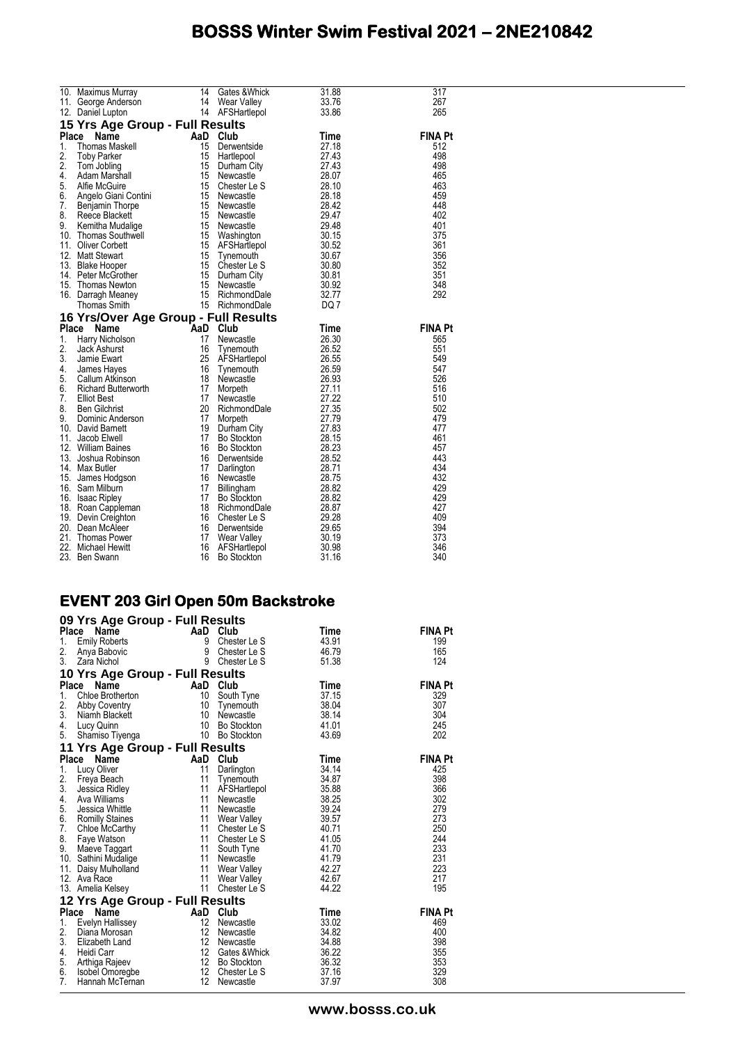| Place | Name | AaD | Club | Time | FINA Pt |
|---|---|---|---|---|---|
| 10. | Maximus Murray | 14 | Gates &Whick | 31.88 | 317 |
| 11. | George Anderson | 14 | Wear Valley | 33.76 | 267 |
| 12. | Daniel Lupton | 14 | AFSHartlepol | 33.86 | 265 |

### 15 Yrs Age Group - Full Results

| Place | Name | AaD | Club | Time | FINA Pt |
|---|---|---|---|---|---|
| 1. | Thomas Maskell | 15 | Derwentside | 27.18 | 512 |
| 2. | Toby Parker | 15 | Hartlepool | 27.43 | 498 |
| 2. | Tom Jobling | 15 | Durham City | 27.43 | 498 |
| 4. | Adam Marshall | 15 | Newcastle | 28.07 | 465 |
| 5. | Alfie McGuire | 15 | Chester Le S | 28.10 | 463 |
| 6. | Angelo Giani Contini | 15 | Newcastle | 28.18 | 459 |
| 7. | Benjamin Thorpe | 15 | Newcastle | 28.42 | 448 |
| 8. | Reece Blackett | 15 | Newcastle | 29.47 | 402 |
| 9. | Kemitha Mudalige | 15 | Newcastle | 29.48 | 401 |
| 10. | Thomas Southwell | 15 | Washington | 30.15 | 375 |
| 11. | Oliver Corbett | 15 | AFSHartlepol | 30.52 | 361 |
| 12. | Matt Stewart | 15 | Tynemouth | 30.67 | 356 |
| 13. | Blake Hooper | 15 | Chester Le S | 30.80 | 352 |
| 14. | Peter McGrother | 15 | Durham City | 30.81 | 351 |
| 15. | Thomas Newton | 15 | Newcastle | 30.92 | 348 |
| 16. | Darragh Meaney | 15 | RichmondDale | 32.77 | 292 |
| | Thomas Smith | 15 | RichmondDale | DQ 7 | |

### 16 Yrs/Over Age Group - Full Results

| Place | Name | AaD | Club | Time | FINA Pt |
|---|---|---|---|---|---|
| 1. | Harry Nicholson | 17 | Newcastle | 26.30 | 565 |
| 2. | Jack Ashurst | 16 | Tynemouth | 26.52 | 551 |
| 3. | Jamie Ewart | 25 | AFSHartlepol | 26.55 | 549 |
| 4. | James Hayes | 16 | Tynemouth | 26.59 | 547 |
| 5. | Callum Atkinson | 18 | Newcastle | 26.93 | 526 |
| 6. | Richard Butterworth | 17 | Morpeth | 27.11 | 516 |
| 7. | Elliot Best | 17 | Newcastle | 27.22 | 510 |
| 8. | Ben Gilchrist | 20 | RichmondDale | 27.35 | 502 |
| 9. | Dominic Anderson | 17 | Morpeth | 27.79 | 479 |
| 10. | David Barnett | 19 | Durham City | 27.83 | 477 |
| 11. | Jacob Elwell | 17 | Bo Stockton | 28.15 | 461 |
| 12. | William Baines | 16 | Bo Stockton | 28.23 | 457 |
| 13. | Joshua Robinson | 16 | Derwentside | 28.52 | 443 |
| 14. | Max Butler | 17 | Darlington | 28.71 | 434 |
| 15. | James Hodgson | 16 | Newcastle | 28.75 | 432 |
| 16. | Sam Milburn | 17 | Billingham | 28.82 | 429 |
| 16. | Isaac Ripley | 17 | Bo Stockton | 28.82 | 429 |
| 18. | Roan Cappleman | 18 | RichmondDale | 28.87 | 427 |
| 19. | Devin Creighton | 16 | Chester Le S | 29.28 | 409 |
| 20. | Dean McAleer | 16 | Derwentside | 29.65 | 394 |
| 21. | Thomas Power | 17 | Wear Valley | 30.19 | 373 |
| 22. | Michael Hewitt | 16 | AFSHartlepol | 30.98 | 346 |
| 23. | Ben Swann | 16 | Bo Stockton | 31.16 | 340 |

## EVENT 203 Girl Open 50m Backstroke

### 09 Yrs Age Group - Full Results

| Place | Name | AaD | Club | Time | FINA Pt |
|---|---|---|---|---|---|
| 1. | Emily Roberts | 9 | Chester Le S | 43.91 | 199 |
| 2. | Anya Babovic | 9 | Chester Le S | 46.79 | 165 |
| 3. | Zara Nichol | 9 | Chester Le S | 51.38 | 124 |

### 10 Yrs Age Group - Full Results

| Place | Name | AaD | Club | Time | FINA Pt |
|---|---|---|---|---|---|
| 1. | Chloe Brotherton | 10 | South Tyne | 37.15 | 329 |
| 2. | Abby Coventry | 10 | Tynemouth | 38.04 | 307 |
| 3. | Niamh Blackett | 10 | Newcastle | 38.14 | 304 |
| 4. | Lucy Quinn | 10 | Bo Stockton | 41.01 | 245 |
| 5. | Shamiso Tiyenga | 10 | Bo Stockton | 43.69 | 202 |

### 11 Yrs Age Group - Full Results

| Place | Name | AaD | Club | Time | FINA Pt |
|---|---|---|---|---|---|
| 1. | Lucy Oliver | 11 | Darlington | 34.14 | 425 |
| 2. | Freya Beach | 11 | Tynemouth | 34.87 | 398 |
| 3. | Jessica Ridley | 11 | AFSHartlepol | 35.88 | 366 |
| 4. | Ava Williams | 11 | Newcastle | 38.25 | 302 |
| 5. | Jessica Whittle | 11 | Newcastle | 39.24 | 279 |
| 6. | Romilly Staines | 11 | Wear Valley | 39.57 | 273 |
| 7. | Chloe McCarthy | 11 | Chester Le S | 40.71 | 250 |
| 8. | Faye Watson | 11 | Chester Le S | 41.05 | 244 |
| 9. | Maeve Taggart | 11 | South Tyne | 41.70 | 233 |
| 10. | Sathini Mudalige | 11 | Newcastle | 41.79 | 231 |
| 11. | Daisy Mulholland | 11 | Wear Valley | 42.27 | 223 |
| 12. | Ava Race | 11 | Wear Valley | 42.67 | 217 |
| 13. | Amelia Kelsey | 11 | Chester Le S | 44.22 | 195 |

### 12 Yrs Age Group - Full Results

| Place | Name | AaD | Club | Time | FINA Pt |
|---|---|---|---|---|---|
| 1. | Evelyn Hallissey | 12 | Newcastle | 33.02 | 469 |
| 2. | Diana Morosan | 12 | Newcastle | 34.82 | 400 |
| 3. | Elizabeth Land | 12 | Newcastle | 34.88 | 398 |
| 4. | Heidi Carr | 12 | Gates &Whick | 36.22 | 355 |
| 5. | Arthiga Rajeev | 12 | Bo Stockton | 36.32 | 353 |
| 6. | Isobel Omoregbe | 12 | Chester Le S | 37.16 | 329 |
| 7. | Hannah McTernan | 12 | Newcastle | 37.97 | 308 |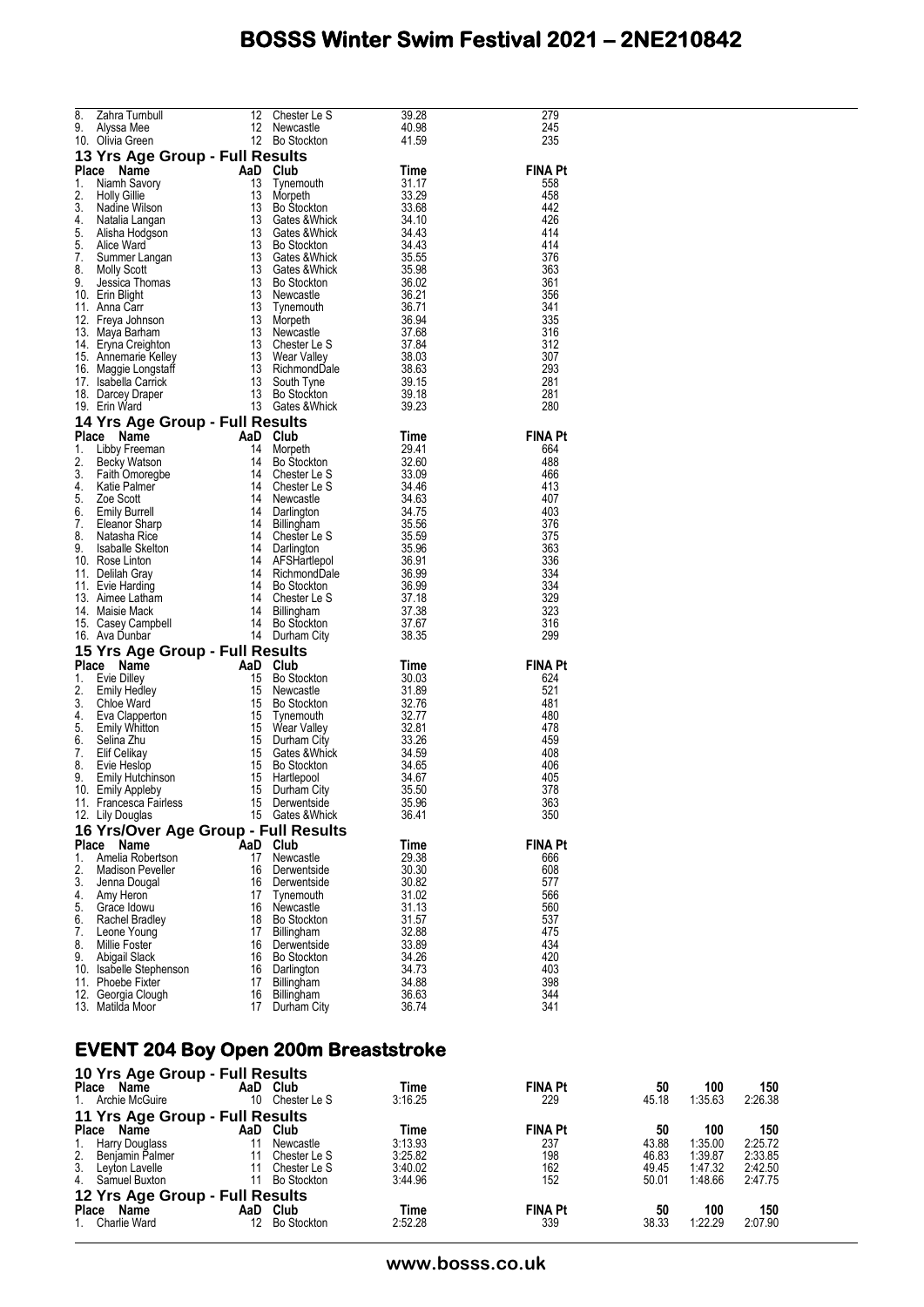| Place | Name | AaD | Club | Time | FINA Pt |
|---|---|---|---|---|---|
| 8. | Zahra Turnbull | 12 | Chester Le S | 39.28 | 279 |
| 9. | Alyssa Mee | 12 | Newcastle | 40.98 | 245 |
| 10. | Olivia Green | 12 | Bo Stockton | 41.59 | 235 |

### 13 Yrs Age Group - Full Results

| Place | Name | AaD | Club | Time | FINA Pt |
|---|---|---|---|---|---|
| 1. | Niamh Savory | 13 | Tynemouth | 31.17 | 558 |
| 2. | Holly Gillie | 13 | Morpeth | 33.29 | 458 |
| 3. | Nadine Wilson | 13 | Bo Stockton | 33.68 | 442 |
| 4. | Natalia Langan | 13 | Gates &Whick | 34.10 | 426 |
| 5. | Alisha Hodgson | 13 | Gates &Whick | 34.43 | 414 |
| 5. | Alice Ward | 13 | Bo Stockton | 34.43 | 414 |
| 7. | Summer Langan | 13 | Gates &Whick | 35.55 | 376 |
| 8. | Molly Scott | 13 | Gates &Whick | 35.98 | 363 |
| 9. | Jessica Thomas | 13 | Bo Stockton | 36.02 | 361 |
| 10. | Erin Blight | 13 | Newcastle | 36.21 | 356 |
| 11. | Anna Carr | 13 | Tynemouth | 36.71 | 341 |
| 12. | Freya Johnson | 13 | Morpeth | 36.94 | 335 |
| 13. | Maya Barham | 13 | Newcastle | 37.68 | 316 |
| 14. | Eryna Creighton | 13 | Chester Le S | 37.84 | 312 |
| 15. | Annemarie Kelley | 13 | Wear Valley | 38.03 | 307 |
| 16. | Maggie Longstaff | 13 | RichmondDale | 38.63 | 293 |
| 17. | Isabella Carrick | 13 | South Tyne | 39.15 | 281 |
| 18. | Darcey Draper | 13 | Bo Stockton | 39.18 | 281 |
| 19. | Erin Ward | 13 | Gates &Whick | 39.23 | 280 |

### 14 Yrs Age Group - Full Results

| Place | Name | AaD | Club | Time | FINA Pt |
|---|---|---|---|---|---|
| 1. | Libby Freeman | 14 | Morpeth | 29.41 | 664 |
| 2. | Becky Watson | 14 | Bo Stockton | 32.60 | 488 |
| 3. | Faith Omoregbe | 14 | Chester Le S | 33.09 | 466 |
| 4. | Katie Palmer | 14 | Chester Le S | 34.46 | 413 |
| 5. | Zoe Scott | 14 | Newcastle | 34.63 | 407 |
| 6. | Emily Burrell | 14 | Darlington | 34.75 | 403 |
| 7. | Eleanor Sharp | 14 | Billingham | 35.56 | 376 |
| 8. | Natasha Rice | 14 | Chester Le S | 35.59 | 375 |
| 9. | Isaballe Skelton | 14 | Darlington | 35.96 | 363 |
| 10. | Rose Linton | 14 | AFSHartlepol | 36.91 | 336 |
| 11. | Delilah Gray | 14 | RichmondDale | 36.99 | 334 |
| 11. | Evie Harding | 14 | Bo Stockton | 36.99 | 334 |
| 13. | Aimee Latham | 14 | Chester Le S | 37.18 | 329 |
| 14. | Maisie Mack | 14 | Billingham | 37.38 | 323 |
| 15. | Casey Campbell | 14 | Bo Stockton | 37.67 | 316 |
| 16. | Ava Dunbar | 14 | Durham City | 38.35 | 299 |

### 15 Yrs Age Group - Full Results

| Place | Name | AaD | Club | Time | FINA Pt |
|---|---|---|---|---|---|
| 1. | Evie Dilley | 15 | Bo Stockton | 30.03 | 624 |
| 2. | Emily Hedley | 15 | Newcastle | 31.89 | 521 |
| 3. | Chloe Ward | 15 | Bo Stockton | 32.76 | 481 |
| 4. | Eva Clapperton | 15 | Tynemouth | 32.77 | 480 |
| 5. | Emily Whitton | 15 | Wear Valley | 32.81 | 478 |
| 6. | Selina Zhu | 15 | Durham City | 33.26 | 459 |
| 7. | Elif Celikay | 15 | Gates &Whick | 34.59 | 408 |
| 8. | Evie Heslop | 15 | Bo Stockton | 34.65 | 406 |
| 9. | Emily Hutchinson | 15 | Hartlepool | 34.67 | 405 |
| 10. | Emily Appleby | 15 | Durham City | 35.50 | 378 |
| 11. | Francesca Fairless | 15 | Derwentside | 35.96 | 363 |
| 12. | Lily Douglas | 15 | Gates &Whick | 36.41 | 350 |

### 16 Yrs/Over Age Group - Full Results

| Place | Name | AaD | Club | Time | FINA Pt |
|---|---|---|---|---|---|
| 1. | Amelia Robertson | 17 | Newcastle | 29.38 | 666 |
| 2. | Madison Peveller | 16 | Derwentside | 30.30 | 608 |
| 3. | Jenna Dougal | 16 | Derwentside | 30.82 | 577 |
| 4. | Amy Heron | 17 | Tynemouth | 31.02 | 566 |
| 5. | Grace Idowu | 16 | Newcastle | 31.13 | 560 |
| 6. | Rachel Bradley | 18 | Bo Stockton | 31.57 | 537 |
| 7. | Leone Young | 17 | Billingham | 32.88 | 475 |
| 8. | Millie Foster | 16 | Derwentside | 33.89 | 434 |
| 9. | Abigail Slack | 16 | Bo Stockton | 34.26 | 420 |
| 10. | Isabelle Stephenson | 16 | Darlington | 34.73 | 403 |
| 11. | Phoebe Fixter | 17 | Billingham | 34.88 | 398 |
| 12. | Georgia Clough | 16 | Billingham | 36.63 | 344 |
| 13. | Matilda Moor | 17 | Durham City | 36.74 | 341 |

## EVENT 204 Boy Open 200m Breaststroke

### 10 Yrs Age Group - Full Results

| Place | Name | AaD | Club | Time | FINA Pt | 50 | 100 | 150 |
|---|---|---|---|---|---|---|---|---|
| 1. | Archie McGuire | 10 | Chester Le S | 3:16.25 | 229 | 45.18 | 1:35.63 | 2:26.38 |

### 11 Yrs Age Group - Full Results

| Place | Name | AaD | Club | Time | FINA Pt | 50 | 100 | 150 |
|---|---|---|---|---|---|---|---|---|
| 1. | Harry Douglass | 11 | Newcastle | 3:13.93 | 237 | 43.88 | 1:35.00 | 2:25.72 |
| 2. | Benjamin Palmer | 11 | Chester Le S | 3:25.82 | 198 | 46.83 | 1:39.87 | 2:33.85 |
| 3. | Leyton Lavelle | 11 | Chester Le S | 3:40.02 | 162 | 49.45 | 1:47.32 | 2:42.50 |
| 4. | Samuel Buxton | 11 | Bo Stockton | 3:44.96 | 152 | 50.01 | 1:48.66 | 2:47.75 |

### 12 Yrs Age Group - Full Results

| Place | Name | AaD | Club | Time | FINA Pt | 50 | 100 | 150 |
|---|---|---|---|---|---|---|---|---|
| 1. | Charlie Ward | 12 | Bo Stockton | 2:52.28 | 339 | 38.33 | 1:22.29 | 2:07.90 |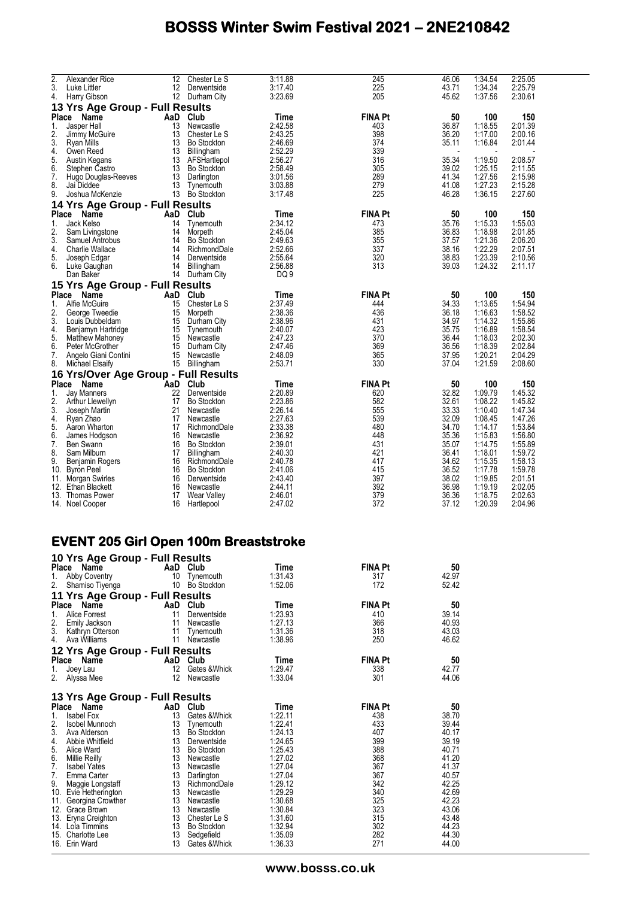| Place | Name | AaD | Club | Time | FINA Pt | 50 | 100 | 150 |
|---|---|---|---|---|---|---|---|---|
| 2. | Alexander Rice | 12 | Chester Le S | 3:11.88 | 245 | 46.06 | 1:34.54 | 2:25.05 |
| 3. | Luke Littler | 12 | Derwentside | 3:17.40 | 225 | 43.71 | 1:34.34 | 2:25.79 |
| 4. | Harry Gibson | 12 | Durham City | 3:23.69 | 205 | 45.62 | 1:37.56 | 2:30.61 |

### 13 Yrs Age Group - Full Results

| Place | Name | AaD | Club | Time | FINA Pt | 50 | 100 | 150 |
|---|---|---|---|---|---|---|---|---|
| 1. | Jasper Hall | 13 | Newcastle | 2:42.58 | 403 | 36.87 | 1:18.55 | 2:01.39 |
| 2. | Jimmy McGuire | 13 | Chester Le S | 2:43.25 | 398 | 36.20 | 1:17.00 | 2:00.16 |
| 3. | Ryan Mills | 13 | Bo Stockton | 2:46.69 | 374 | 35.11 | 1:16.84 | 2:01.44 |
| 4. | Owen Reed | 13 | Billingham | 2:52.29 | 339 | - | - | - |
| 5. | Austin Kegans | 13 | AFSHartlepol | 2:56.27 | 316 | 35.34 | 1:19.50 | 2:08.57 |
| 6. | Stephen Castro | 13 | Bo Stockton | 2:58.49 | 305 | 39.02 | 1:25.15 | 2:11.55 |
| 7. | Hugo Douglas-Reeves | 13 | Darlington | 3:01.56 | 289 | 41.34 | 1:27.56 | 2:15.98 |
| 8. | Jai Diddee | 13 | Tynemouth | 3:03.88 | 279 | 41.08 | 1:27.23 | 2:15.28 |
| 9. | Joshua McKenzie | 13 | Bo Stockton | 3:17.48 | 225 | 46.28 | 1:36.15 | 2:27.60 |

### 14 Yrs Age Group - Full Results

| Place | Name | AaD | Club | Time | FINA Pt | 50 | 100 | 150 |
|---|---|---|---|---|---|---|---|---|
| 1. | Jack Kelso | 14 | Tynemouth | 2:34.12 | 473 | 35.76 | 1:15.33 | 1:55.03 |
| 2. | Sam Livingstone | 14 | Morpeth | 2:45.04 | 385 | 36.83 | 1:18.98 | 2:01.85 |
| 3. | Samuel Antrobus | 14 | Bo Stockton | 2:49.63 | 355 | 37.57 | 1:21.36 | 2:06.20 |
| 4. | Charlie Wallace | 14 | RichmondDale | 2:52.66 | 337 | 38.16 | 1:22.29 | 2:07.51 |
| 5. | Joseph Edgar | 14 | Derwentside | 2:55.64 | 320 | 38.83 | 1:23.39 | 2:10.56 |
| 6. | Luke Gaughan | 14 | Billingham | 2:56.88 | 313 | 39.03 | 1:24.32 | 2:11.17 |
| | Dan Baker | 14 | Durham City | DQ 9 | | | | |

### 15 Yrs Age Group - Full Results

| Place | Name | AaD | Club | Time | FINA Pt | 50 | 100 | 150 |
|---|---|---|---|---|---|---|---|---|
| 1. | Alfie McGuire | 15 | Chester Le S | 2:37.49 | 444 | 34.33 | 1:13.65 | 1:54.94 |
| 2. | George Tweedie | 15 | Morpeth | 2:38.36 | 436 | 36.18 | 1:16.63 | 1:58.52 |
| 3. | Louis Dubbeldam | 15 | Durham City | 2:38.96 | 431 | 34.97 | 1:14.32 | 1:55.86 |
| 4. | Benjamyn Hartridge | 15 | Tynemouth | 2:40.07 | 423 | 35.75 | 1:16.89 | 1:58.54 |
| 5. | Matthew Mahoney | 15 | Newcastle | 2:47.23 | 370 | 36.44 | 1:18.03 | 2:02.30 |
| 6. | Peter McGrother | 15 | Durham City | 2:47.46 | 369 | 36.56 | 1:18.39 | 2:02.84 |
| 7. | Angelo Giani Contini | 15 | Newcastle | 2:48.09 | 365 | 37.95 | 1:20.21 | 2:04.29 |
| 8. | Michael Elsaify | 15 | Billingham | 2:53.71 | 330 | 37.04 | 1:21.59 | 2:08.60 |

### 16 Yrs/Over Age Group - Full Results

| Place | Name | AaD | Club | Time | FINA Pt | 50 | 100 | 150 |
|---|---|---|---|---|---|---|---|---|
| 1. | Jay Manners | 22 | Derwentside | 2:20.89 | 620 | 32.82 | 1:09.79 | 1:45.32 |
| 2. | Arthur Llewellyn | 17 | Bo Stockton | 2:23.86 | 582 | 32.61 | 1:08.22 | 1:45.82 |
| 3. | Joseph Martin | 21 | Newcastle | 2:26.14 | 555 | 33.33 | 1:10.40 | 1:47.34 |
| 4. | Ryan Zhao | 17 | Newcastle | 2:27.63 | 539 | 32.09 | 1:08.45 | 1:47.26 |
| 5. | Aaron Wharton | 17 | RichmondDale | 2:33.38 | 480 | 34.70 | 1:14.17 | 1:53.84 |
| 6. | James Hodgson | 16 | Newcastle | 2:36.92 | 448 | 35.36 | 1:15.83 | 1:56.80 |
| 7. | Ben Swann | 16 | Bo Stockton | 2:39.01 | 431 | 35.07 | 1:14.75 | 1:55.89 |
| 8. | Sam Milburn | 17 | Billingham | 2:40.30 | 421 | 36.41 | 1:18.01 | 1:59.72 |
| 9. | Benjamin Rogers | 16 | RichmondDale | 2:40.78 | 417 | 34.62 | 1:15.35 | 1:58.13 |
| 10. | Byron Peel | 16 | Bo Stockton | 2:41.06 | 415 | 36.52 | 1:17.78 | 1:59.78 |
| 11. | Morgan Swirles | 16 | Derwentside | 2:43.40 | 397 | 38.02 | 1:19.85 | 2:01.51 |
| 12. | Ethan Blackett | 16 | Newcastle | 2:44.11 | 392 | 36.98 | 1:19.19 | 2:02.05 |
| 13. | Thomas Power | 17 | Wear Valley | 2:46.01 | 379 | 36.36 | 1:18.75 | 2:02.63 |
| 14. | Noel Cooper | 16 | Hartlepool | 2:47.02 | 372 | 37.12 | 1:20.39 | 2:04.96 |

## EVENT 205 Girl Open 100m Breaststroke

### 10 Yrs Age Group - Full Results

| Place | Name | AaD | Club | Time | FINA Pt | 50 |
|---|---|---|---|---|---|---|
| 1. | Abby Coventry | 10 | Tynemouth | 1:31.43 | 317 | 42.97 |
| 2. | Shamiso Tiyenga | 10 | Bo Stockton | 1:52.06 | 172 | 52.42 |

### 11 Yrs Age Group - Full Results

| Place | Name | AaD | Club | Time | FINA Pt | 50 |
|---|---|---|---|---|---|---|
| 1. | Alice Forrest | 11 | Derwentside | 1:23.93 | 410 | 39.14 |
| 2. | Emily Jackson | 11 | Newcastle | 1:27.13 | 366 | 40.93 |
| 3. | Kathryn Otterson | 11 | Tynemouth | 1:31.36 | 318 | 43.03 |
| 4. | Ava Williams | 11 | Newcastle | 1:38.96 | 250 | 46.62 |

### 12 Yrs Age Group - Full Results

| Place | Name | AaD | Club | Time | FINA Pt | 50 |
|---|---|---|---|---|---|---|
| 1. | Joey Lau | 12 | Gates &Whick | 1:29.47 | 338 | 42.77 |
| 2. | Alyssa Mee | 12 | Newcastle | 1:33.04 | 301 | 44.06 |

### 13 Yrs Age Group - Full Results

| Place | Name | AaD | Club | Time | FINA Pt | 50 |
|---|---|---|---|---|---|---|
| 1. | Isabel Fox | 13 | Gates &Whick | 1:22.11 | 438 | 38.70 |
| 2. | Isobel Munnoch | 13 | Tynemouth | 1:22.41 | 433 | 39.44 |
| 3. | Ava Alderson | 13 | Bo Stockton | 1:24.13 | 407 | 40.17 |
| 4. | Abbie Whitfield | 13 | Derwentside | 1:24.65 | 399 | 39.19 |
| 5. | Alice Ward | 13 | Bo Stockton | 1:25.43 | 388 | 40.71 |
| 6. | Millie Reilly | 13 | Newcastle | 1:27.02 | 368 | 41.20 |
| 7. | Isabel Yates | 13 | Newcastle | 1:27.04 | 367 | 41.37 |
| 7. | Emma Carter | 13 | Darlington | 1:27.04 | 367 | 40.57 |
| 9. | Maggie Longstaff | 13 | RichmondDale | 1:29.12 | 342 | 42.25 |
| 10. | Evie Hetherington | 13 | Newcastle | 1:29.29 | 340 | 42.69 |
| 11. | Georgina Crowther | 13 | Newcastle | 1:30.68 | 325 | 42.23 |
| 12. | Grace Brown | 13 | Newcastle | 1:30.84 | 323 | 43.06 |
| 13. | Eryna Creighton | 13 | Chester Le S | 1:31.60 | 315 | 43.48 |
| 14. | Lola Timmins | 13 | Bo Stockton | 1:32.94 | 302 | 44.23 |
| 15. | Charlotte Lee | 13 | Sedgefield | 1:35.09 | 282 | 44.30 |
| 16. | Erin Ward | 13 | Gates &Whick | 1:36.33 | 271 | 44.00 |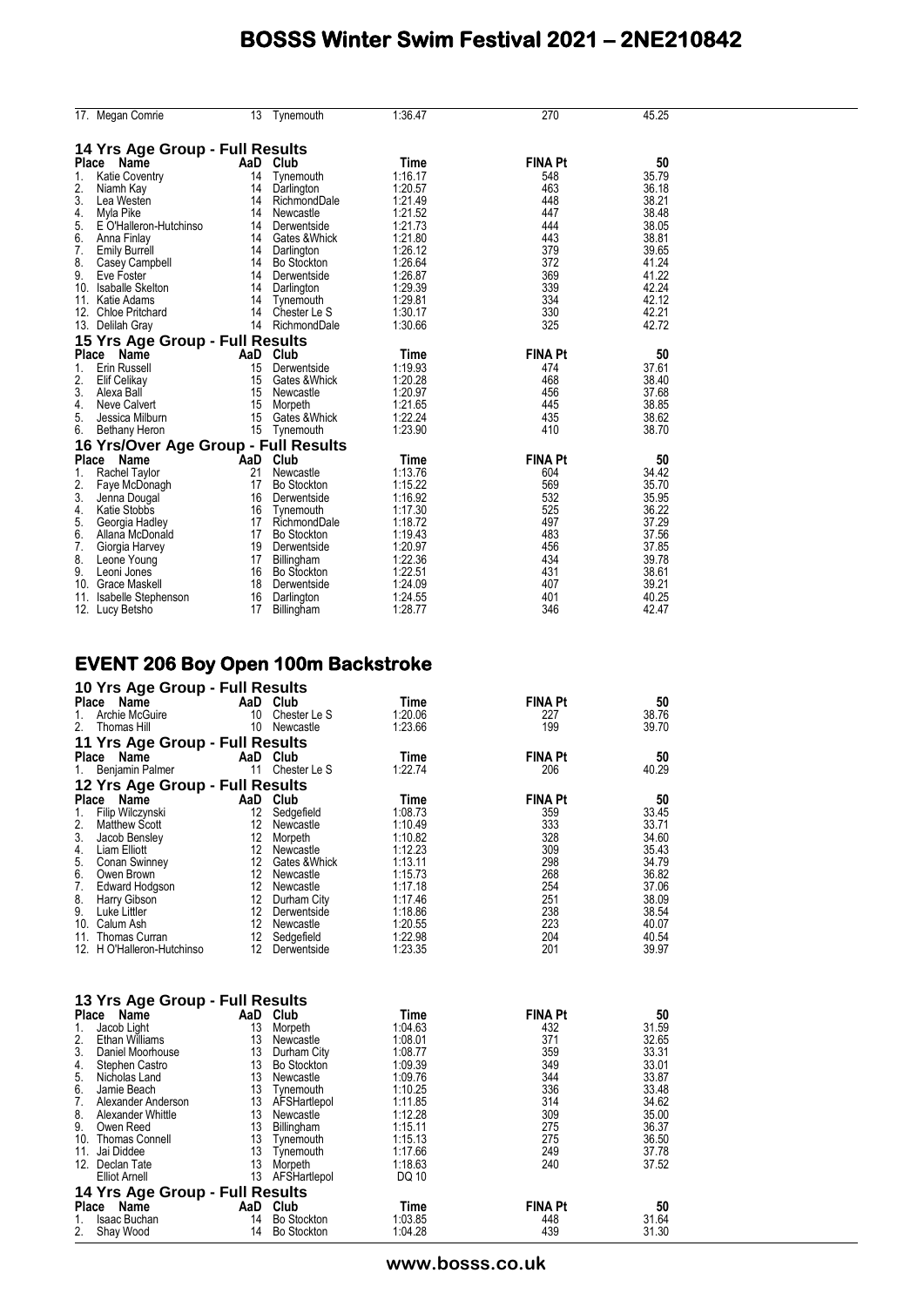| Place | Name | AaD | Club | Time | FINA Pt | 50 |
|---|---|---|---|---|---|---|
| 17. | Megan Comrie | 13 | Tynemouth | 1:36.47 | 270 | 45.25 |

### 14 Yrs Age Group - Full Results

| Place | Name | AaD | Club | Time | FINA Pt | 50 |
|---|---|---|---|---|---|---|
| 1. | Katie Coventry | 14 | Tynemouth | 1:16.17 | 548 | 35.79 |
| 2. | Niamh Kay | 14 | Darlington | 1:20.57 | 463 | 36.18 |
| 3. | Lea Westen | 14 | RichmondDale | 1:21.49 | 448 | 38.21 |
| 4. | Myla Pike | 14 | Newcastle | 1:21.52 | 447 | 38.48 |
| 5. | E O'Halleron-Hutchinso | 14 | Derwentside | 1:21.73 | 444 | 38.05 |
| 6. | Anna Finlay | 14 | Gates &Whick | 1:21.80 | 443 | 38.81 |
| 7. | Emily Burrell | 14 | Darlington | 1:26.12 | 379 | 39.65 |
| 8. | Casey Campbell | 14 | Bo Stockton | 1:26.64 | 372 | 41.24 |
| 9. | Eve Foster | 14 | Derwentside | 1:26.87 | 369 | 41.22 |
| 10. | Isaballe Skelton | 14 | Darlington | 1:29.39 | 339 | 42.24 |
| 11. | Katie Adams | 14 | Tynemouth | 1:29.81 | 334 | 42.12 |
| 12. | Chloe Pritchard | 14 | Chester Le S | 1:30.17 | 330 | 42.21 |
| 13. | Delilah Gray | 14 | RichmondDale | 1:30.66 | 325 | 42.72 |

### 15 Yrs Age Group - Full Results

| Place | Name | AaD | Club | Time | FINA Pt | 50 |
|---|---|---|---|---|---|---|
| 1. | Erin Russell | 15 | Derwentside | 1:19.93 | 474 | 37.61 |
| 2. | Elif Celikay | 15 | Gates &Whick | 1:20.28 | 468 | 38.40 |
| 3. | Alexa Ball | 15 | Newcastle | 1:20.97 | 456 | 37.68 |
| 4. | Neve Calvert | 15 | Morpeth | 1:21.65 | 445 | 38.85 |
| 5. | Jessica Milburn | 15 | Gates &Whick | 1:22.24 | 435 | 38.62 |
| 6. | Bethany Heron | 15 | Tynemouth | 1:23.90 | 410 | 38.70 |

### 16 Yrs/Over Age Group - Full Results

| Place | Name | AaD | Club | Time | FINA Pt | 50 |
|---|---|---|---|---|---|---|
| 1. | Rachel Taylor | 21 | Newcastle | 1:13.76 | 604 | 34.42 |
| 2. | Faye McDonagh | 17 | Bo Stockton | 1:15.22 | 569 | 35.70 |
| 3. | Jenna Dougal | 16 | Derwentside | 1:16.92 | 532 | 35.95 |
| 4. | Katie Stobbs | 16 | Tynemouth | 1:17.30 | 525 | 36.22 |
| 5. | Georgia Hadley | 17 | RichmondDale | 1:18.72 | 497 | 37.29 |
| 6. | Allana McDonald | 17 | Bo Stockton | 1:19.43 | 483 | 37.56 |
| 7. | Giorgia Harvey | 19 | Derwentside | 1:20.97 | 456 | 37.85 |
| 8. | Leone Young | 17 | Billingham | 1:22.36 | 434 | 39.78 |
| 9. | Leoni Jones | 16 | Bo Stockton | 1:22.51 | 431 | 38.61 |
| 10. | Grace Maskell | 18 | Derwentside | 1:24.09 | 407 | 39.21 |
| 11. | Isabelle Stephenson | 16 | Darlington | 1:24.55 | 401 | 40.25 |
| 12. | Lucy Betsho | 17 | Billingham | 1:28.77 | 346 | 42.47 |

## EVENT 206 Boy Open 100m Backstroke

### 10 Yrs Age Group - Full Results

| Place | Name | AaD | Club | Time | FINA Pt | 50 |
|---|---|---|---|---|---|---|
| 1. | Archie McGuire | 10 | Chester Le S | 1:20.06 | 227 | 38.76 |
| 2. | Thomas Hill | 10 | Newcastle | 1:23.66 | 199 | 39.70 |

### 11 Yrs Age Group - Full Results

| Place | Name | AaD | Club | Time | FINA Pt | 50 |
|---|---|---|---|---|---|---|
| 1. | Benjamin Palmer | 11 | Chester Le S | 1:22.74 | 206 | 40.29 |

### 12 Yrs Age Group - Full Results

| Place | Name | AaD | Club | Time | FINA Pt | 50 |
|---|---|---|---|---|---|---|
| 1. | Filip Wilczynski | 12 | Sedgefield | 1:08.73 | 359 | 33.45 |
| 2. | Matthew Scott | 12 | Newcastle | 1:10.49 | 333 | 33.71 |
| 3. | Jacob Bensley | 12 | Morpeth | 1:10.82 | 328 | 34.60 |
| 4. | Liam Elliott | 12 | Newcastle | 1:12.23 | 309 | 35.43 |
| 5. | Conan Swinney | 12 | Gates &Whick | 1:13.11 | 298 | 34.79 |
| 6. | Owen Brown | 12 | Newcastle | 1:15.73 | 268 | 36.82 |
| 7. | Edward Hodgson | 12 | Newcastle | 1:17.18 | 254 | 37.06 |
| 8. | Harry Gibson | 12 | Durham City | 1:17.46 | 251 | 38.09 |
| 9. | Luke Littler | 12 | Derwentside | 1:18.86 | 238 | 38.54 |
| 10. | Calum Ash | 12 | Newcastle | 1:20.55 | 223 | 40.07 |
| 11. | Thomas Curran | 12 | Sedgefield | 1:22.98 | 204 | 40.54 |
| 12. | H O'Halleron-Hutchinso | 12 | Derwentside | 1:23.35 | 201 | 39.97 |

### 13 Yrs Age Group - Full Results

| Place | Name | AaD | Club | Time | FINA Pt | 50 |
|---|---|---|---|---|---|---|
| 1. | Jacob Light | 13 | Morpeth | 1:04.63 | 432 | 31.59 |
| 2. | Ethan Williams | 13 | Newcastle | 1:08.01 | 371 | 32.65 |
| 3. | Daniel Moorhouse | 13 | Durham City | 1:08.77 | 359 | 33.31 |
| 4. | Stephen Castro | 13 | Bo Stockton | 1:09.39 | 349 | 33.01 |
| 5. | Nicholas Land | 13 | Newcastle | 1:09.76 | 344 | 33.87 |
| 6. | Jamie Beach | 13 | Tynemouth | 1:10.25 | 336 | 33.48 |
| 7. | Alexander Anderson | 13 | AFSHartlepol | 1:11.85 | 314 | 34.62 |
| 8. | Alexander Whittle | 13 | Newcastle | 1:12.28 | 309 | 35.00 |
| 9. | Owen Reed | 13 | Billingham | 1:15.11 | 275 | 36.37 |
| 10. | Thomas Connell | 13 | Tynemouth | 1:15.13 | 275 | 36.50 |
| 11. | Jai Diddee | 13 | Tynemouth | 1:17.66 | 249 | 37.78 |
| 12. | Declan Tate | 13 | Morpeth | 1:18.63 | 240 | 37.52 |
| | Elliot Arnell | 13 | AFSHartlepol | DQ 10 | | |

### 14 Yrs Age Group - Full Results

| Place | Name | AaD | Club | Time | FINA Pt | 50 |
|---|---|---|---|---|---|---|
| 1. | Isaac Buchan | 14 | Bo Stockton | 1:03.85 | 448 | 31.64 |
| 2. | Shay Wood | 14 | Bo Stockton | 1:04.28 | 439 | 31.30 |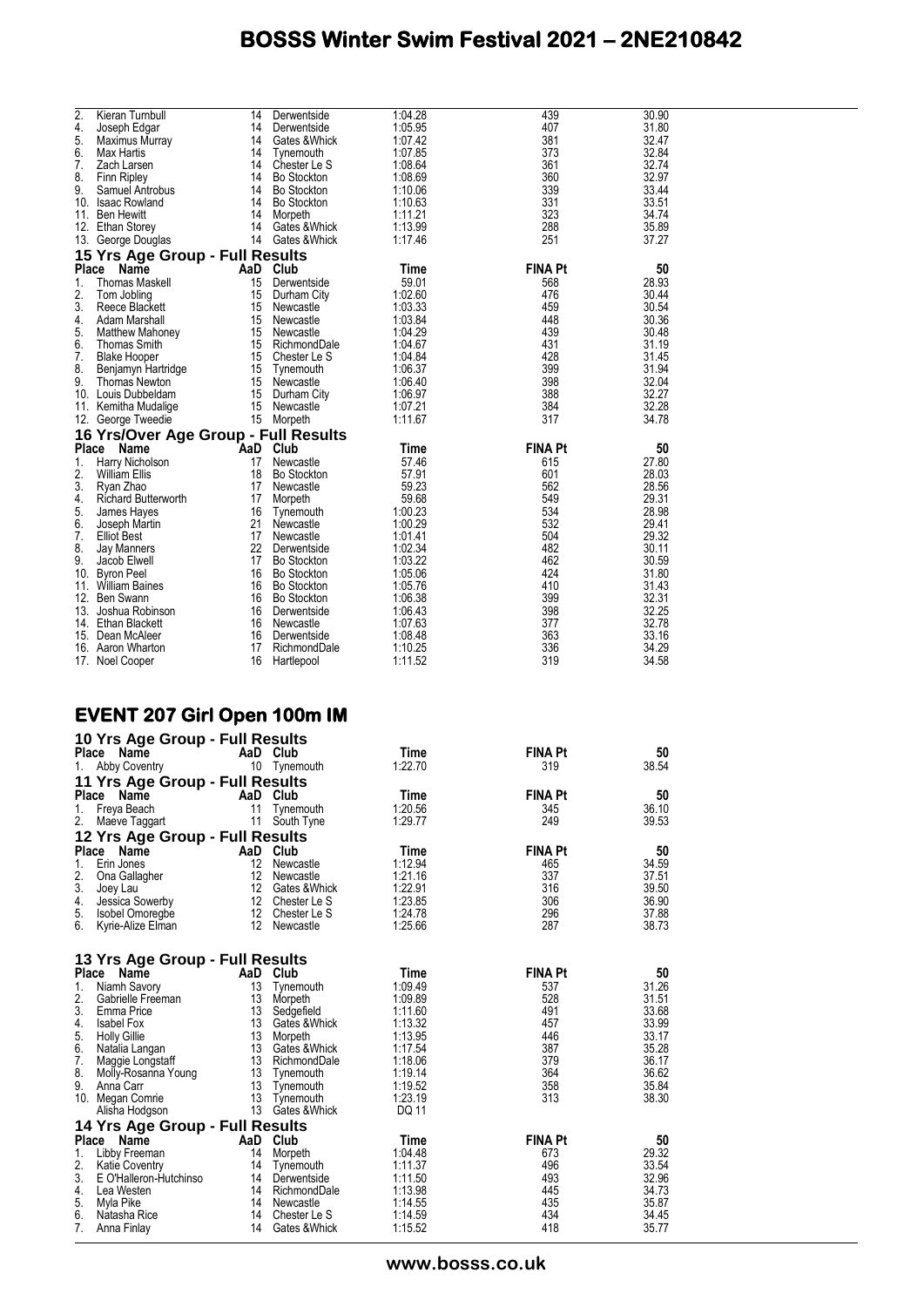| Place | Name | AaD | Club | Time | FINA Pt | 50 |
|---|---|---|---|---|---|---|
| 2. | Kieran Turnbull | 14 | Derwentside | 1:04.28 | 439 | 30.90 |
| 4. | Joseph Edgar | 14 | Derwentside | 1:05.95 | 407 | 31.80 |
| 5. | Maximus Murray | 14 | Gates &Whick | 1:07.42 | 381 | 32.47 |
| 6. | Max Hartis | 14 | Tynemouth | 1:07.85 | 373 | 32.84 |
| 7. | Zach Larsen | 14 | Chester Le S | 1:08.64 | 361 | 32.74 |
| 8. | Finn Ripley | 14 | Bo Stockton | 1:08.69 | 360 | 32.97 |
| 9. | Samuel Antrobus | 14 | Bo Stockton | 1:10.06 | 339 | 33.44 |
| 10. | Isaac Rowland | 14 | Bo Stockton | 1:10.63 | 331 | 33.51 |
| 11. | Ben Hewitt | 14 | Morpeth | 1:11.21 | 323 | 34.74 |
| 12. | Ethan Storey | 14 | Gates &Whick | 1:13.99 | 288 | 35.89 |
| 13. | George Douglas | 14 | Gates &Whick | 1:17.46 | 251 | 37.27 |

### 15 Yrs Age Group - Full Results

| Place | Name | AaD | Club | Time | FINA Pt | 50 |
|---|---|---|---|---|---|---|
| 1. | Thomas Maskell | 15 | Derwentside | 59.01 | 568 | 28.93 |
| 2. | Tom Jobling | 15 | Durham City | 1:02.60 | 476 | 30.44 |
| 3. | Reece Blackett | 15 | Newcastle | 1:03.33 | 459 | 30.54 |
| 4. | Adam Marshall | 15 | Newcastle | 1:03.84 | 448 | 30.36 |
| 5. | Matthew Mahoney | 15 | Newcastle | 1:04.29 | 439 | 30.48 |
| 6. | Thomas Smith | 15 | RichmondDale | 1:04.67 | 431 | 31.19 |
| 7. | Blake Hooper | 15 | Chester Le S | 1:04.84 | 428 | 31.45 |
| 8. | Benjamyn Hartridge | 15 | Tynemouth | 1:06.37 | 399 | 31.94 |
| 9. | Thomas Newton | 15 | Newcastle | 1:06.40 | 398 | 32.04 |
| 10. | Louis Dubbeldam | 15 | Durham City | 1:06.97 | 388 | 32.27 |
| 11. | Kemitha Mudalige | 15 | Newcastle | 1:07.21 | 384 | 32.28 |
| 12. | George Tweedie | 15 | Morpeth | 1:11.67 | 317 | 34.78 |

### 16 Yrs/Over Age Group - Full Results

| Place | Name | AaD | Club | Time | FINA Pt | 50 |
|---|---|---|---|---|---|---|
| 1. | Harry Nicholson | 17 | Newcastle | 57.46 | 615 | 27.80 |
| 2. | William Ellis | 18 | Bo Stockton | 57.91 | 601 | 28.03 |
| 3. | Ryan Zhao | 17 | Newcastle | 59.23 | 562 | 28.56 |
| 4. | Richard Butterworth | 17 | Morpeth | 59.68 | 549 | 29.31 |
| 5. | James Hayes | 16 | Tynemouth | 1:00.23 | 534 | 28.98 |
| 6. | Joseph Martin | 21 | Newcastle | 1:00.29 | 532 | 29.41 |
| 7. | Elliot Best | 17 | Newcastle | 1:01.41 | 504 | 29.32 |
| 8. | Jay Manners | 22 | Derwentside | 1:02.34 | 482 | 30.11 |
| 9. | Jacob Elwell | 17 | Bo Stockton | 1:03.22 | 462 | 30.59 |
| 10. | Byron Peel | 16 | Bo Stockton | 1:05.06 | 424 | 31.80 |
| 11. | William Baines | 16 | Bo Stockton | 1:05.76 | 410 | 31.43 |
| 12. | Ben Swann | 16 | Bo Stockton | 1:06.38 | 399 | 32.31 |
| 13. | Joshua Robinson | 16 | Derwentside | 1:06.43 | 398 | 32.25 |
| 14. | Ethan Blackett | 16 | Newcastle | 1:07.63 | 377 | 32.78 |
| 15. | Dean McAleer | 16 | Derwentside | 1:08.48 | 363 | 33.16 |
| 16. | Aaron Wharton | 17 | RichmondDale | 1:10.25 | 336 | 34.29 |
| 17. | Noel Cooper | 16 | Hartlepool | 1:11.52 | 319 | 34.58 |

## EVENT 207 Girl Open 100m IM

### 10 Yrs Age Group - Full Results

| Place | Name | AaD | Club | Time | FINA Pt | 50 |
|---|---|---|---|---|---|---|
| 1. | Abby Coventry | 10 | Tynemouth | 1:22.70 | 319 | 38.54 |

### 11 Yrs Age Group - Full Results

| Place | Name | AaD | Club | Time | FINA Pt | 50 |
|---|---|---|---|---|---|---|
| 1. | Freya Beach | 11 | Tynemouth | 1:20.56 | 345 | 36.10 |
| 2. | Maeve Taggart | 11 | South Tyne | 1:29.77 | 249 | 39.53 |

### 12 Yrs Age Group - Full Results

| Place | Name | AaD | Club | Time | FINA Pt | 50 |
|---|---|---|---|---|---|---|
| 1. | Erin Jones | 12 | Newcastle | 1:12.94 | 465 | 34.59 |
| 2. | Ona Gallagher | 12 | Newcastle | 1:21.16 | 337 | 37.51 |
| 3. | Joey Lau | 12 | Gates &Whick | 1:22.91 | 316 | 39.50 |
| 4. | Jessica Sowerby | 12 | Chester Le S | 1:23.85 | 306 | 36.90 |
| 5. | Isobel Omoregbe | 12 | Chester Le S | 1:24.78 | 296 | 37.88 |
| 6. | Kyrie-Alize Elman | 12 | Newcastle | 1:25.66 | 287 | 38.73 |

### 13 Yrs Age Group - Full Results

| Place | Name | AaD | Club | Time | FINA Pt | 50 |
|---|---|---|---|---|---|---|
| 1. | Niamh Savory | 13 | Tynemouth | 1:09.49 | 537 | 31.26 |
| 2. | Gabrielle Freeman | 13 | Morpeth | 1:09.89 | 528 | 31.51 |
| 3. | Emma Price | 13 | Sedgefield | 1:11.60 | 491 | 33.68 |
| 4. | Isabel Fox | 13 | Gates &Whick | 1:13.32 | 457 | 33.99 |
| 5. | Holly Gillie | 13 | Morpeth | 1:13.95 | 446 | 33.17 |
| 6. | Natalia Langan | 13 | Gates &Whick | 1:17.54 | 387 | 35.28 |
| 7. | Maggie Longstaff | 13 | RichmondDale | 1:18.06 | 379 | 36.17 |
| 8. | Molly-Rosanna Young | 13 | Tynemouth | 1:19.14 | 364 | 36.62 |
| 9. | Anna Carr | 13 | Tynemouth | 1:19.52 | 358 | 35.84 |
| 10. | Megan Comrie | 13 | Tynemouth | 1:23.19 | 313 | 38.30 |
| | Alisha Hodgson | 13 | Gates &Whick | DQ 11 | | |

### 14 Yrs Age Group - Full Results

| Place | Name | AaD | Club | Time | FINA Pt | 50 |
|---|---|---|---|---|---|---|
| 1. | Libby Freeman | 14 | Morpeth | 1:04.48 | 673 | 29.32 |
| 2. | Katie Coventry | 14 | Tynemouth | 1:11.37 | 496 | 33.54 |
| 3. | E O'Halleron-Hutchinso | 14 | Derwentside | 1:11.50 | 493 | 32.96 |
| 4. | Lea Westen | 14 | RichmondDale | 1:13.98 | 445 | 34.73 |
| 5. | Myla Pike | 14 | Newcastle | 1:14.55 | 435 | 35.87 |
| 6. | Natasha Rice | 14 | Chester Le S | 1:14.59 | 434 | 34.45 |
| 7. | Anna Finlay | 14 | Gates &Whick | 1:15.52 | 418 | 35.77 |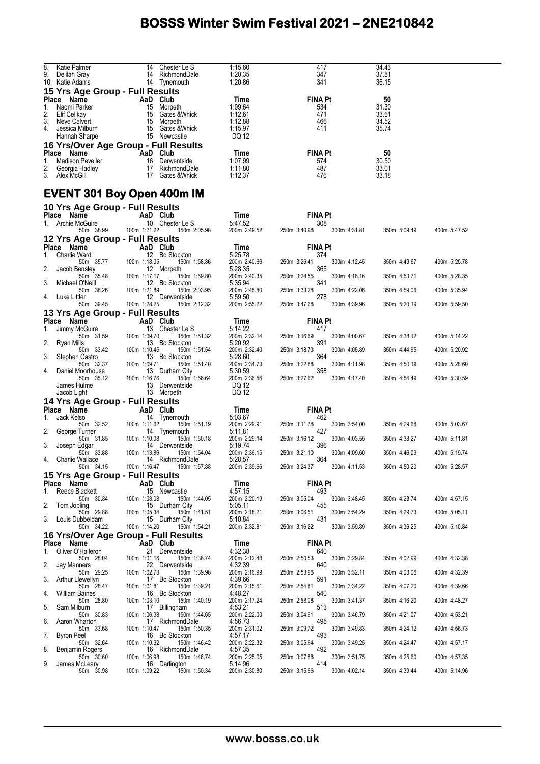| Place | Name | AaD | Club | Time | FINA Pt | 50 |
|---|---|---|---|---|---|---|
| 8. | Katie Palmer | 14 | Chester Le S | 1:15.60 | 417 | 34.43 |
| 9. | Delilah Gray | 14 | RichmondDale | 1:20.35 | 347 | 37.81 |
| 10. | Katie Adams | 14 | Tynemouth | 1:20.86 | 341 | 36.15 |

### 15 Yrs Age Group - Full Results

| Place | Name | AaD | Club | Time | FINA Pt | 50 |
|---|---|---|---|---|---|---|
| 1. | Naomi Parker | 15 | Morpeth | 1:09.64 | 534 | 31.30 |
| 2. | Elif Celikay | 15 | Gates &Whick | 1:12.61 | 471 | 33.61 |
| 3. | Neve Calvert | 15 | Morpeth | 1:12.88 | 466 | 34.52 |
| 4. | Jessica Milburn | 15 | Gates &Whick | 1:15.97 | 411 | 35.74 |
| | Hannah Sharpe | 15 | Newcastle | DQ 12 | | |

### 16 Yrs/Over Age Group - Full Results

| Place | Name | AaD | Club | Time | FINA Pt | 50 |
|---|---|---|---|---|---|---|
| 1. | Madison Peveller | 16 | Derwentside | 1:07.99 | 574 | 30.50 |
| 2. | Georgia Hadley | 17 | RichmondDale | 1:11.80 | 487 | 33.01 |
| 3. | Alex McGill | 17 | Gates &Whick | 1:12.37 | 476 | 33.18 |

# EVENT 301 Boy Open 400m IM

### 10 Yrs Age Group - Full Results

| Place | Name | AaD | Club | Time | FINA Pt | | |
|---|---|---|---|---|---|---|---|
| 1. | Archie McGuire | 10 | Chester Le S | 5:47.52 | 308 | | |
| | 50m 38.99 | 100m 1:21.22 | 150m 2:05.98 | 200m 2:49.52 | 250m 3:40.98 | 300m 4:31.81 | 350m 5:09.49 / 400m 5:47.52 |

### 12 Yrs Age Group - Full Results

| Place | Name | AaD | Club | Time | FINA Pt | | |
|---|---|---|---|---|---|---|---|
| 1. | Charlie Ward | 12 | Bo Stockton | 5:25.78 | 374 | | |
| | 50m 35.77 | 100m 1:18.05 | 150m 1:58.86 | 200m 2:40.66 | 250m 3:26.41 | 300m 4:12.45 | 350m 4:49.67 / 400m 5:25.78 |
| 2. | Jacob Bensley | 12 | Morpeth | 5:28.35 | 365 | | |
| | 50m 35.48 | 100m 1:17.17 | 150m 1:59.80 | 200m 2:40.35 | 250m 3:28.55 | 300m 4:16.16 | 350m 4:53.71 / 400m 5:28.35 |
| 3. | Michael O'Neill | 12 | Bo Stockton | 5:35.94 | 341 | | |
| | 50m 38.26 | 100m 1:21.89 | 150m 2:03.95 | 200m 2:45.80 | 250m 3:33.28 | 300m 4:22.06 | 350m 4:59.06 / 400m 5:35.94 |
| 4. | Luke Littler | 12 | Derwentside | 5:59.50 | 278 | | |
| | 50m 39.45 | 100m 1:28.25 | 150m 2:12.32 | 200m 2:55.22 | 250m 3:47.68 | 300m 4:39.96 | 350m 5:20.19 / 400m 5:59.50 |

### 13 Yrs Age Group - Full Results

| Place | Name | AaD | Club | Time | FINA Pt | | |
|---|---|---|---|---|---|---|---|
| 1. | Jimmy McGuire | 13 | Chester Le S | 5:14.22 | 417 | | |
| | 50m 31.59 | 100m 1:09.70 | 150m 1:51.32 | 200m 2:32.14 | 250m 3:16.69 | 300m 4:00.67 | 350m 4:38.12 / 400m 5:14.22 |
| 2. | Ryan Mills | 13 | Bo Stockton | 5:20.92 | 391 | | |
| | 50m 33.42 | 100m 1:10.45 | 150m 1:51.54 | 200m 2:32.40 | 250m 3:18.73 | 300m 4:05.89 | 350m 4:44.95 / 400m 5:20.92 |
| 3. | Stephen Castro | 13 | Bo Stockton | 5:28.60 | 364 | | |
| | 50m 32.37 | 100m 1:09.71 | 150m 1:51.40 | 200m 2:34.73 | 250m 3:22.88 | 300m 4:11.98 | 350m 4:50.19 / 400m 5:28.60 |
| 4. | Daniel Moorhouse | 13 | Durham City | 5:30.59 | 358 | | |
| | 50m 35.12 | 100m 1:16.76 | 150m 1:56.64 | 200m 2:36.56 | 250m 3:27.62 | 300m 4:17.40 | 350m 4:54.49 / 400m 5:30.59 |
| | James Hulme | 13 | Derwentside | DQ 12 | | | |
| | Jacob Light | 13 | Morpeth | DQ 12 | | | |

### 14 Yrs Age Group - Full Results

| Place | Name | AaD | Club | Time | FINA Pt | | |
|---|---|---|---|---|---|---|---|
| 1. | Jack Kelso | 14 | Tynemouth | 5:03.67 | 462 | | |
| | 50m 32.52 | 100m 1:11.62 | 150m 1:51.19 | 200m 2:29.91 | 250m 3:11.78 | 300m 3:54.00 | 350m 4:29.68 / 400m 5:03.67 |
| 2. | George Turner | 14 | Tynemouth | 5:11.81 | 427 | | |
| | 50m 31.85 | 100m 1:10.08 | 150m 1:50.18 | 200m 2:29.14 | 250m 3:16.12 | 300m 4:03.55 | 350m 4:38.27 / 400m 5:11.81 |
| 3. | Joseph Edgar | 14 | Derwentside | 5:19.74 | 396 | | |
| | 50m 33.88 | 100m 1:13.86 | 150m 1:54.04 | 200m 2:36.15 | 250m 3:21.10 | 300m 4:09.60 | 350m 4:46.09 / 400m 5:19.74 |
| 4. | Charlie Wallace | 14 | RichmondDale | 5:28.57 | 364 | | |
| | 50m 34.15 | 100m 1:16.47 | 150m 1:57.88 | 200m 2:39.66 | 250m 3:24.37 | 300m 4:11.53 | 350m 4:50.20 / 400m 5:28.57 |

### 15 Yrs Age Group - Full Results

| Place | Name | AaD | Club | Time | FINA Pt | | |
|---|---|---|---|---|---|---|---|
| 1. | Reece Blackett | 15 | Newcastle | 4:57.15 | 493 | | |
| | 50m 30.84 | 100m 1:08.08 | 150m 1:44.05 | 200m 2:20.19 | 250m 3:05.04 | 300m 3:48.45 | 350m 4:23.74 / 400m 4:57.15 |
| 2. | Tom Jobling | 15 | Durham City | 5:05.11 | 455 | | |
| | 50m 29.88 | 100m 1:05.34 | 150m 1:41.51 | 200m 2:18.21 | 250m 3:06.51 | 300m 3:54.29 | 350m 4:29.73 / 400m 5:05.11 |
| 3. | Louis Dubbeldam | 15 | Durham City | 5:10.84 | 431 | | |
| | 50m 34.22 | 100m 1:14.20 | 150m 1:54.21 | 200m 2:32.81 | 250m 3:16.22 | 300m 3:59.89 | 350m 4:36.25 / 400m 5:10.84 |

### 16 Yrs/Over Age Group - Full Results

| Place | Name | AaD | Club | Time | FINA Pt | | |
|---|---|---|---|---|---|---|---|
| 1. | Oliver O'Halleron | 21 | Derwentside | 4:32.38 | 640 | | |
| | 50m 28.04 | 100m 1:01.16 | 150m 1:36.74 | 200m 2:12.48 | 250m 2:50.53 | 300m 3:29.84 | 350m 4:02.99 / 400m 4:32.38 |
| 2. | Jay Manners | 22 | Derwentside | 4:32.39 | 640 | | |
| | 50m 29.25 | 100m 1:02.73 | 150m 1:39.98 | 200m 2:16.99 | 250m 2:53.96 | 300m 3:32.11 | 350m 4:03.06 / 400m 4:32.39 |
| 3. | Arthur Llewellyn | 17 | Bo Stockton | 4:39.66 | 591 | | |
| | 50m 28.47 | 100m 1:01.81 | 150m 1:39.21 | 200m 2:15.61 | 250m 2:54.81 | 300m 3:34.22 | 350m 4:07.20 / 400m 4:39.66 |
| 4. | William Baines | 16 | Bo Stockton | 4:48.27 | 540 | | |
| | 50m 28.80 | 100m 1:03.10 | 150m 1:40.19 | 200m 2:17.24 | 250m 2:58.08 | 300m 3:41.37 | 350m 4:16.20 / 400m 4:48.27 |
| 5. | Sam Milburn | 17 | Billingham | 4:53.21 | 513 | | |
| | 50m 30.83 | 100m 1:06.38 | 150m 1:44.65 | 200m 2:22.00 | 250m 3:04.61 | 300m 3:46.79 | 350m 4:21.07 / 400m 4:53.21 |
| 6. | Aaron Wharton | 17 | RichmondDale | 4:56.73 | 495 | | |
| | 50m 33.68 | 100m 1:10.47 | 150m 1:50.35 | 200m 2:31.02 | 250m 3:09.72 | 300m 3:49.83 | 350m 4:24.12 / 400m 4:56.73 |
| 7. | Byron Peel | 16 | Bo Stockton | 4:57.17 | 493 | | |
| | 50m 32.64 | 100m 1:10.32 | 150m 1:46.42 | 200m 2:22.32 | 250m 3:05.64 | 300m 3:49.25 | 350m 4:24.47 / 400m 4:57.17 |
| 8. | Benjamin Rogers | 16 | RichmondDale | 4:57.35 | 492 | | |
| | 50m 30.60 | 100m 1:06.98 | 150m 1:46.74 | 200m 2:25.05 | 250m 3:07.88 | 300m 3:51.75 | 350m 4:25.60 / 400m 4:57.35 |
| 9. | James McLeary | 16 | Darlington | 5:14.96 | 414 | | |
| | 50m 30.98 | 100m 1:09.22 | 150m 1:50.34 | 200m 2:30.80 | 250m 3:15.66 | 300m 4:02.14 | 350m 4:39.44 / 400m 5:14.96 |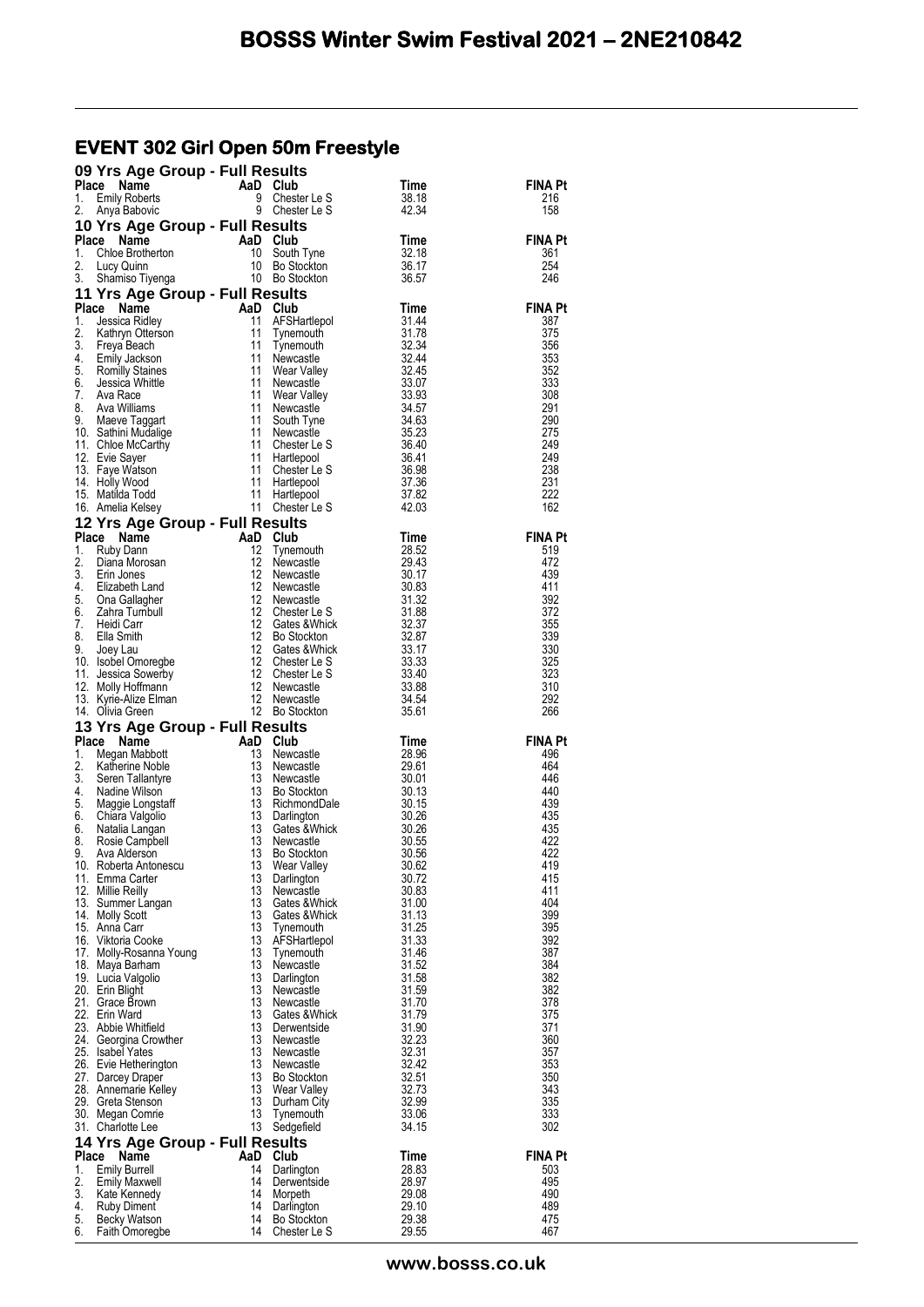# BOSSS Winter Swim Festival 2021 – 2NE210842

## EVENT 302 Girl Open 50m Freestyle

### 09 Yrs Age Group - Full Results

| Place | Name | AaD | Club | Time | FINA Pt |
|---|---|---|---|---|---|
| 1. | Emily Roberts | 9 | Chester Le S | 38.18 | 216 |
| 2. | Anya Babovic | 9 | Chester Le S | 42.34 | 158 |

### 10 Yrs Age Group - Full Results

| Place | Name | AaD | Club | Time | FINA Pt |
|---|---|---|---|---|---|
| 1. | Chloe Brotherton | 10 | South Tyne | 32.18 | 361 |
| 2. | Lucy Quinn | 10 | Bo Stockton | 36.17 | 254 |
| 3. | Shamiso Tiyenga | 10 | Bo Stockton | 36.57 | 246 |

### 11 Yrs Age Group - Full Results

| Place | Name | AaD | Club | Time | FINA Pt |
|---|---|---|---|---|---|
| 1. | Jessica Ridley | 11 | AFSHartlepol | 31.44 | 387 |
| 2. | Kathryn Otterson | 11 | Tynemouth | 31.78 | 375 |
| 3. | Freya Beach | 11 | Tynemouth | 32.34 | 356 |
| 4. | Emily Jackson | 11 | Newcastle | 32.44 | 353 |
| 5. | Romilly Staines | 11 | Wear Valley | 32.45 | 352 |
| 6. | Jessica Whittle | 11 | Newcastle | 33.07 | 333 |
| 7. | Ava Race | 11 | Wear Valley | 33.93 | 308 |
| 8. | Ava Williams | 11 | Newcastle | 34.57 | 291 |
| 9. | Maeve Taggart | 11 | South Tyne | 34.63 | 290 |
| 10. | Sathini Mudalige | 11 | Newcastle | 35.23 | 275 |
| 11. | Chloe McCarthy | 11 | Chester Le S | 36.40 | 249 |
| 12. | Evie Sayer | 11 | Hartlepool | 36.41 | 249 |
| 13. | Faye Watson | 11 | Chester Le S | 36.98 | 238 |
| 14. | Holly Wood | 11 | Hartlepool | 37.36 | 231 |
| 15. | Matilda Todd | 11 | Hartlepool | 37.82 | 222 |
| 16. | Amelia Kelsey | 11 | Chester Le S | 42.03 | 162 |

### 12 Yrs Age Group - Full Results

| Place | Name | AaD | Club | Time | FINA Pt |
|---|---|---|---|---|---|
| 1. | Ruby Dann | 12 | Tynemouth | 28.52 | 519 |
| 2. | Diana Morosan | 12 | Newcastle | 29.43 | 472 |
| 3. | Erin Jones | 12 | Newcastle | 30.17 | 439 |
| 4. | Elizabeth Land | 12 | Newcastle | 30.83 | 411 |
| 5. | Ona Gallagher | 12 | Newcastle | 31.32 | 392 |
| 6. | Zahra Turnbull | 12 | Chester Le S | 31.88 | 372 |
| 7. | Heidi Carr | 12 | Gates &Whick | 32.37 | 355 |
| 8. | Ella Smith | 12 | Bo Stockton | 32.87 | 339 |
| 9. | Joey Lau | 12 | Gates &Whick | 33.17 | 330 |
| 10. | Isobel Omoregbe | 12 | Chester Le S | 33.33 | 325 |
| 11. | Jessica Sowerby | 12 | Chester Le S | 33.40 | 323 |
| 12. | Molly Hoffmann | 12 | Newcastle | 33.88 | 310 |
| 13. | Kyrie-Alize Elman | 12 | Newcastle | 34.54 | 292 |
| 14. | Olivia Green | 12 | Bo Stockton | 35.61 | 266 |

### 13 Yrs Age Group - Full Results

| Place | Name | AaD | Club | Time | FINA Pt |
|---|---|---|---|---|---|
| 1. | Megan Mabbott | 13 | Newcastle | 28.96 | 496 |
| 2. | Katherine Noble | 13 | Newcastle | 29.61 | 464 |
| 3. | Seren Tallantyre | 13 | Newcastle | 30.01 | 446 |
| 4. | Nadine Wilson | 13 | Bo Stockton | 30.13 | 440 |
| 5. | Maggie Longstaff | 13 | RichmondDale | 30.15 | 439 |
| 6. | Chiara Valgolio | 13 | Darlington | 30.26 | 435 |
| 6. | Natalia Langan | 13 | Gates &Whick | 30.26 | 435 |
| 8. | Rosie Campbell | 13 | Newcastle | 30.55 | 422 |
| 9. | Ava Alderson | 13 | Bo Stockton | 30.56 | 422 |
| 10. | Roberta Antonescu | 13 | Wear Valley | 30.62 | 419 |
| 11. | Emma Carter | 13 | Darlington | 30.72 | 415 |
| 12. | Millie Reilly | 13 | Newcastle | 30.83 | 411 |
| 13. | Summer Langan | 13 | Gates &Whick | 31.00 | 404 |
| 14. | Molly Scott | 13 | Gates &Whick | 31.13 | 399 |
| 15. | Anna Carr | 13 | Tynemouth | 31.25 | 395 |
| 16. | Viktoria Cooke | 13 | AFSHartlepol | 31.33 | 392 |
| 17. | Molly-Rosanna Young | 13 | Tynemouth | 31.46 | 387 |
| 18. | Maya Barham | 13 | Newcastle | 31.52 | 384 |
| 19. | Lucia Valgolio | 13 | Darlington | 31.58 | 382 |
| 20. | Erin Blight | 13 | Newcastle | 31.59 | 382 |
| 21. | Grace Brown | 13 | Newcastle | 31.70 | 378 |
| 22. | Erin Ward | 13 | Gates &Whick | 31.79 | 375 |
| 23. | Abbie Whitfield | 13 | Derwentside | 31.90 | 371 |
| 24. | Georgina Crowther | 13 | Newcastle | 32.23 | 360 |
| 25. | Isabel Yates | 13 | Newcastle | 32.31 | 357 |
| 26. | Evie Hetherington | 13 | Newcastle | 32.42 | 353 |
| 27. | Darcey Draper | 13 | Bo Stockton | 32.51 | 350 |
| 28. | Annemarie Kelley | 13 | Wear Valley | 32.73 | 343 |
| 29. | Greta Stenson | 13 | Durham City | 32.99 | 335 |
| 30. | Megan Comrie | 13 | Tynemouth | 33.06 | 333 |
| 31. | Charlotte Lee | 13 | Sedgefield | 34.15 | 302 |

### 14 Yrs Age Group - Full Results

| Place | Name | AaD | Club | Time | FINA Pt |
|---|---|---|---|---|---|
| 1. | Emily Burrell | 14 | Darlington | 28.83 | 503 |
| 2. | Emily Maxwell | 14 | Derwentside | 28.97 | 495 |
| 3. | Kate Kennedy | 14 | Morpeth | 29.08 | 490 |
| 4. | Ruby Diment | 14 | Darlington | 29.10 | 489 |
| 5. | Becky Watson | 14 | Bo Stockton | 29.38 | 475 |
| 6. | Faith Omoregbe | 14 | Chester Le S | 29.55 | 467 |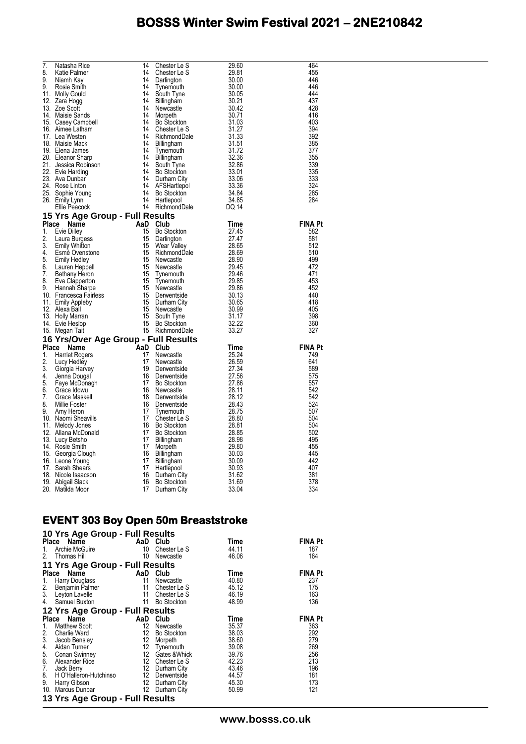| Place | Name | AaD | Club | Time | FINA Pt |
|---|---|---|---|---|---|
| 7. | Natasha Rice | 14 | Chester Le S | 29.60 | 464 |
| 8. | Katie Palmer | 14 | Chester Le S | 29.81 | 455 |
| 9. | Niamh Kay | 14 | Darlington | 30.00 | 446 |
| 9. | Rosie Smith | 14 | Tynemouth | 30.00 | 446 |
| 11. | Molly Gould | 14 | South Tyne | 30.05 | 444 |
| 12. | Zara Hogg | 14 | Billingham | 30.21 | 437 |
| 13. | Zoe Scott | 14 | Newcastle | 30.42 | 428 |
| 14. | Maisie Sands | 14 | Morpeth | 30.71 | 416 |
| 15. | Casey Campbell | 14 | Bo Stockton | 31.03 | 403 |
| 16. | Aimee Latham | 14 | Chester Le S | 31.27 | 394 |
| 17. | Lea Westen | 14 | RichmondDale | 31.33 | 392 |
| 18. | Maisie Mack | 14 | Billingham | 31.51 | 385 |
| 19. | Elena James | 14 | Tynemouth | 31.72 | 377 |
| 20. | Eleanor Sharp | 14 | Billingham | 32.36 | 355 |
| 21. | Jessica Robinson | 14 | South Tyne | 32.86 | 339 |
| 22. | Evie Harding | 14 | Bo Stockton | 33.01 | 335 |
| 23. | Ava Dunbar | 14 | Durham City | 33.06 | 333 |
| 24. | Rose Linton | 14 | AFSHartlepol | 33.36 | 324 |
| 25. | Sophie Young | 14 | Bo Stockton | 34.84 | 285 |
| 26. | Emily Lynn | 14 | Hartlepool | 34.85 | 284 |
| | Ellie Peacock | 14 | RichmondDale | DQ 14 | |

### 15 Yrs Age Group - Full Results

| Place | Name | AaD | Club | Time | FINA Pt |
|---|---|---|---|---|---|
| 1. | Evie Dilley | 15 | Bo Stockton | 27.45 | 582 |
| 2. | Laura Burgess | 15 | Darlington | 27.47 | 581 |
| 3. | Emily Whitton | 15 | Wear Valley | 28.65 | 512 |
| 4. | Esmé Ovenstone | 15 | RichmondDale | 28.69 | 510 |
| 5. | Emily Hedley | 15 | Newcastle | 28.90 | 499 |
| 6. | Lauren Heppell | 15 | Newcastle | 29.45 | 472 |
| 7. | Bethany Heron | 15 | Tynemouth | 29.46 | 471 |
| 8. | Eva Clapperton | 15 | Tynemouth | 29.85 | 453 |
| 9. | Hannah Sharpe | 15 | Newcastle | 29.86 | 452 |
| 10. | Francesca Fairless | 15 | Derwentside | 30.13 | 440 |
| 11. | Emily Appleby | 15 | Durham City | 30.65 | 418 |
| 12. | Alexa Ball | 15 | Newcastle | 30.99 | 405 |
| 13. | Holly Marran | 15 | South Tyne | 31.17 | 398 |
| 14. | Evie Heslop | 15 | Bo Stockton | 32.22 | 360 |
| 15. | Megan Tait | 15 | RichmondDale | 33.27 | 327 |

### 16 Yrs/Over Age Group - Full Results

| Place | Name | AaD | Club | Time | FINA Pt |
|---|---|---|---|---|---|
| 1. | Harriet Rogers | 17 | Newcastle | 25.24 | 749 |
| 2. | Lucy Hedley | 17 | Newcastle | 26.59 | 641 |
| 3. | Giorgia Harvey | 19 | Derwentside | 27.34 | 589 |
| 4. | Jenna Dougal | 16 | Derwentside | 27.56 | 575 |
| 5. | Faye McDonagh | 17 | Bo Stockton | 27.86 | 557 |
| 6. | Grace Idowu | 16 | Newcastle | 28.11 | 542 |
| 7. | Grace Maskell | 18 | Derwentside | 28.12 | 542 |
| 8. | Millie Foster | 16 | Derwentside | 28.43 | 524 |
| 9. | Amy Heron | 17 | Tynemouth | 28.75 | 507 |
| 10. | Naomi Sheavills | 17 | Chester Le S | 28.80 | 504 |
| 11. | Melody Jones | 18 | Bo Stockton | 28.81 | 504 |
| 12. | Allana McDonald | 17 | Bo Stockton | 28.85 | 502 |
| 13. | Lucy Betsho | 17 | Billingham | 28.98 | 495 |
| 14. | Rosie Smith | 17 | Morpeth | 29.80 | 455 |
| 15. | Georgia Clough | 16 | Billingham | 30.03 | 445 |
| 16. | Leone Young | 17 | Billingham | 30.09 | 442 |
| 17. | Sarah Shears | 17 | Hartlepool | 30.93 | 407 |
| 18. | Nicole Isaacson | 16 | Durham City | 31.62 | 381 |
| 19. | Abigail Slack | 16 | Bo Stockton | 31.69 | 378 |
| 20. | Matilda Moor | 17 | Durham City | 33.04 | 334 |

## EVENT 303 Boy Open 50m Breaststroke

### 10 Yrs Age Group - Full Results

| Place | Name | AaD | Club | Time | FINA Pt |
|---|---|---|---|---|---|
| 1. | Archie McGuire | 10 | Chester Le S | 44.11 | 187 |
| 2. | Thomas Hill | 10 | Newcastle | 46.06 | 164 |

### 11 Yrs Age Group - Full Results

| Place | Name | AaD | Club | Time | FINA Pt |
|---|---|---|---|---|---|
| 1. | Harry Douglass | 11 | Newcastle | 40.80 | 237 |
| 2. | Benjamin Palmer | 11 | Chester Le S | 45.12 | 175 |
| 3. | Leyton Lavelle | 11 | Chester Le S | 46.19 | 163 |
| 4. | Samuel Buxton | 11 | Bo Stockton | 48.99 | 136 |

### 12 Yrs Age Group - Full Results

| Place | Name | AaD | Club | Time | FINA Pt |
|---|---|---|---|---|---|
| 1. | Matthew Scott | 12 | Newcastle | 35.37 | 363 |
| 2. | Charlie Ward | 12 | Bo Stockton | 38.03 | 292 |
| 3. | Jacob Bensley | 12 | Morpeth | 38.60 | 279 |
| 4. | Aidan Turner | 12 | Tynemouth | 39.08 | 269 |
| 5. | Conan Swinney | 12 | Gates &Whick | 39.76 | 256 |
| 6. | Alexander Rice | 12 | Chester Le S | 42.23 | 213 |
| 7. | Jack Berry | 12 | Durham City | 43.46 | 196 |
| 8. | H O'Halleron-Hutchinso | 12 | Derwentside | 44.57 | 181 |
| 9. | Harry Gibson | 12 | Durham City | 45.30 | 173 |
| 10. | Marcus Dunbar | 12 | Durham City | 50.99 | 121 |

### 13 Yrs Age Group - Full Results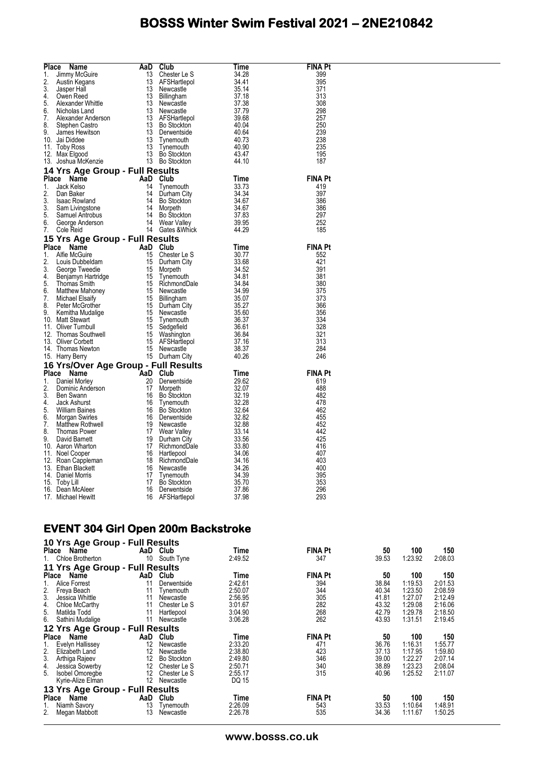| Place | Name | AaD | Club | Time | FINA Pt |
|---|---|---|---|---|---|
| 1. | Jimmy McGuire | 13 | Chester Le S | 34.28 | 399 |
| 2. | Austin Kegans | 13 | AFSHartlepol | 34.41 | 395 |
| 3. | Jasper Hall | 13 | Newcastle | 35.14 | 371 |
| 4. | Owen Reed | 13 | Billingham | 37.18 | 313 |
| 5. | Alexander Whittle | 13 | Newcastle | 37.38 | 308 |
| 6. | Nicholas Land | 13 | Newcastle | 37.79 | 298 |
| 7. | Alexander Anderson | 13 | AFSHartlepol | 39.68 | 257 |
| 8. | Stephen Castro | 13 | Bo Stockton | 40.04 | 250 |
| 9. | James Hewitson | 13 | Derwentside | 40.64 | 239 |
| 10. | Jai Diddee | 13 | Tynemouth | 40.73 | 238 |
| 11. | Toby Ross | 13 | Tynemouth | 40.90 | 235 |
| 12. | Max Elgood | 13 | Bo Stockton | 43.47 | 195 |
| 13. | Joshua McKenzie | 13 | Bo Stockton | 44.10 | 187 |

### 14 Yrs Age Group - Full Results

| Place | Name | AaD | Club | Time | FINA Pt |
|---|---|---|---|---|---|
| 1. | Jack Kelso | 14 | Tynemouth | 33.73 | 419 |
| 2. | Dan Baker | 14 | Durham City | 34.34 | 397 |
| 3. | Isaac Rowland | 14 | Bo Stockton | 34.67 | 386 |
| 3. | Sam Livingstone | 14 | Morpeth | 34.67 | 386 |
| 5. | Samuel Antrobus | 14 | Bo Stockton | 37.83 | 297 |
| 6. | George Anderson | 14 | Wear Valley | 39.95 | 252 |
| 7. | Cole Reid | 14 | Gates &Whick | 44.29 | 185 |

### 15 Yrs Age Group - Full Results

| Place | Name | AaD | Club | Time | FINA Pt |
|---|---|---|---|---|---|
| 1. | Alfie McGuire | 15 | Chester Le S | 30.77 | 552 |
| 2. | Louis Dubbeldam | 15 | Durham City | 33.68 | 421 |
| 3. | George Tweedie | 15 | Morpeth | 34.52 | 391 |
| 4. | Benjamyn Hartridge | 15 | Tynemouth | 34.81 | 381 |
| 5. | Thomas Smith | 15 | RichmondDale | 34.84 | 380 |
| 6. | Matthew Mahoney | 15 | Newcastle | 34.99 | 375 |
| 7. | Michael Elsaify | 15 | Billingham | 35.07 | 373 |
| 8. | Peter McGrother | 15 | Durham City | 35.27 | 366 |
| 9. | Kemitha Mudalige | 15 | Newcastle | 35.60 | 356 |
| 10. | Matt Stewart | 15 | Tynemouth | 36.37 | 334 |
| 11. | Oliver Turnbull | 15 | Sedgefield | 36.61 | 328 |
| 12. | Thomas Southwell | 15 | Washington | 36.84 | 321 |
| 13. | Oliver Corbett | 15 | AFSHartlepol | 37.16 | 313 |
| 14. | Thomas Newton | 15 | Newcastle | 38.37 | 284 |
| 15. | Harry Berry | 15 | Durham City | 40.26 | 246 |

### 16 Yrs/Over Age Group - Full Results

| Place | Name | AaD | Club | Time | FINA Pt |
|---|---|---|---|---|---|
| 1. | Daniel Morley | 20 | Derwentside | 29.62 | 619 |
| 2. | Dominic Anderson | 17 | Morpeth | 32.07 | 488 |
| 3. | Ben Swann | 16 | Bo Stockton | 32.19 | 482 |
| 4. | Jack Ashurst | 16 | Tynemouth | 32.28 | 478 |
| 5. | William Baines | 16 | Bo Stockton | 32.64 | 462 |
| 6. | Morgan Swirles | 16 | Derwentside | 32.82 | 455 |
| 7. | Matthew Rothwell | 19 | Newcastle | 32.88 | 452 |
| 8. | Thomas Power | 17 | Wear Valley | 33.14 | 442 |
| 9. | David Barnett | 19 | Durham City | 33.56 | 425 |
| 10. | Aaron Wharton | 17 | RichmondDale | 33.80 | 416 |
| 11. | Noel Cooper | 16 | Hartlepool | 34.06 | 407 |
| 12. | Roan Cappleman | 18 | RichmondDale | 34.16 | 403 |
| 13. | Ethan Blackett | 16 | Newcastle | 34.26 | 400 |
| 14. | Daniel Morris | 17 | Tynemouth | 34.39 | 395 |
| 15. | Toby Lill | 17 | Bo Stockton | 35.70 | 353 |
| 16. | Dean McAleer | 16 | Derwentside | 37.86 | 296 |
| 17. | Michael Hewitt | 16 | AFSHartlepol | 37.98 | 293 |

## EVENT 304 Girl Open 200m Backstroke

### 10 Yrs Age Group - Full Results

| Place | Name | AaD | Club | Time | FINA Pt | 50 | 100 | 150 |
|---|---|---|---|---|---|---|---|---|
| 1. | Chloe Brotherton | 10 | South Tyne | 2:49.52 | 347 | 39.53 | 1:23.92 | 2:08.03 |

### 11 Yrs Age Group - Full Results

| Place | Name | AaD | Club | Time | FINA Pt | 50 | 100 | 150 |
|---|---|---|---|---|---|---|---|---|
| 1. | Alice Forrest | 11 | Derwentside | 2:42.61 | 394 | 38.84 | 1:19.53 | 2:01.53 |
| 2. | Freya Beach | 11 | Tynemouth | 2:50.07 | 344 | 40.34 | 1:23.50 | 2:08.59 |
| 3. | Jessica Whittle | 11 | Newcastle | 2:56.95 | 305 | 41.81 | 1:27.07 | 2:12.49 |
| 4. | Chloe McCarthy | 11 | Chester Le S | 3:01.67 | 282 | 43.32 | 1:29.08 | 2:16.06 |
| 5. | Matilda Todd | 11 | Hartlepool | 3:04.90 | 268 | 42.79 | 1:29.78 | 2:18.50 |
| 6. | Sathini Mudalige | 11 | Newcastle | 3:06.28 | 262 | 43.93 | 1:31.51 | 2:19.45 |

### 12 Yrs Age Group - Full Results

| Place | Name | AaD | Club | Time | FINA Pt | 50 | 100 | 150 |
|---|---|---|---|---|---|---|---|---|
| 1. | Evelyn Hallissey | 12 | Newcastle | 2:33.20 | 471 | 36.76 | 1:16.31 | 1:55.77 |
| 2. | Elizabeth Land | 12 | Newcastle | 2:38.80 | 423 | 37.13 | 1:17.95 | 1:59.80 |
| 3. | Arthiga Rajeev | 12 | Bo Stockton | 2:49.80 | 346 | 39.00 | 1:22.27 | 2:07.14 |
| 4. | Jessica Sowerby | 12 | Chester Le S | 2:50.71 | 340 | 38.89 | 1:23.23 | 2:08.04 |
| 5. | Isobel Omoregbe | 12 | Chester Le S | 2:55.17 | 315 | 40.96 | 1:25.52 | 2:11.07 |
| | Kyrie-Alize Elman | 12 | Newcastle | DQ 15 | | | | |

### 13 Yrs Age Group - Full Results

| Place | Name | AaD | Club | Time | FINA Pt | 50 | 100 | 150 |
|---|---|---|---|---|---|---|---|---|
| 1. | Niamh Savory | 13 | Tynemouth | 2:26.09 | 543 | 33.53 | 1:10.64 | 1:48.91 |
| 2. | Megan Mabbott | 13 | Newcastle | 2:26.78 | 535 | 34.36 | 1:11.67 | 1:50.25 |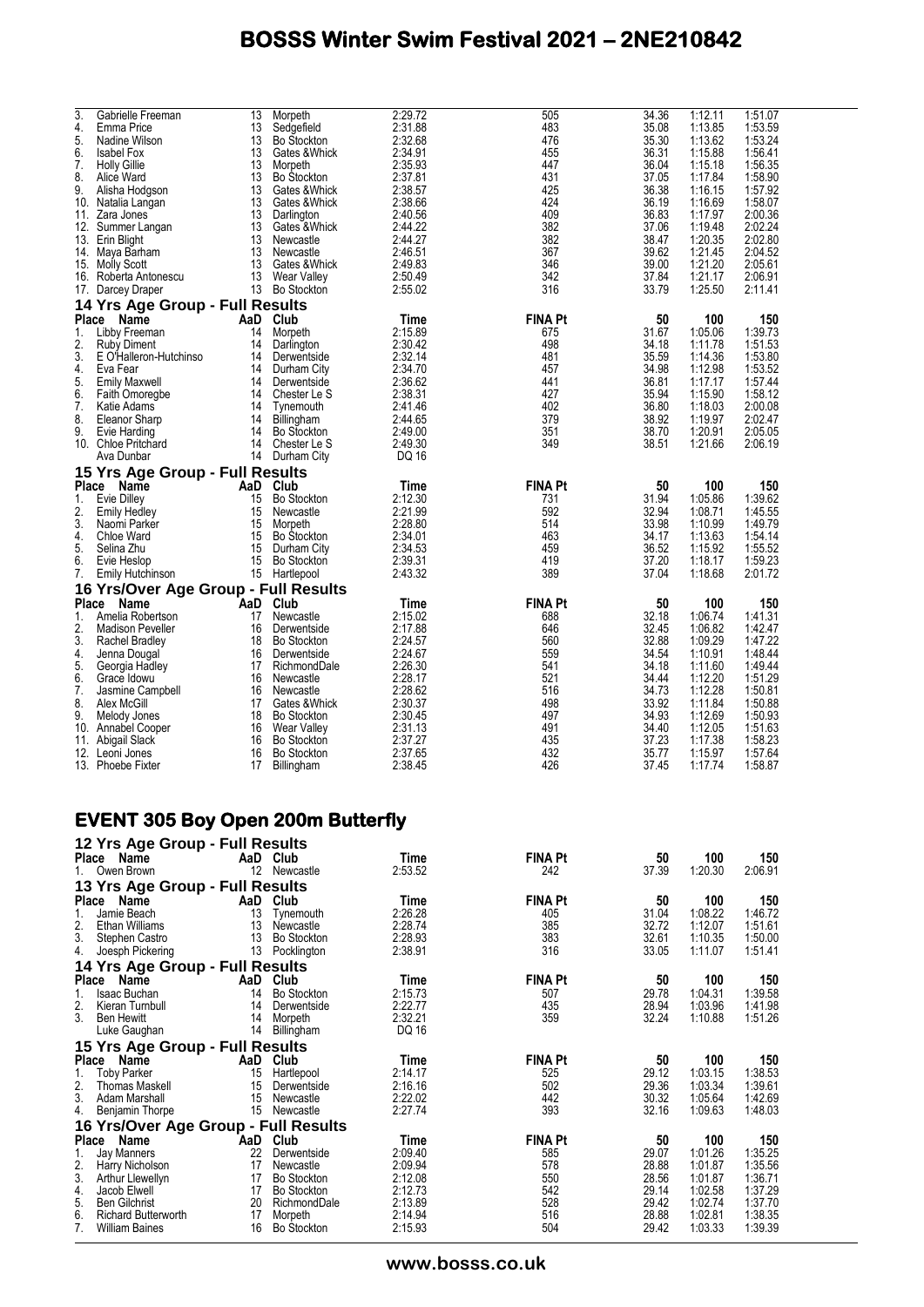| Place | Name | AaD | Club | Time | FINA Pt | 50 | 100 | 150 |
|---|---|---|---|---|---|---|---|---|
| 3. | Gabrielle Freeman | 13 | Morpeth | 2:29.72 | 505 | 34.36 | 1:12.11 | 1:51.07 |
| 4. | Emma Price | 13 | Sedgefield | 2:31.88 | 483 | 35.08 | 1:13.85 | 1:53.59 |
| 5. | Nadine Wilson | 13 | Bo Stockton | 2:32.68 | 476 | 35.30 | 1:13.62 | 1:53.24 |
| 6. | Isabel Fox | 13 | Gates &Whick | 2:34.91 | 455 | 36.31 | 1:15.88 | 1:56.41 |
| 7. | Holly Gillie | 13 | Morpeth | 2:35.93 | 447 | 36.04 | 1:15.18 | 1:56.35 |
| 8. | Alice Ward | 13 | Bo Stockton | 2:37.81 | 431 | 37.05 | 1:17.84 | 1:58.90 |
| 9. | Alisha Hodgson | 13 | Gates &Whick | 2:38.57 | 425 | 36.38 | 1:16.15 | 1:57.92 |
| 10. | Natalia Langan | 13 | Gates &Whick | 2:38.66 | 424 | 36.19 | 1:16.69 | 1:58.07 |
| 11. | Zara Jones | 13 | Darlington | 2:40.56 | 409 | 36.83 | 1:17.97 | 2:00.36 |
| 12. | Summer Langan | 13 | Gates &Whick | 2:44.22 | 382 | 37.06 | 1:19.48 | 2:02.24 |
| 13. | Erin Blight | 13 | Newcastle | 2:44.27 | 382 | 38.47 | 1:20.35 | 2:02.80 |
| 14. | Maya Barham | 13 | Newcastle | 2:46.51 | 367 | 39.62 | 1:21.45 | 2:04.52 |
| 15. | Molly Scott | 13 | Gates &Whick | 2:49.83 | 346 | 39.00 | 1:21.20 | 2:05.61 |
| 16. | Roberta Antonescu | 13 | Wear Valley | 2:50.49 | 342 | 37.84 | 1:21.17 | 2:06.91 |
| 17. | Darcey Draper | 13 | Bo Stockton | 2:55.02 | 316 | 33.79 | 1:25.50 | 2:11.41 |

### 14 Yrs Age Group - Full Results

| Place | Name | AaD | Club | Time | FINA Pt | 50 | 100 | 150 |
|---|---|---|---|---|---|---|---|---|
| 1. | Libby Freeman | 14 | Morpeth | 2:15.89 | 675 | 31.67 | 1:05.06 | 1:39.73 |
| 2. | Ruby Diment | 14 | Darlington | 2:30.42 | 498 | 34.18 | 1:11.78 | 1:51.53 |
| 3. | E O'Halleron-Hutchinso | 14 | Derwentside | 2:32.14 | 481 | 35.59 | 1:14.36 | 1:53.80 |
| 4. | Eva Fear | 14 | Durham City | 2:34.70 | 457 | 34.98 | 1:12.98 | 1:53.52 |
| 5. | Emily Maxwell | 14 | Derwentside | 2:36.62 | 441 | 36.81 | 1:17.17 | 1:57.44 |
| 6. | Faith Omoregbe | 14 | Chester Le S | 2:38.31 | 427 | 35.94 | 1:15.90 | 1:58.12 |
| 7. | Katie Adams | 14 | Tynemouth | 2:41.46 | 402 | 36.80 | 1:18.03 | 2:00.08 |
| 8. | Eleanor Sharp | 14 | Billingham | 2:44.65 | 379 | 38.92 | 1:19.97 | 2:02.47 |
| 9. | Evie Harding | 14 | Bo Stockton | 2:49.00 | 351 | 38.70 | 1:20.91 | 2:05.05 |
| 10. | Chloe Pritchard | 14 | Chester Le S | 2:49.30 | 349 | 38.51 | 1:21.66 | 2:06.19 |
| | Ava Dunbar | 14 | Durham City | DQ 16 | | | | |

### 15 Yrs Age Group - Full Results

| Place | Name | AaD | Club | Time | FINA Pt | 50 | 100 | 150 |
|---|---|---|---|---|---|---|---|---|
| 1. | Evie Dilley | 15 | Bo Stockton | 2:12.30 | 731 | 31.94 | 1:05.86 | 1:39.62 |
| 2. | Emily Hedley | 15 | Newcastle | 2:21.99 | 592 | 32.94 | 1:08.71 | 1:45.55 |
| 3. | Naomi Parker | 15 | Morpeth | 2:28.80 | 514 | 33.98 | 1:10.99 | 1:49.79 |
| 4. | Chloe Ward | 15 | Bo Stockton | 2:34.01 | 463 | 34.17 | 1:13.63 | 1:54.14 |
| 5. | Selina Zhu | 15 | Durham City | 2:34.53 | 459 | 36.52 | 1:15.92 | 1:55.52 |
| 6. | Evie Heslop | 15 | Bo Stockton | 2:39.31 | 419 | 37.20 | 1:18.17 | 1:59.23 |
| 7. | Emily Hutchinson | 15 | Hartlepool | 2:43.32 | 389 | 37.04 | 1:18.68 | 2:01.72 |

### 16 Yrs/Over Age Group - Full Results

| Place | Name | AaD | Club | Time | FINA Pt | 50 | 100 | 150 |
|---|---|---|---|---|---|---|---|---|
| 1. | Amelia Robertson | 17 | Newcastle | 2:15.02 | 688 | 32.18 | 1:06.74 | 1:41.31 |
| 2. | Madison Peveller | 16 | Derwentside | 2:17.88 | 646 | 32.45 | 1:06.82 | 1:42.47 |
| 3. | Rachel Bradley | 18 | Bo Stockton | 2:24.57 | 560 | 32.88 | 1:09.29 | 1:47.22 |
| 4. | Jenna Dougal | 16 | Derwentside | 2:24.67 | 559 | 34.54 | 1:10.91 | 1:48.44 |
| 5. | Georgia Hadley | 17 | RichmondDale | 2:26.30 | 541 | 34.18 | 1:11.60 | 1:49.44 |
| 6. | Grace Idowu | 16 | Newcastle | 2:28.17 | 521 | 34.44 | 1:12.20 | 1:51.29 |
| 7. | Jasmine Campbell | 16 | Newcastle | 2:28.62 | 516 | 34.73 | 1:12.28 | 1:50.81 |
| 8. | Alex McGill | 17 | Gates &Whick | 2:30.37 | 498 | 33.92 | 1:11.84 | 1:50.88 |
| 9. | Melody Jones | 18 | Bo Stockton | 2:30.45 | 497 | 34.93 | 1:12.69 | 1:50.93 |
| 10. | Annabel Cooper | 16 | Wear Valley | 2:31.13 | 491 | 34.40 | 1:12.05 | 1:51.63 |
| 11. | Abigail Slack | 16 | Bo Stockton | 2:37.27 | 435 | 37.23 | 1:17.38 | 1:58.23 |
| 12. | Leoni Jones | 16 | Bo Stockton | 2:37.65 | 432 | 35.77 | 1:15.97 | 1:57.64 |
| 13. | Phoebe Fixter | 17 | Billingham | 2:38.45 | 426 | 37.45 | 1:17.74 | 1:58.87 |

## EVENT 305 Boy Open 200m Butterfly

### 12 Yrs Age Group - Full Results

| Place | Name | AaD | Club | Time | FINA Pt | 50 | 100 | 150 |
|---|---|---|---|---|---|---|---|---|
| 1. | Owen Brown | 12 | Newcastle | 2:53.52 | 242 | 37.39 | 1:20.30 | 2:06.91 |

### 13 Yrs Age Group - Full Results

| Place | Name | AaD | Club | Time | FINA Pt | 50 | 100 | 150 |
|---|---|---|---|---|---|---|---|---|
| 1. | Jamie Beach | 13 | Tynemouth | 2:26.28 | 405 | 31.04 | 1:08.22 | 1:46.72 |
| 2. | Ethan Williams | 13 | Newcastle | 2:28.74 | 385 | 32.72 | 1:12.07 | 1:51.61 |
| 3. | Stephen Castro | 13 | Bo Stockton | 2:28.93 | 383 | 32.61 | 1:10.35 | 1:50.00 |
| 4. | Joesph Pickering | 13 | Pocklington | 2:38.91 | 316 | 33.05 | 1:11.07 | 1:51.41 |

### 14 Yrs Age Group - Full Results

| Place | Name | AaD | Club | Time | FINA Pt | 50 | 100 | 150 |
|---|---|---|---|---|---|---|---|---|
| 1. | Isaac Buchan | 14 | Bo Stockton | 2:15.73 | 507 | 29.78 | 1:04.31 | 1:39.58 |
| 2. | Kieran Turnbull | 14 | Derwentside | 2:22.77 | 435 | 28.94 | 1:03.96 | 1:41.98 |
| 3. | Ben Hewitt | 14 | Morpeth | 2:32.21 | 359 | 32.24 | 1:10.88 | 1:51.26 |
| | Luke Gaughan | 14 | Billingham | DQ 16 | | | | |

### 15 Yrs Age Group - Full Results

| Place | Name | AaD | Club | Time | FINA Pt | 50 | 100 | 150 |
|---|---|---|---|---|---|---|---|---|
| 1. | Toby Parker | 15 | Hartlepool | 2:14.17 | 525 | 29.12 | 1:03.15 | 1:38.53 |
| 2. | Thomas Maskell | 15 | Derwentside | 2:16.16 | 502 | 29.36 | 1:03.34 | 1:39.61 |
| 3. | Adam Marshall | 15 | Newcastle | 2:22.02 | 442 | 30.32 | 1:05.64 | 1:42.69 |
| 4. | Benjamin Thorpe | 15 | Newcastle | 2:27.74 | 393 | 32.16 | 1:09.63 | 1:48.03 |

### 16 Yrs/Over Age Group - Full Results

| Place | Name | AaD | Club | Time | FINA Pt | 50 | 100 | 150 |
|---|---|---|---|---|---|---|---|---|
| 1. | Jay Manners | 22 | Derwentside | 2:09.40 | 585 | 29.07 | 1:01.26 | 1:35.25 |
| 2. | Harry Nicholson | 17 | Newcastle | 2:09.94 | 578 | 28.88 | 1:01.87 | 1:35.56 |
| 3. | Arthur Llewellyn | 17 | Bo Stockton | 2:12.08 | 550 | 28.56 | 1:01.87 | 1:36.71 |
| 4. | Jacob Elwell | 17 | Bo Stockton | 2:12.73 | 542 | 29.14 | 1:02.58 | 1:37.29 |
| 5. | Ben Gilchrist | 20 | RichmondDale | 2:13.89 | 528 | 29.42 | 1:02.74 | 1:37.70 |
| 6. | Richard Butterworth | 17 | Morpeth | 2:14.94 | 516 | 28.88 | 1:02.81 | 1:38.35 |
| 7. | William Baines | 16 | Bo Stockton | 2:15.93 | 504 | 29.42 | 1:03.33 | 1:39.39 |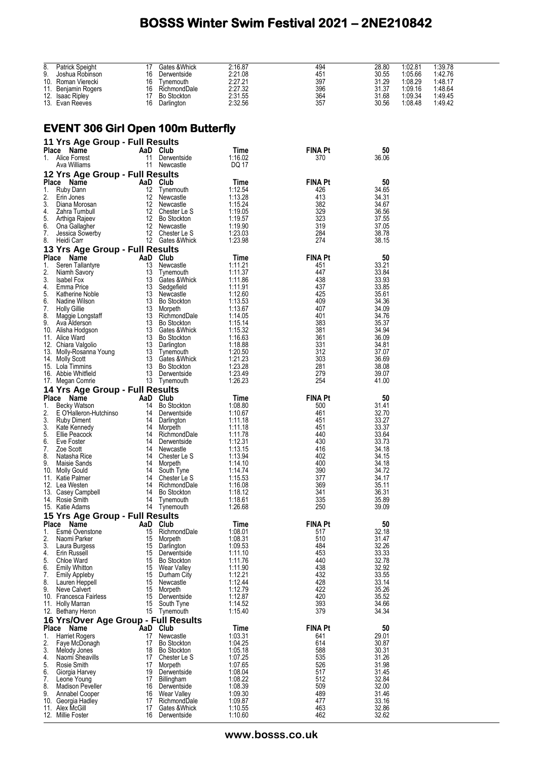# BOSSS Winter Swim Festival 2021 – 2NE210842

| Place | Name | AaD | Club | Time | FINA Pt | 50 | 100 | 150 |
|---|---|---|---|---|---|---|---|---|
| 8. | Patrick Speight | 17 | Gates &Whick | 2:16.87 | 494 | 28.80 | 1:02.81 | 1:39.78 |
| 9. | Joshua Robinson | 16 | Derwentside | 2:21.08 | 451 | 30.55 | 1:05.66 | 1:42.76 |
| 10. | Roman Vierecki | 16 | Tynemouth | 2:27.21 | 397 | 31.29 | 1:08.29 | 1:48.17 |
| 11. | Benjamin Rogers | 16 | RichmondDale | 2:27.32 | 396 | 31.37 | 1:09.16 | 1:48.64 |
| 12. | Isaac Ripley | 17 | Bo Stockton | 2:31.55 | 364 | 31.68 | 1:09.34 | 1:49.45 |
| 13. | Evan Reeves | 16 | Darlington | 2:32.56 | 357 | 30.56 | 1:08.48 | 1:49.42 |

## EVENT 306 Girl Open 100m Butterfly

### 11 Yrs Age Group - Full Results

| Place | Name | AaD | Club | Time | FINA Pt | 50 |
|---|---|---|---|---|---|---|
| 1. | Alice Forrest | 11 | Derwentside | 1:16.02 | 370 | 36.06 |
| | Ava Williams | 11 | Newcastle | DQ 17 | | |

### 12 Yrs Age Group - Full Results

| Place | Name | AaD | Club | Time | FINA Pt | 50 |
|---|---|---|---|---|---|---|
| 1. | Ruby Dann | 12 | Tynemouth | 1:12.54 | 426 | 34.65 |
| 2. | Erin Jones | 12 | Newcastle | 1:13.28 | 413 | 34.31 |
| 3. | Diana Morosan | 12 | Newcastle | 1:15.24 | 382 | 34.67 |
| 4. | Zahra Turnbull | 12 | Chester Le S | 1:19.05 | 329 | 36.56 |
| 5. | Arthiga Rajeev | 12 | Bo Stockton | 1:19.57 | 323 | 37.55 |
| 6. | Ona Gallagher | 12 | Newcastle | 1:19.90 | 319 | 37.05 |
| 7. | Jessica Sowerby | 12 | Chester Le S | 1:23.03 | 284 | 38.78 |
| 8. | Heidi Carr | 12 | Gates &Whick | 1:23.98 | 274 | 38.15 |

### 13 Yrs Age Group - Full Results

| Place | Name | AaD | Club | Time | FINA Pt | 50 |
|---|---|---|---|---|---|---|
| 1. | Seren Tallantyre | 13 | Newcastle | 1:11.21 | 451 | 33.21 |
| 2. | Niamh Savory | 13 | Tynemouth | 1:11.37 | 447 | 33.84 |
| 3. | Isabel Fox | 13 | Gates &Whick | 1:11.86 | 438 | 33.93 |
| 4. | Emma Price | 13 | Sedgefield | 1:11.91 | 437 | 33.85 |
| 5. | Katherine Noble | 13 | Newcastle | 1:12.60 | 425 | 35.61 |
| 6. | Nadine Wilson | 13 | Bo Stockton | 1:13.53 | 409 | 34.36 |
| 7. | Holly Gillie | 13 | Morpeth | 1:13.67 | 407 | 34.09 |
| 8. | Maggie Longstaff | 13 | RichmondDale | 1:14.05 | 401 | 34.76 |
| 9. | Ava Alderson | 13 | Bo Stockton | 1:15.14 | 383 | 35.37 |
| 10. | Alisha Hodgson | 13 | Gates &Whick | 1:15.32 | 381 | 34.94 |
| 11. | Alice Ward | 13 | Bo Stockton | 1:16.63 | 361 | 36.09 |
| 12. | Chiara Valgolio | 13 | Darlington | 1:18.88 | 331 | 34.81 |
| 13. | Molly-Rosanna Young | 13 | Tynemouth | 1:20.50 | 312 | 37.07 |
| 14. | Molly Scott | 13 | Gates &Whick | 1:21.23 | 303 | 36.69 |
| 15. | Lola Timmins | 13 | Bo Stockton | 1:23.28 | 281 | 38.08 |
| 16. | Abbie Whitfield | 13 | Derwentside | 1:23.49 | 279 | 39.07 |
| 17. | Megan Comrie | 13 | Tynemouth | 1:26.23 | 254 | 41.00 |

### 14 Yrs Age Group - Full Results

| Place | Name | AaD | Club | Time | FINA Pt | 50 |
|---|---|---|---|---|---|---|
| 1. | Becky Watson | 14 | Bo Stockton | 1:08.80 | 500 | 31.41 |
| 2. | E O'Halleron-Hutchinso | 14 | Derwentside | 1:10.67 | 461 | 32.70 |
| 3. | Ruby Diment | 14 | Darlington | 1:11.18 | 451 | 33.27 |
| 3. | Kate Kennedy | 14 | Morpeth | 1:11.18 | 451 | 33.37 |
| 5. | Ellie Peacock | 14 | RichmondDale | 1:11.78 | 440 | 33.64 |
| 6. | Eve Foster | 14 | Derwentside | 1:12.31 | 430 | 33.73 |
| 7. | Zoe Scott | 14 | Newcastle | 1:13.15 | 416 | 34.18 |
| 8. | Natasha Rice | 14 | Chester Le S | 1:13.94 | 402 | 34.15 |
| 9. | Maisie Sands | 14 | Morpeth | 1:14.10 | 400 | 34.18 |
| 10. | Molly Gould | 14 | South Tyne | 1:14.74 | 390 | 34.72 |
| 11. | Katie Palmer | 14 | Chester Le S | 1:15.53 | 377 | 34.17 |
| 12. | Lea Westen | 14 | RichmondDale | 1:16.08 | 369 | 35.11 |
| 13. | Casey Campbell | 14 | Bo Stockton | 1:18.12 | 341 | 36.31 |
| 14. | Rosie Smith | 14 | Tynemouth | 1:18.61 | 335 | 35.89 |
| 15. | Katie Adams | 14 | Tynemouth | 1:26.68 | 250 | 39.09 |

### 15 Yrs Age Group - Full Results

| Place | Name | AaD | Club | Time | FINA Pt | 50 |
|---|---|---|---|---|---|---|
| 1. | Esmé Ovenstone | 15 | RichmondDale | 1:08.01 | 517 | 32.18 |
| 2. | Naomi Parker | 15 | Morpeth | 1:08.31 | 510 | 31.47 |
| 3. | Laura Burgess | 15 | Darlington | 1:09.53 | 484 | 32.26 |
| 4. | Erin Russell | 15 | Derwentside | 1:11.10 | 453 | 33.33 |
| 5. | Chloe Ward | 15 | Bo Stockton | 1:11.76 | 440 | 32.78 |
| 6. | Emily Whitton | 15 | Wear Valley | 1:11.90 | 438 | 32.92 |
| 7. | Emily Appleby | 15 | Durham City | 1:12.21 | 432 | 33.55 |
| 8. | Lauren Heppell | 15 | Newcastle | 1:12.44 | 428 | 33.14 |
| 9. | Neve Calvert | 15 | Morpeth | 1:12.79 | 422 | 35.26 |
| 10. | Francesca Fairless | 15 | Derwentside | 1:12.87 | 420 | 35.52 |
| 11. | Holly Marran | 15 | South Tyne | 1:14.52 | 393 | 34.66 |
| 12. | Bethany Heron | 15 | Tynemouth | 1:15.40 | 379 | 34.34 |

### 16 Yrs/Over Age Group - Full Results

| Place | Name | AaD | Club | Time | FINA Pt | 50 |
|---|---|---|---|---|---|---|
| 1. | Harriet Rogers | 17 | Newcastle | 1:03.31 | 641 | 29.01 |
| 2. | Faye McDonagh | 17 | Bo Stockton | 1:04.25 | 614 | 30.87 |
| 3. | Melody Jones | 18 | Bo Stockton | 1:05.18 | 588 | 30.31 |
| 4. | Naomi Sheavills | 17 | Chester Le S | 1:07.25 | 535 | 31.26 |
| 5. | Rosie Smith | 17 | Morpeth | 1:07.65 | 526 | 31.98 |
| 6. | Giorgia Harvey | 19 | Derwentside | 1:08.04 | 517 | 31.45 |
| 7. | Leone Young | 17 | Billingham | 1:08.22 | 512 | 32.84 |
| 8. | Madison Peveller | 16 | Derwentside | 1:08.39 | 509 | 32.00 |
| 9. | Annabel Cooper | 16 | Wear Valley | 1:09.30 | 489 | 31.46 |
| 10. | Georgia Hadley | 17 | RichmondDale | 1:09.87 | 477 | 33.16 |
| 11. | Alex McGill | 17 | Gates &Whick | 1:10.55 | 463 | 32.86 |
| 12. | Millie Foster | 16 | Derwentside | 1:10.60 | 462 | 32.62 |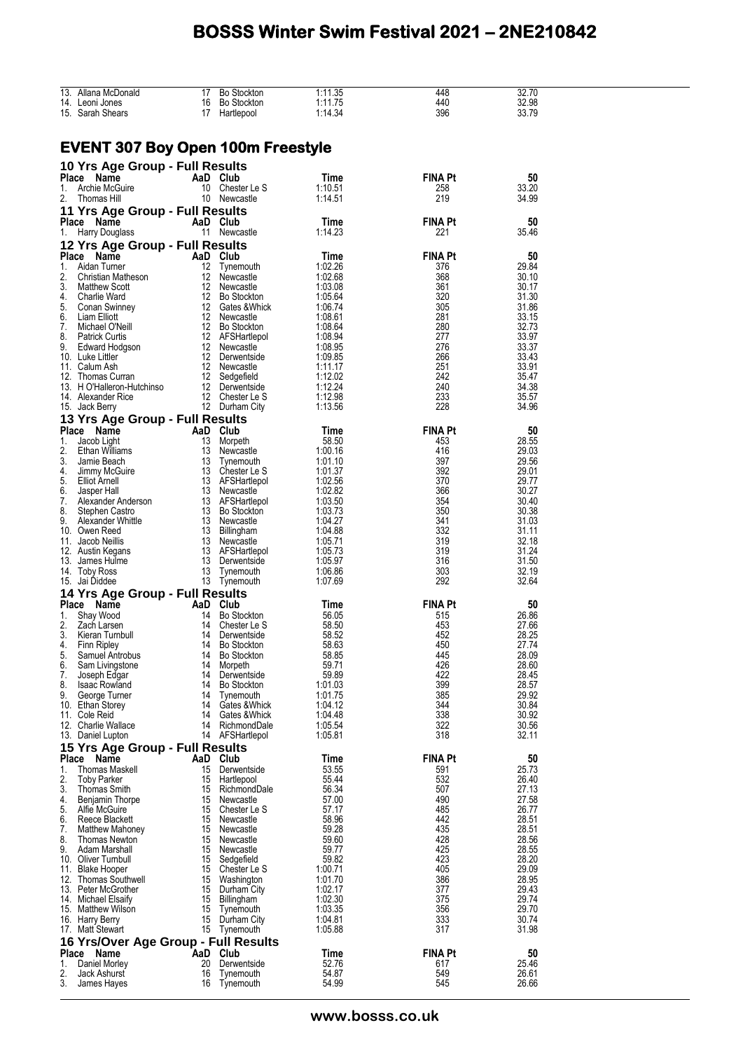| Place | Name | AaD | Club | Time | FINA Pt | 50 |
|---|---|---|---|---|---|---|
| 13. | Allana McDonald | 17 | Bo Stockton | 1:11.35 | 448 | 32.70 |
| 14. | Leoni Jones | 16 | Bo Stockton | 1:11.75 | 440 | 32.98 |
| 15. | Sarah Shears | 17 | Hartlepool | 1:14.34 | 396 | 33.79 |

## EVENT 307 Boy Open 100m Freestyle

### 10 Yrs Age Group - Full Results

| Place | Name | AaD | Club | Time | FINA Pt | 50 |
|---|---|---|---|---|---|---|
| 1. | Archie McGuire | 10 | Chester Le S | 1:10.51 | 258 | 33.20 |
| 2. | Thomas Hill | 10 | Newcastle | 1:14.51 | 219 | 34.99 |

### 11 Yrs Age Group - Full Results

| Place | Name | AaD | Club | Time | FINA Pt | 50 |
|---|---|---|---|---|---|---|
| 1. | Harry Douglass | 11 | Newcastle | 1:14.23 | 221 | 35.46 |

### 12 Yrs Age Group - Full Results

| Place | Name | AaD | Club | Time | FINA Pt | 50 |
|---|---|---|---|---|---|---|
| 1. | Aidan Turner | 12 | Tynemouth | 1:02.26 | 376 | 29.84 |
| 2. | Christian Matheson | 12 | Newcastle | 1:02.68 | 368 | 30.10 |
| 3. | Matthew Scott | 12 | Newcastle | 1:03.08 | 361 | 30.17 |
| 4. | Charlie Ward | 12 | Bo Stockton | 1:05.64 | 320 | 31.30 |
| 5. | Conan Swinney | 12 | Gates &Whick | 1:06.74 | 305 | 31.86 |
| 6. | Liam Elliott | 12 | Newcastle | 1:08.61 | 281 | 33.15 |
| 7. | Michael O'Neill | 12 | Bo Stockton | 1:08.64 | 280 | 32.73 |
| 8. | Patrick Curtis | 12 | AFSHartlepol | 1:08.94 | 277 | 33.97 |
| 9. | Edward Hodgson | 12 | Newcastle | 1:08.95 | 276 | 33.37 |
| 10. | Luke Littler | 12 | Derwentside | 1:09.85 | 266 | 33.43 |
| 11. | Calum Ash | 12 | Newcastle | 1:11.17 | 251 | 33.91 |
| 12. | Thomas Curran | 12 | Sedgefield | 1:12.02 | 242 | 35.47 |
| 13. | H O'Halleron-Hutchinso | 12 | Derwentside | 1:12.24 | 240 | 34.38 |
| 14. | Alexander Rice | 12 | Chester Le S | 1:12.98 | 233 | 35.57 |
| 15. | Jack Berry | 12 | Durham City | 1:13.56 | 228 | 34.96 |

### 13 Yrs Age Group - Full Results

| Place | Name | AaD | Club | Time | FINA Pt | 50 |
|---|---|---|---|---|---|---|
| 1. | Jacob Light | 13 | Morpeth | 58.50 | 453 | 28.55 |
| 2. | Ethan Williams | 13 | Newcastle | 1:00.16 | 416 | 29.03 |
| 3. | Jamie Beach | 13 | Tynemouth | 1:01.10 | 397 | 29.56 |
| 4. | Jimmy McGuire | 13 | Chester Le S | 1:01.37 | 392 | 29.01 |
| 5. | Elliot Arnell | 13 | AFSHartlepol | 1:02.56 | 370 | 29.77 |
| 6. | Jasper Hall | 13 | Newcastle | 1:02.82 | 366 | 30.27 |
| 7. | Alexander Anderson | 13 | AFSHartlepol | 1:03.50 | 354 | 30.40 |
| 8. | Stephen Castro | 13 | Bo Stockton | 1:03.73 | 350 | 30.38 |
| 9. | Alexander Whittle | 13 | Newcastle | 1:04.27 | 341 | 31.03 |
| 10. | Owen Reed | 13 | Billingham | 1:04.88 | 332 | 31.11 |
| 11. | Jacob Neillis | 13 | Newcastle | 1:05.71 | 319 | 32.18 |
| 12. | Austin Kegans | 13 | AFSHartlepol | 1:05.73 | 319 | 31.24 |
| 13. | James Hulme | 13 | Derwentside | 1:05.97 | 316 | 31.50 |
| 14. | Toby Ross | 13 | Tynemouth | 1:06.86 | 303 | 32.19 |
| 15. | Jai Diddee | 13 | Tynemouth | 1:07.69 | 292 | 32.64 |

### 14 Yrs Age Group - Full Results

| Place | Name | AaD | Club | Time | FINA Pt | 50 |
|---|---|---|---|---|---|---|
| 1. | Shay Wood | 14 | Bo Stockton | 56.05 | 515 | 26.86 |
| 2. | Zach Larsen | 14 | Chester Le S | 58.50 | 453 | 27.66 |
| 3. | Kieran Turnbull | 14 | Derwentside | 58.52 | 452 | 28.25 |
| 4. | Finn Ripley | 14 | Bo Stockton | 58.63 | 450 | 27.74 |
| 5. | Samuel Antrobus | 14 | Bo Stockton | 58.85 | 445 | 28.09 |
| 6. | Sam Livingstone | 14 | Morpeth | 59.71 | 426 | 28.60 |
| 7. | Joseph Edgar | 14 | Derwentside | 59.89 | 422 | 28.45 |
| 8. | Isaac Rowland | 14 | Bo Stockton | 1:01.03 | 399 | 28.57 |
| 9. | George Turner | 14 | Tynemouth | 1:01.75 | 385 | 29.92 |
| 10. | Ethan Storey | 14 | Gates &Whick | 1:04.12 | 344 | 30.84 |
| 11. | Cole Reid | 14 | Gates &Whick | 1:04.48 | 338 | 30.92 |
| 12. | Charlie Wallace | 14 | RichmondDale | 1:05.54 | 322 | 30.56 |
| 13. | Daniel Lupton | 14 | AFSHartlepol | 1:05.81 | 318 | 32.11 |

### 15 Yrs Age Group - Full Results

| Place | Name | AaD | Club | Time | FINA Pt | 50 |
|---|---|---|---|---|---|---|
| 1. | Thomas Maskell | 15 | Derwentside | 53.55 | 591 | 25.73 |
| 2. | Toby Parker | 15 | Hartlepool | 55.44 | 532 | 26.40 |
| 3. | Thomas Smith | 15 | RichmondDale | 56.34 | 507 | 27.13 |
| 4. | Benjamin Thorpe | 15 | Newcastle | 57.00 | 490 | 27.58 |
| 5. | Alfie McGuire | 15 | Chester Le S | 57.17 | 485 | 26.77 |
| 6. | Reece Blackett | 15 | Newcastle | 58.96 | 442 | 28.51 |
| 7. | Matthew Mahoney | 15 | Newcastle | 59.28 | 435 | 28.51 |
| 8. | Thomas Newton | 15 | Newcastle | 59.60 | 428 | 28.56 |
| 9. | Adam Marshall | 15 | Newcastle | 59.77 | 425 | 28.55 |
| 10. | Oliver Turnbull | 15 | Sedgefield | 59.82 | 423 | 28.20 |
| 11. | Blake Hooper | 15 | Chester Le S | 1:00.71 | 405 | 29.09 |
| 12. | Thomas Southwell | 15 | Washington | 1:01.70 | 386 | 28.95 |
| 13. | Peter McGrother | 15 | Durham City | 1:02.17 | 377 | 29.43 |
| 14. | Michael Elsaify | 15 | Billingham | 1:02.30 | 375 | 29.74 |
| 15. | Matthew Wilson | 15 | Tynemouth | 1:03.35 | 356 | 29.70 |
| 16. | Harry Berry | 15 | Durham City | 1:04.81 | 333 | 30.74 |
| 17. | Matt Stewart | 15 | Tynemouth | 1:05.88 | 317 | 31.98 |

### 16 Yrs/Over Age Group - Full Results

| Place | Name | AaD | Club | Time | FINA Pt | 50 |
|---|---|---|---|---|---|---|
| 1. | Daniel Morley | 20 | Derwentside | 52.76 | 617 | 25.46 |
| 2. | Jack Ashurst | 16 | Tynemouth | 54.87 | 549 | 26.61 |
| 3. | James Hayes | 16 | Tynemouth | 54.99 | 545 | 26.66 |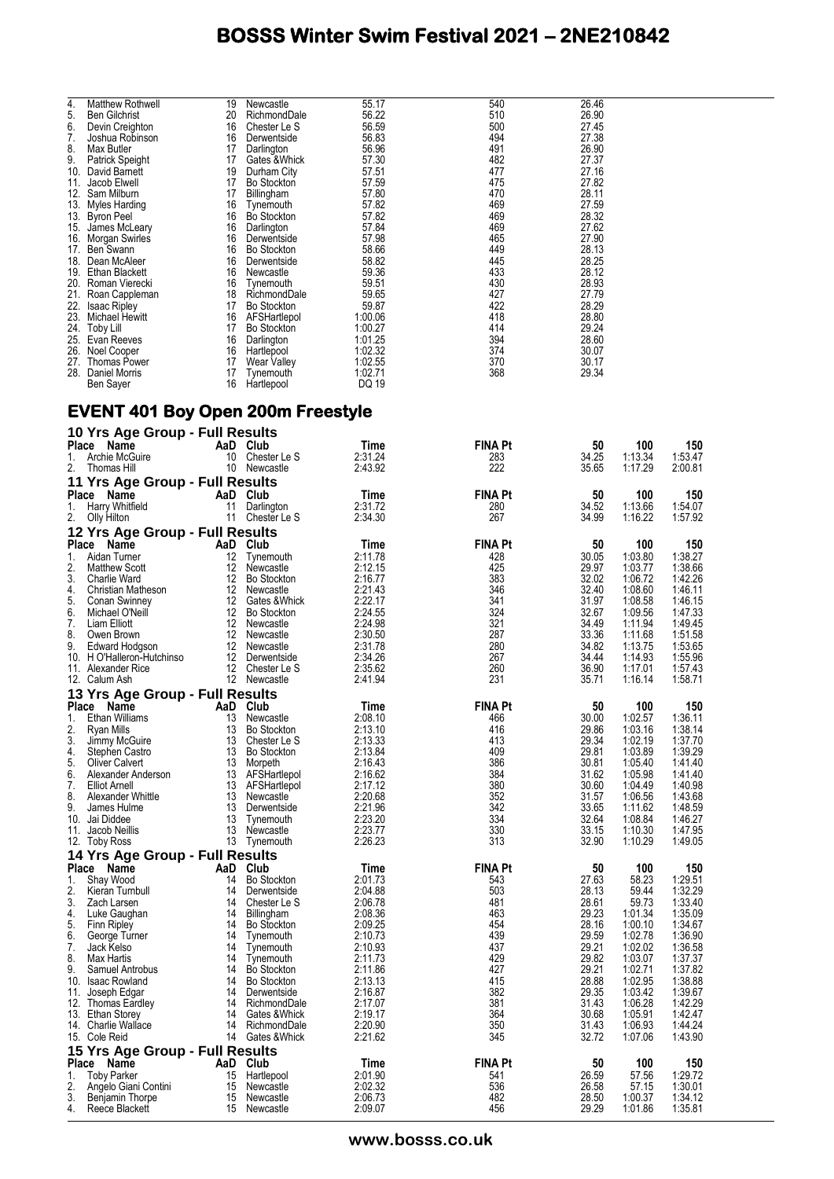| Place | Name | AaD | Club | Time | FINA Pt | 50 |
|---|---|---|---|---|---|---|
| 4. | Matthew Rothwell | 19 | Newcastle | 55.17 | 540 | 26.46 |
| 5. | Ben Gilchrist | 20 | RichmondDale | 56.22 | 510 | 26.90 |
| 6. | Devin Creighton | 16 | Chester Le S | 56.59 | 500 | 27.45 |
| 7. | Joshua Robinson | 16 | Derwentside | 56.83 | 494 | 27.38 |
| 8. | Max Butler | 17 | Darlington | 56.96 | 491 | 26.90 |
| 9. | Patrick Speight | 17 | Gates &Whick | 57.30 | 482 | 27.37 |
| 10. | David Barnett | 19 | Durham City | 57.51 | 477 | 27.16 |
| 11. | Jacob Elwell | 17 | Bo Stockton | 57.59 | 475 | 27.82 |
| 12. | Sam Milburn | 17 | Billingham | 57.80 | 470 | 28.11 |
| 13. | Myles Harding | 16 | Tynemouth | 57.82 | 469 | 27.59 |
| 13. | Byron Peel | 16 | Bo Stockton | 57.82 | 469 | 28.32 |
| 15. | James McLeary | 16 | Darlington | 57.84 | 469 | 27.62 |
| 16. | Morgan Swirles | 16 | Derwentside | 57.98 | 465 | 27.90 |
| 17. | Ben Swann | 16 | Bo Stockton | 58.66 | 449 | 28.13 |
| 18. | Dean McAleer | 16 | Derwentside | 58.82 | 445 | 28.25 |
| 19. | Ethan Blackett | 16 | Newcastle | 59.36 | 433 | 28.12 |
| 20. | Roman Vierecki | 16 | Tynemouth | 59.51 | 430 | 28.93 |
| 21. | Roan Cappleman | 18 | RichmondDale | 59.65 | 427 | 27.79 |
| 22. | Isaac Ripley | 17 | Bo Stockton | 59.87 | 422 | 28.29 |
| 23. | Michael Hewitt | 16 | AFSHartlepol | 1:00.06 | 418 | 28.80 |
| 24. | Toby Lill | 17 | Bo Stockton | 1:00.27 | 414 | 29.24 |
| 25. | Evan Reeves | 16 | Darlington | 1:01.25 | 394 | 28.60 |
| 26. | Noel Cooper | 16 | Hartlepool | 1:02.32 | 374 | 30.07 |
| 27. | Thomas Power | 17 | Wear Valley | 1:02.55 | 370 | 30.17 |
| 28. | Daniel Morris | 17 | Tynemouth | 1:02.71 | 368 | 29.34 |
| | Ben Sayer | 16 | Hartlepool | DQ 19 | | |

## EVENT 401 Boy Open 200m Freestyle

### 10 Yrs Age Group - Full Results

| Place | Name | AaD | Club | Time | FINA Pt | 50 | 100 | 150 |
|---|---|---|---|---|---|---|---|---|
| 1. | Archie McGuire | 10 | Chester Le S | 2:31.24 | 283 | 34.25 | 1:13.34 | 1:53.47 |
| 2. | Thomas Hill | 10 | Newcastle | 2:43.92 | 222 | 35.65 | 1:17.29 | 2:00.81 |

### 11 Yrs Age Group - Full Results

| Place | Name | AaD | Club | Time | FINA Pt | 50 | 100 | 150 |
|---|---|---|---|---|---|---|---|---|
| 1. | Harry Whitfield | 11 | Darlington | 2:31.72 | 280 | 34.52 | 1:13.66 | 1:54.07 |
| 2. | Olly Hilton | 11 | Chester Le S | 2:34.30 | 267 | 34.99 | 1:16.22 | 1:57.92 |

### 12 Yrs Age Group - Full Results

| Place | Name | AaD | Club | Time | FINA Pt | 50 | 100 | 150 |
|---|---|---|---|---|---|---|---|---|
| 1. | Aidan Turner | 12 | Tynemouth | 2:11.78 | 428 | 30.05 | 1:03.80 | 1:38.27 |
| 2. | Matthew Scott | 12 | Newcastle | 2:12.15 | 425 | 29.97 | 1:03.77 | 1:38.66 |
| 3. | Charlie Ward | 12 | Bo Stockton | 2:16.77 | 383 | 32.02 | 1:06.72 | 1:42.26 |
| 4. | Christian Matheson | 12 | Newcastle | 2:21.43 | 346 | 32.40 | 1:08.60 | 1:46.11 |
| 5. | Conan Swinney | 12 | Gates &Whick | 2:22.17 | 341 | 31.97 | 1:08.58 | 1:46.15 |
| 6. | Michael O'Neill | 12 | Bo Stockton | 2:24.55 | 324 | 32.67 | 1:09.56 | 1:47.33 |
| 7. | Liam Elliott | 12 | Newcastle | 2:24.98 | 321 | 34.49 | 1:11.94 | 1:49.45 |
| 8. | Owen Brown | 12 | Newcastle | 2:30.50 | 287 | 33.36 | 1:11.68 | 1:51.58 |
| 9. | Edward Hodgson | 12 | Newcastle | 2:31.78 | 280 | 34.82 | 1:13.75 | 1:53.65 |
| 10. | H O'Halleron-Hutchinso | 12 | Derwentside | 2:34.26 | 267 | 34.44 | 1:14.93 | 1:55.96 |
| 11. | Alexander Rice | 12 | Chester Le S | 2:35.62 | 260 | 36.90 | 1:17.01 | 1:57.43 |
| 12. | Calum Ash | 12 | Newcastle | 2:41.94 | 231 | 35.71 | 1:16.14 | 1:58.71 |

### 13 Yrs Age Group - Full Results

| Place | Name | AaD | Club | Time | FINA Pt | 50 | 100 | 150 |
|---|---|---|---|---|---|---|---|---|
| 1. | Ethan Williams | 13 | Newcastle | 2:08.10 | 466 | 30.00 | 1:02.57 | 1:36.11 |
| 2. | Ryan Mills | 13 | Bo Stockton | 2:13.10 | 416 | 29.86 | 1:03.16 | 1:38.14 |
| 3. | Jimmy McGuire | 13 | Chester Le S | 2:13.33 | 413 | 29.34 | 1:02.19 | 1:37.70 |
| 4. | Stephen Castro | 13 | Bo Stockton | 2:13.84 | 409 | 29.81 | 1:03.89 | 1:39.29 |
| 5. | Oliver Calvert | 13 | Morpeth | 2:16.43 | 386 | 30.81 | 1:05.40 | 1:41.40 |
| 6. | Alexander Anderson | 13 | AFSHartlepol | 2:16.62 | 384 | 31.62 | 1:05.98 | 1:41.40 |
| 7. | Elliot Arnell | 13 | AFSHartlepol | 2:17.12 | 380 | 30.60 | 1:04.49 | 1:40.98 |
| 8. | Alexander Whittle | 13 | Newcastle | 2:20.68 | 352 | 31.57 | 1:06.56 | 1:43.68 |
| 9. | James Hulme | 13 | Derwentside | 2:21.96 | 342 | 33.65 | 1:11.62 | 1:48.59 |
| 10. | Jai Diddee | 13 | Tynemouth | 2:23.20 | 334 | 32.64 | 1:08.84 | 1:46.27 |
| 11. | Jacob Neillis | 13 | Newcastle | 2:23.77 | 330 | 33.15 | 1:10.30 | 1:47.95 |
| 12. | Toby Ross | 13 | Tynemouth | 2:26.23 | 313 | 32.90 | 1:10.29 | 1:49.05 |

### 14 Yrs Age Group - Full Results

| Place | Name | AaD | Club | Time | FINA Pt | 50 | 100 | 150 |
|---|---|---|---|---|---|---|---|---|
| 1. | Shay Wood | 14 | Bo Stockton | 2:01.73 | 543 | 27.63 | 58.23 | 1:29.51 |
| 2. | Kieran Turnbull | 14 | Derwentside | 2:04.88 | 503 | 28.13 | 59.44 | 1:32.29 |
| 3. | Zach Larsen | 14 | Chester Le S | 2:06.78 | 481 | 28.61 | 59.73 | 1:33.40 |
| 4. | Luke Gaughan | 14 | Billingham | 2:08.36 | 463 | 29.23 | 1:01.34 | 1:35.09 |
| 5. | Finn Ripley | 14 | Bo Stockton | 2:09.25 | 454 | 28.16 | 1:00.10 | 1:34.67 |
| 6. | George Turner | 14 | Tynemouth | 2:10.73 | 439 | 29.59 | 1:02.78 | 1:36.90 |
| 7. | Jack Kelso | 14 | Tynemouth | 2:10.93 | 437 | 29.21 | 1:02.02 | 1:36.58 |
| 8. | Max Hartis | 14 | Tynemouth | 2:11.73 | 429 | 29.82 | 1:03.07 | 1:37.37 |
| 9. | Samuel Antrobus | 14 | Bo Stockton | 2:11.86 | 427 | 29.21 | 1:02.71 | 1:37.82 |
| 10. | Isaac Rowland | 14 | Bo Stockton | 2:13.13 | 415 | 28.88 | 1:02.95 | 1:38.88 |
| 11. | Joseph Edgar | 14 | Derwentside | 2:16.87 | 382 | 29.35 | 1:03.42 | 1:39.67 |
| 12. | Thomas Eardley | 14 | RichmondDale | 2:17.07 | 381 | 31.43 | 1:06.28 | 1:42.29 |
| 13. | Ethan Storey | 14 | Gates &Whick | 2:19.17 | 364 | 30.68 | 1:05.91 | 1:42.47 |
| 14. | Charlie Wallace | 14 | RichmondDale | 2:20.90 | 350 | 31.43 | 1:06.93 | 1:44.24 |
| 15. | Cole Reid | 14 | Gates &Whick | 2:21.62 | 345 | 32.72 | 1:07.06 | 1:43.90 |

### 15 Yrs Age Group - Full Results

| Place | Name | AaD | Club | Time | FINA Pt | 50 | 100 | 150 |
|---|---|---|---|---|---|---|---|---|
| 1. | Toby Parker | 15 | Hartlepool | 2:01.90 | 541 | 26.59 | 57.56 | 1:29.72 |
| 2. | Angelo Giani Contini | 15 | Newcastle | 2:02.32 | 536 | 26.58 | 57.15 | 1:30.01 |
| 3. | Benjamin Thorpe | 15 | Newcastle | 2:06.73 | 482 | 28.50 | 1:00.37 | 1:34.12 |
| 4. | Reece Blackett | 15 | Newcastle | 2:09.07 | 456 | 29.29 | 1:01.86 | 1:35.81 |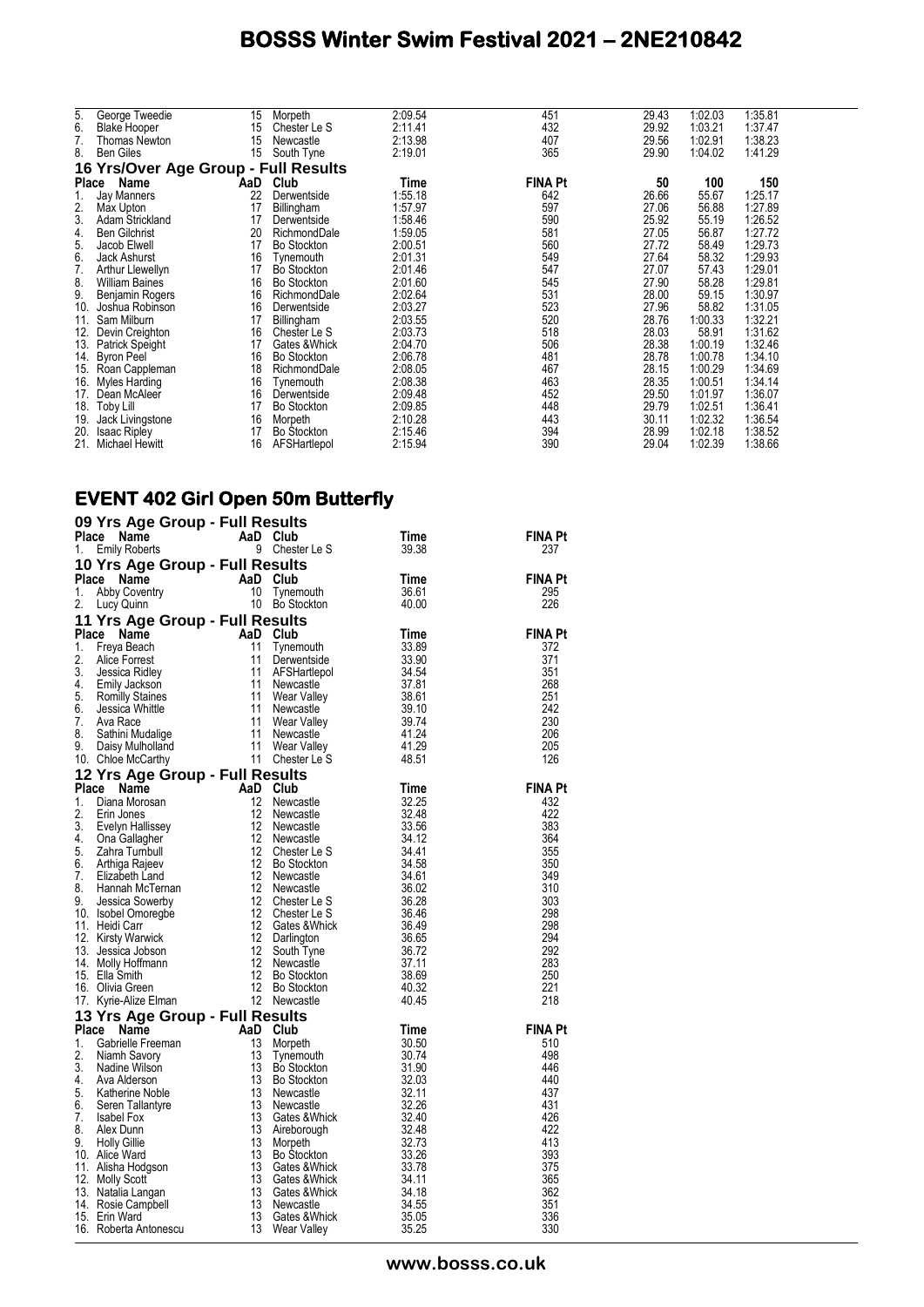# BOSSS Winter Swim Festival 2021 – 2NE210842

| Place | Name | AaD | Club | Time | FINA Pt | 50 | 100 | 150 |
|---|---|---|---|---|---|---|---|---|
| 5. | George Tweedie | 15 | Morpeth | 2:09.54 | 451 | 29.43 | 1:02.03 | 1:35.81 |
| 6. | Blake Hooper | 15 | Chester Le S | 2:11.41 | 432 | 29.92 | 1:03.21 | 1:37.47 |
| 7. | Thomas Newton | 15 | Newcastle | 2:13.98 | 407 | 29.56 | 1:02.91 | 1:38.23 |
| 8. | Ben Giles | 15 | South Tyne | 2:19.01 | 365 | 29.90 | 1:04.02 | 1:41.29 |

## 16 Yrs/Over Age Group - Full Results

| Place | Name | AaD | Club | Time | FINA Pt | 50 | 100 | 150 |
|---|---|---|---|---|---|---|---|---|
| 1. | Jay Manners | 22 | Derwentside | 1:55.18 | 642 | 26.66 | 55.67 | 1:25.17 |
| 2. | Max Upton | 17 | Billingham | 1:57.97 | 597 | 27.06 | 56.88 | 1:27.89 |
| 3. | Adam Strickland | 17 | Derwentside | 1:58.46 | 590 | 25.92 | 55.19 | 1:26.52 |
| 4. | Ben Gilchrist | 20 | RichmondDale | 1:59.05 | 581 | 27.05 | 56.87 | 1:27.72 |
| 5. | Jacob Elwell | 17 | Bo Stockton | 2:00.51 | 560 | 27.72 | 58.49 | 1:29.73 |
| 6. | Jack Ashurst | 16 | Tynemouth | 2:01.31 | 549 | 27.64 | 58.32 | 1:29.93 |
| 7. | Arthur Llewellyn | 17 | Bo Stockton | 2:01.46 | 547 | 27.07 | 57.43 | 1:29.01 |
| 8. | William Baines | 16 | Bo Stockton | 2:01.60 | 545 | 27.90 | 58.28 | 1:29.81 |
| 9. | Benjamin Rogers | 16 | RichmondDale | 2:02.64 | 531 | 28.00 | 59.15 | 1:30.97 |
| 10. | Joshua Robinson | 16 | Derwentside | 2:03.27 | 523 | 27.96 | 58.82 | 1:31.05 |
| 11. | Sam Milburn | 17 | Billingham | 2:03.55 | 520 | 28.76 | 1:00.33 | 1:32.21 |
| 12. | Devin Creighton | 16 | Chester Le S | 2:03.73 | 518 | 28.03 | 58.91 | 1:31.62 |
| 13. | Patrick Speight | 17 | Gates &Whick | 2:04.70 | 506 | 28.38 | 1:00.19 | 1:32.46 |
| 14. | Byron Peel | 16 | Bo Stockton | 2:06.78 | 481 | 28.78 | 1:00.78 | 1:34.10 |
| 15. | Roan Cappleman | 18 | RichmondDale | 2:08.05 | 467 | 28.15 | 1:00.29 | 1:34.69 |
| 16. | Myles Harding | 16 | Tynemouth | 2:08.38 | 463 | 28.35 | 1:00.51 | 1:34.14 |
| 17. | Dean McAleer | 16 | Derwentside | 2:09.48 | 452 | 29.50 | 1:01.97 | 1:36.07 |
| 18. | Toby Lill | 17 | Bo Stockton | 2:09.85 | 448 | 29.79 | 1:02.51 | 1:36.41 |
| 19. | Jack Livingstone | 16 | Morpeth | 2:10.28 | 443 | 30.11 | 1:02.32 | 1:36.54 |
| 20. | Isaac Ripley | 17 | Bo Stockton | 2:15.46 | 394 | 28.99 | 1:02.18 | 1:38.52 |
| 21. | Michael Hewitt | 16 | AFSHartlepol | 2:15.94 | 390 | 29.04 | 1:02.39 | 1:38.66 |

# EVENT 402 Girl Open 50m Butterfly

## 09 Yrs Age Group - Full Results

| Place | Name | AaD | Club | Time | FINA Pt |
|---|---|---|---|---|---|
| 1. | Emily Roberts | 9 | Chester Le S | 39.38 | 237 |

## 10 Yrs Age Group - Full Results

| Place | Name | AaD | Club | Time | FINA Pt |
|---|---|---|---|---|---|
| 1. | Abby Coventry | 10 | Tynemouth | 36.61 | 295 |
| 2. | Lucy Quinn | 10 | Bo Stockton | 40.00 | 226 |

## 11 Yrs Age Group - Full Results

| Place | Name | AaD | Club | Time | FINA Pt |
|---|---|---|---|---|---|
| 1. | Freya Beach | 11 | Tynemouth | 33.89 | 372 |
| 2. | Alice Forrest | 11 | Derwentside | 33.90 | 371 |
| 3. | Jessica Ridley | 11 | AFSHartlepol | 34.54 | 351 |
| 4. | Emily Jackson | 11 | Newcastle | 37.81 | 268 |
| 5. | Romilly Staines | 11 | Wear Valley | 38.61 | 251 |
| 6. | Jessica Whittle | 11 | Newcastle | 39.10 | 242 |
| 7. | Ava Race | 11 | Wear Valley | 39.74 | 230 |
| 8. | Sathini Mudalige | 11 | Newcastle | 41.24 | 206 |
| 9. | Daisy Mulholland | 11 | Wear Valley | 41.29 | 205 |
| 10. | Chloe McCarthy | 11 | Chester Le S | 48.51 | 126 |

## 12 Yrs Age Group - Full Results

| Place | Name | AaD | Club | Time | FINA Pt |
|---|---|---|---|---|---|
| 1. | Diana Morosan | 12 | Newcastle | 32.25 | 432 |
| 2. | Erin Jones | 12 | Newcastle | 32.48 | 422 |
| 3. | Evelyn Hallissey | 12 | Newcastle | 33.56 | 383 |
| 4. | Ona Gallagher | 12 | Newcastle | 34.12 | 364 |
| 5. | Zahra Turnbull | 12 | Chester Le S | 34.41 | 355 |
| 6. | Arthiga Rajeev | 12 | Bo Stockton | 34.58 | 350 |
| 7. | Elizabeth Land | 12 | Newcastle | 34.61 | 349 |
| 8. | Hannah McTernan | 12 | Newcastle | 36.02 | 310 |
| 9. | Jessica Sowerby | 12 | Chester Le S | 36.28 | 303 |
| 10. | Isobel Omoregbe | 12 | Chester Le S | 36.46 | 298 |
| 11. | Heidi Carr | 12 | Gates &Whick | 36.49 | 298 |
| 12. | Kirsty Warwick | 12 | Darlington | 36.65 | 294 |
| 13. | Jessica Jobson | 12 | South Tyne | 36.72 | 292 |
| 14. | Molly Hoffmann | 12 | Newcastle | 37.11 | 283 |
| 15. | Ella Smith | 12 | Bo Stockton | 38.69 | 250 |
| 16. | Olivia Green | 12 | Bo Stockton | 40.32 | 221 |
| 17. | Kyrie-Alize Elman | 12 | Newcastle | 40.45 | 218 |

## 13 Yrs Age Group - Full Results

| Place | Name | AaD | Club | Time | FINA Pt |
|---|---|---|---|---|---|
| 1. | Gabrielle Freeman | 13 | Morpeth | 30.50 | 510 |
| 2. | Niamh Savory | 13 | Tynemouth | 30.74 | 498 |
| 3. | Nadine Wilson | 13 | Bo Stockton | 31.90 | 446 |
| 4. | Ava Alderson | 13 | Bo Stockton | 32.03 | 440 |
| 5. | Katherine Noble | 13 | Newcastle | 32.11 | 437 |
| 6. | Seren Tallantyre | 13 | Newcastle | 32.26 | 431 |
| 7. | Isabel Fox | 13 | Gates &Whick | 32.40 | 426 |
| 8. | Alex Dunn | 13 | Aireborough | 32.48 | 422 |
| 9. | Holly Gillie | 13 | Morpeth | 32.73 | 413 |
| 10. | Alice Ward | 13 | Bo Stockton | 33.26 | 393 |
| 11. | Alisha Hodgson | 13 | Gates &Whick | 33.78 | 375 |
| 12. | Molly Scott | 13 | Gates &Whick | 34.11 | 365 |
| 13. | Natalia Langan | 13 | Gates &Whick | 34.18 | 362 |
| 14. | Rosie Campbell | 13 | Newcastle | 34.55 | 351 |
| 15. | Erin Ward | 13 | Gates &Whick | 35.05 | 336 |
| 16. | Roberta Antonescu | 13 | Wear Valley | 35.25 | 330 |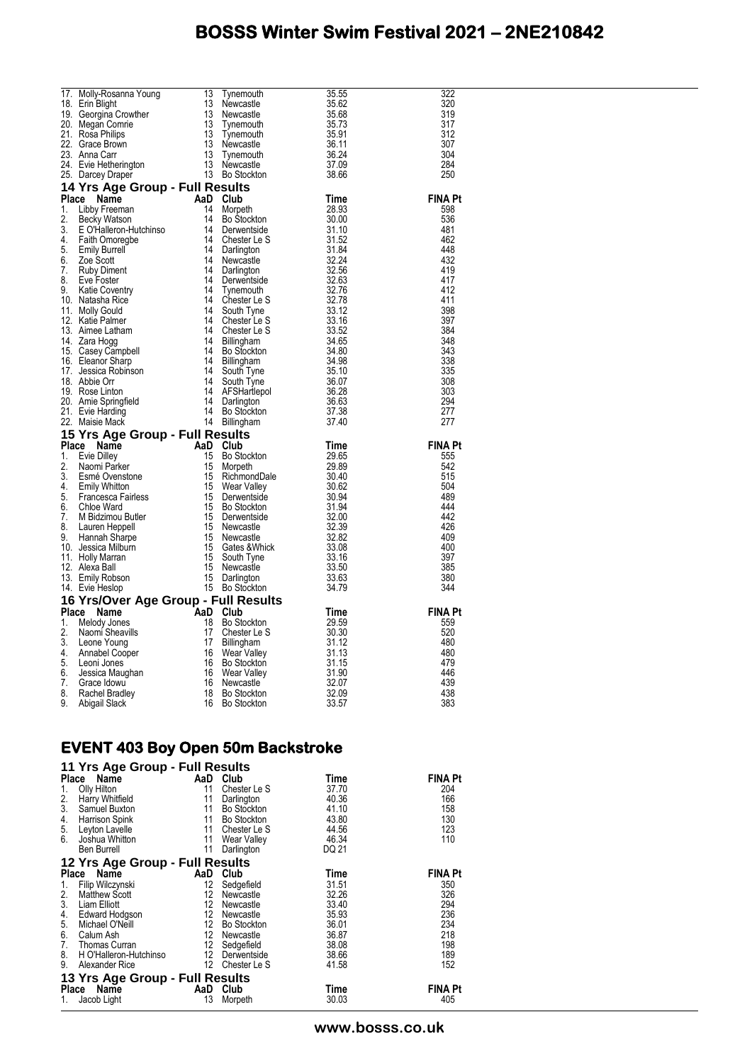| Place | Name | AaD | Club | Time | FINA Pt |
|---|---|---|---|---|---|
| 17. | Molly-Rosanna Young | 13 | Tynemouth | 35.55 | 322 |
| 18. | Erin Blight | 13 | Newcastle | 35.62 | 320 |
| 19. | Georgina Crowther | 13 | Newcastle | 35.68 | 319 |
| 20. | Megan Comrie | 13 | Tynemouth | 35.73 | 317 |
| 21. | Rosa Philips | 13 | Tynemouth | 35.91 | 312 |
| 22. | Grace Brown | 13 | Newcastle | 36.11 | 307 |
| 23. | Anna Carr | 13 | Tynemouth | 36.24 | 304 |
| 24. | Evie Hetherington | 13 | Newcastle | 37.09 | 284 |
| 25. | Darcey Draper | 13 | Bo Stockton | 38.66 | 250 |

### 14 Yrs Age Group - Full Results

| Place | Name | AaD | Club | Time | FINA Pt |
|---|---|---|---|---|---|
| 1. | Libby Freeman | 14 | Morpeth | 28.93 | 598 |
| 2. | Becky Watson | 14 | Bo Stockton | 30.00 | 536 |
| 3. | E O'Halleron-Hutchinso | 14 | Derwentside | 31.10 | 481 |
| 4. | Faith Omoregbe | 14 | Chester Le S | 31.52 | 462 |
| 5. | Emily Burrell | 14 | Darlington | 31.84 | 448 |
| 6. | Zoe Scott | 14 | Newcastle | 32.24 | 432 |
| 7. | Ruby Diment | 14 | Darlington | 32.56 | 419 |
| 8. | Eve Foster | 14 | Derwentside | 32.63 | 417 |
| 9. | Katie Coventry | 14 | Tynemouth | 32.76 | 412 |
| 10. | Natasha Rice | 14 | Chester Le S | 32.78 | 411 |
| 11. | Molly Gould | 14 | South Tyne | 33.12 | 398 |
| 12. | Katie Palmer | 14 | Chester Le S | 33.16 | 397 |
| 13. | Aimee Latham | 14 | Chester Le S | 33.52 | 384 |
| 14. | Zara Hogg | 14 | Billingham | 34.65 | 348 |
| 15. | Casey Campbell | 14 | Bo Stockton | 34.80 | 343 |
| 16. | Eleanor Sharp | 14 | Billingham | 34.98 | 338 |
| 17. | Jessica Robinson | 14 | South Tyne | 35.10 | 335 |
| 18. | Abbie Orr | 14 | South Tyne | 36.07 | 308 |
| 19. | Rose Linton | 14 | AFSHartlepol | 36.28 | 303 |
| 20. | Amie Springfield | 14 | Darlington | 36.63 | 294 |
| 21. | Evie Harding | 14 | Bo Stockton | 37.38 | 277 |
| 22. | Maisie Mack | 14 | Billingham | 37.40 | 277 |

### 15 Yrs Age Group - Full Results

| Place | Name | AaD | Club | Time | FINA Pt |
|---|---|---|---|---|---|
| 1. | Evie Dilley | 15 | Bo Stockton | 29.65 | 555 |
| 2. | Naomi Parker | 15 | Morpeth | 29.89 | 542 |
| 3. | Esmé Ovenstone | 15 | RichmondDale | 30.40 | 515 |
| 4. | Emily Whitton | 15 | Wear Valley | 30.62 | 504 |
| 5. | Francesca Fairless | 15 | Derwentside | 30.94 | 489 |
| 6. | Chloe Ward | 15 | Bo Stockton | 31.94 | 444 |
| 7. | M Bidzimou Butler | 15 | Derwentside | 32.00 | 442 |
| 8. | Lauren Heppell | 15 | Newcastle | 32.39 | 426 |
| 9. | Hannah Sharpe | 15 | Newcastle | 32.82 | 409 |
| 10. | Jessica Milburn | 15 | Gates &Whick | 33.08 | 400 |
| 11. | Holly Marran | 15 | South Tyne | 33.16 | 397 |
| 12. | Alexa Ball | 15 | Newcastle | 33.50 | 385 |
| 13. | Emily Robson | 15 | Darlington | 33.63 | 380 |
| 14. | Evie Heslop | 15 | Bo Stockton | 34.79 | 344 |

### 16 Yrs/Over Age Group - Full Results

| Place | Name | AaD | Club | Time | FINA Pt |
|---|---|---|---|---|---|
| 1. | Melody Jones | 18 | Bo Stockton | 29.59 | 559 |
| 2. | Naomi Sheavills | 17 | Chester Le S | 30.30 | 520 |
| 3. | Leone Young | 17 | Billingham | 31.12 | 480 |
| 4. | Annabel Cooper | 16 | Wear Valley | 31.13 | 480 |
| 5. | Leoni Jones | 16 | Bo Stockton | 31.15 | 479 |
| 6. | Jessica Maughan | 16 | Wear Valley | 31.90 | 446 |
| 7. | Grace Idowu | 16 | Newcastle | 32.07 | 439 |
| 8. | Rachel Bradley | 18 | Bo Stockton | 32.09 | 438 |
| 9. | Abigail Slack | 16 | Bo Stockton | 33.57 | 383 |

## EVENT 403 Boy Open 50m Backstroke

### 11 Yrs Age Group - Full Results

| Place | Name | AaD | Club | Time | FINA Pt |
|---|---|---|---|---|---|
| 1. | Olly Hilton | 11 | Chester Le S | 37.70 | 204 |
| 2. | Harry Whitfield | 11 | Darlington | 40.36 | 166 |
| 3. | Samuel Buxton | 11 | Bo Stockton | 41.10 | 158 |
| 4. | Harrison Spink | 11 | Bo Stockton | 43.80 | 130 |
| 5. | Leyton Lavelle | 11 | Chester Le S | 44.56 | 123 |
| 6. | Joshua Whitton | 11 | Wear Valley | 46.34 | 110 |
| | Ben Burrell | 11 | Darlington | DQ 21 | |

### 12 Yrs Age Group - Full Results

| Place | Name | AaD | Club | Time | FINA Pt |
|---|---|---|---|---|---|
| 1. | Filip Wilczynski | 12 | Sedgefield | 31.51 | 350 |
| 2. | Matthew Scott | 12 | Newcastle | 32.26 | 326 |
| 3. | Liam Elliott | 12 | Newcastle | 33.40 | 294 |
| 4. | Edward Hodgson | 12 | Newcastle | 35.93 | 236 |
| 5. | Michael O'Neill | 12 | Bo Stockton | 36.01 | 234 |
| 6. | Calum Ash | 12 | Newcastle | 36.87 | 218 |
| 7. | Thomas Curran | 12 | Sedgefield | 38.08 | 198 |
| 8. | H O'Halleron-Hutchinso | 12 | Derwentside | 38.66 | 189 |
| 9. | Alexander Rice | 12 | Chester Le S | 41.58 | 152 |

### 13 Yrs Age Group - Full Results

| Place | Name | AaD | Club | Time | FINA Pt |
|---|---|---|---|---|---|
| 1. | Jacob Light | 13 | Morpeth | 30.03 | 405 |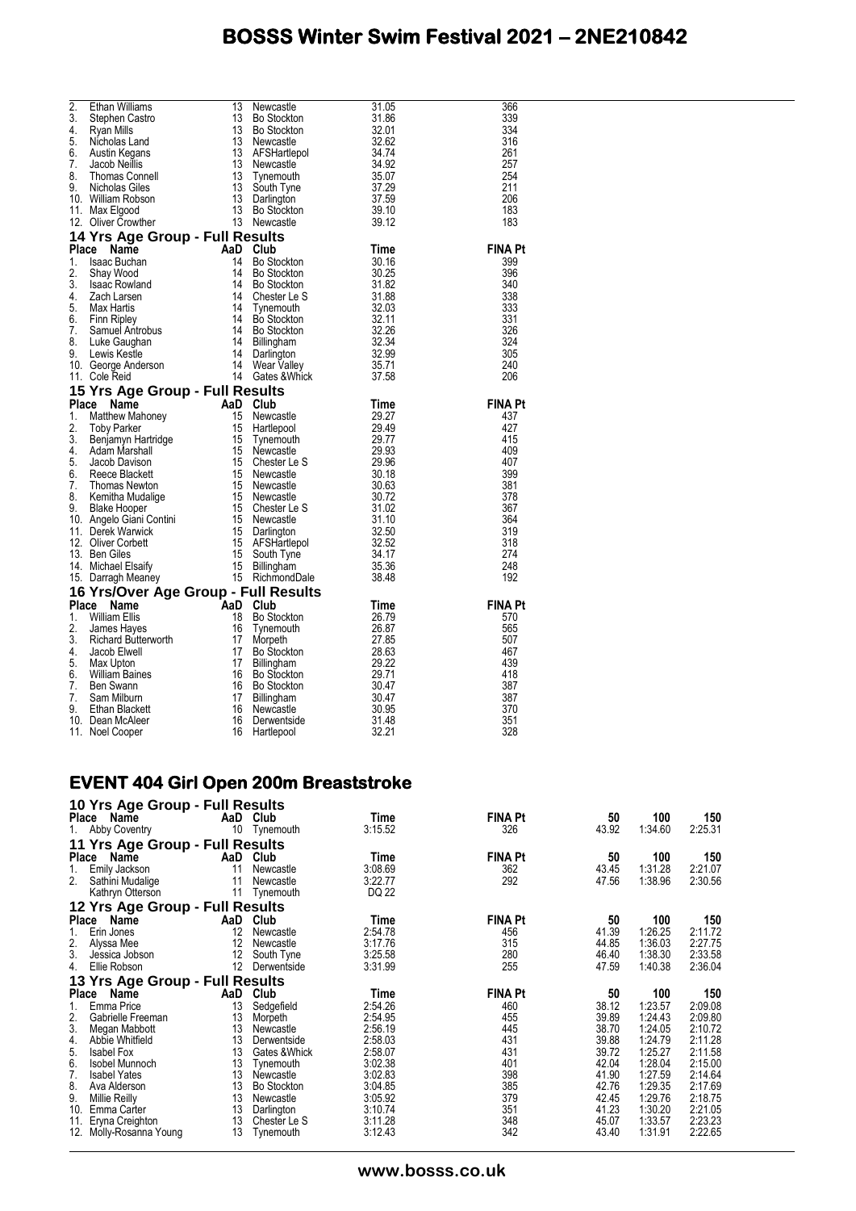| Place | Name | AaD | Club | Time | FINA Pt |
|---|---|---|---|---|---|
| 2. | Ethan Williams | 13 | Newcastle | 31.05 | 366 |
| 3. | Stephen Castro | 13 | Bo Stockton | 31.86 | 339 |
| 4. | Ryan Mills | 13 | Bo Stockton | 32.01 | 334 |
| 5. | Nicholas Land | 13 | Newcastle | 32.62 | 316 |
| 6. | Austin Kegans | 13 | AFSHartlepol | 34.74 | 261 |
| 7. | Jacob Neillis | 13 | Newcastle | 34.92 | 257 |
| 8. | Thomas Connell | 13 | Tynemouth | 35.07 | 254 |
| 9. | Nicholas Giles | 13 | South Tyne | 37.29 | 211 |
| 10. | William Robson | 13 | Darlington | 37.59 | 206 |
| 11. | Max Elgood | 13 | Bo Stockton | 39.10 | 183 |
| 12. | Oliver Crowther | 13 | Newcastle | 39.12 | 183 |

### 14 Yrs Age Group - Full Results

| Place | Name | AaD | Club | Time | FINA Pt |
|---|---|---|---|---|---|
| 1. | Isaac Buchan | 14 | Bo Stockton | 30.16 | 399 |
| 2. | Shay Wood | 14 | Bo Stockton | 30.25 | 396 |
| 3. | Isaac Rowland | 14 | Bo Stockton | 31.82 | 340 |
| 4. | Zach Larsen | 14 | Chester Le S | 31.88 | 338 |
| 5. | Max Hartis | 14 | Tynemouth | 32.03 | 333 |
| 6. | Finn Ripley | 14 | Bo Stockton | 32.11 | 331 |
| 7. | Samuel Antrobus | 14 | Bo Stockton | 32.26 | 326 |
| 8. | Luke Gaughan | 14 | Billingham | 32.34 | 324 |
| 9. | Lewis Kestle | 14 | Darlington | 32.99 | 305 |
| 10. | George Anderson | 14 | Wear Valley | 35.71 | 240 |
| 11. | Cole Reid | 14 | Gates &Whick | 37.58 | 206 |

### 15 Yrs Age Group - Full Results

| Place | Name | AaD | Club | Time | FINA Pt |
|---|---|---|---|---|---|
| 1. | Matthew Mahoney | 15 | Newcastle | 29.27 | 437 |
| 2. | Toby Parker | 15 | Hartlepool | 29.49 | 427 |
| 3. | Benjamyn Hartridge | 15 | Tynemouth | 29.77 | 415 |
| 4. | Adam Marshall | 15 | Newcastle | 29.93 | 409 |
| 5. | Jacob Davison | 15 | Chester Le S | 29.96 | 407 |
| 6. | Reece Blackett | 15 | Newcastle | 30.18 | 399 |
| 7. | Thomas Newton | 15 | Newcastle | 30.63 | 381 |
| 8. | Kemitha Mudalige | 15 | Newcastle | 30.72 | 378 |
| 9. | Blake Hooper | 15 | Chester Le S | 31.02 | 367 |
| 10. | Angelo Giani Contini | 15 | Newcastle | 31.10 | 364 |
| 11. | Derek Warwick | 15 | Darlington | 32.50 | 319 |
| 12. | Oliver Corbett | 15 | AFSHartlepol | 32.52 | 318 |
| 13. | Ben Giles | 15 | South Tyne | 34.17 | 274 |
| 14. | Michael Elsaify | 15 | Billingham | 35.36 | 248 |
| 15. | Darragh Meaney | 15 | RichmondDale | 38.48 | 192 |

### 16 Yrs/Over Age Group - Full Results

| Place | Name | AaD | Club | Time | FINA Pt |
|---|---|---|---|---|---|
| 1. | William Ellis | 18 | Bo Stockton | 26.79 | 570 |
| 2. | James Hayes | 16 | Tynemouth | 26.87 | 565 |
| 3. | Richard Butterworth | 17 | Morpeth | 27.85 | 507 |
| 4. | Jacob Elwell | 17 | Bo Stockton | 28.63 | 467 |
| 5. | Max Upton | 17 | Billingham | 29.22 | 439 |
| 6. | William Baines | 16 | Bo Stockton | 29.71 | 418 |
| 7. | Ben Swann | 16 | Bo Stockton | 30.47 | 387 |
| 7. | Sam Milburn | 17 | Billingham | 30.47 | 387 |
| 9. | Ethan Blackett | 16 | Newcastle | 30.95 | 370 |
| 10. | Dean McAleer | 16 | Derwentside | 31.48 | 351 |
| 11. | Noel Cooper | 16 | Hartlepool | 32.21 | 328 |

## EVENT 404 Girl Open 200m Breaststroke

### 10 Yrs Age Group - Full Results

| Place | Name | AaD | Club | Time | FINA Pt | 50 | 100 | 150 |
|---|---|---|---|---|---|---|---|---|
| 1. | Abby Coventry | 10 | Tynemouth | 3:15.52 | 326 | 43.92 | 1:34.60 | 2:25.31 |

### 11 Yrs Age Group - Full Results

| Place | Name | AaD | Club | Time | FINA Pt | 50 | 100 | 150 |
|---|---|---|---|---|---|---|---|---|
| 1. | Emily Jackson | 11 | Newcastle | 3:08.69 | 362 | 43.45 | 1:31.28 | 2:21.07 |
| 2. | Sathini Mudalige | 11 | Newcastle | 3:22.77 | 292 | 47.56 | 1:38.96 | 2:30.56 |
| | Kathryn Otterson | 11 | Tynemouth | DQ 22 | | | | |

### 12 Yrs Age Group - Full Results

| Place | Name | AaD | Club | Time | FINA Pt | 50 | 100 | 150 |
|---|---|---|---|---|---|---|---|---|
| 1. | Erin Jones | 12 | Newcastle | 2:54.78 | 456 | 41.39 | 1:26.25 | 2:11.72 |
| 2. | Alyssa Mee | 12 | Newcastle | 3:17.76 | 315 | 44.85 | 1:36.03 | 2:27.75 |
| 3. | Jessica Jobson | 12 | South Tyne | 3:25.58 | 280 | 46.40 | 1:38.30 | 2:33.58 |
| 4. | Ellie Robson | 12 | Derwentside | 3:31.99 | 255 | 47.59 | 1:40.38 | 2:36.04 |

### 13 Yrs Age Group - Full Results

| Place | Name | AaD | Club | Time | FINA Pt | 50 | 100 | 150 |
|---|---|---|---|---|---|---|---|---|
| 1. | Emma Price | 13 | Sedgefield | 2:54.26 | 460 | 38.12 | 1:23.57 | 2:09.08 |
| 2. | Gabrielle Freeman | 13 | Morpeth | 2:54.95 | 455 | 39.89 | 1:24.43 | 2:09.80 |
| 3. | Megan Mabbott | 13 | Newcastle | 2:56.19 | 445 | 38.70 | 1:24.05 | 2:10.72 |
| 4. | Abbie Whitfield | 13 | Derwentside | 2:58.03 | 431 | 39.88 | 1:24.79 | 2:11.28 |
| 5. | Isabel Fox | 13 | Gates &Whick | 2:58.07 | 431 | 39.72 | 1:25.27 | 2:11.58 |
| 6. | Isobel Munnoch | 13 | Tynemouth | 3:02.38 | 401 | 42.04 | 1:28.04 | 2:15.00 |
| 7. | Isabel Yates | 13 | Newcastle | 3:02.83 | 398 | 41.90 | 1:27.59 | 2:14.64 |
| 8. | Ava Alderson | 13 | Bo Stockton | 3:04.85 | 385 | 42.76 | 1:29.35 | 2:17.69 |
| 9. | Millie Reilly | 13 | Newcastle | 3:05.92 | 379 | 42.45 | 1:29.76 | 2:18.75 |
| 10. | Emma Carter | 13 | Darlington | 3:10.74 | 351 | 41.23 | 1:30.20 | 2:21.05 |
| 11. | Eryna Creighton | 13 | Chester Le S | 3:11.28 | 348 | 45.07 | 1:33.57 | 2:23.23 |
| 12. | Molly-Rosanna Young | 13 | Tynemouth | 3:12.43 | 342 | 43.40 | 1:31.91 | 2:22.65 |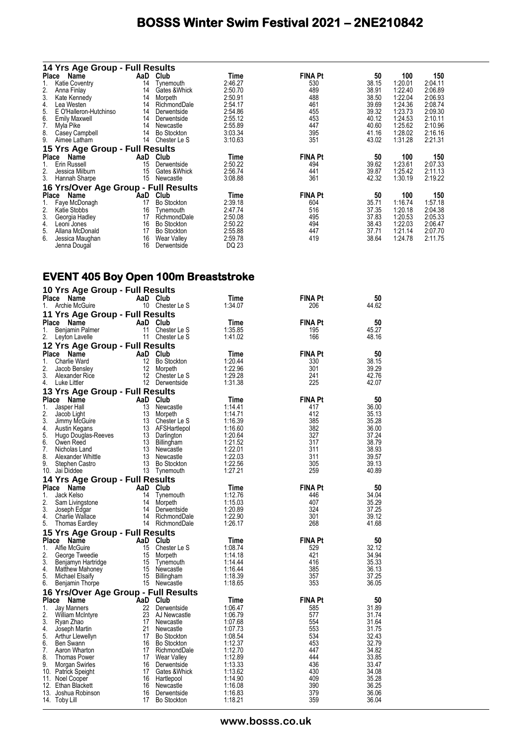### 14 Yrs Age Group - Full Results

| Place | Name | AaD | Club | Time | FINA Pt | 50 | 100 | 150 |
|---|---|---|---|---|---|---|---|---|
| 1. | Katie Coventry | 14 | Tynemouth | 2:46.27 | 530 | 38.15 | 1:20.01 | 2:04.11 |
| 2. | Anna Finlay | 14 | Gates &Whick | 2:50.70 | 489 | 38.91 | 1:22.40 | 2:06.89 |
| 3. | Kate Kennedy | 14 | Morpeth | 2:50.91 | 488 | 38.50 | 1:22.04 | 2:06.93 |
| 4. | Lea Westen | 14 | RichmondDale | 2:54.17 | 461 | 39.69 | 1:24.36 | 2:08.74 |
| 5. | E O'Halleron-Hutchinso | 14 | Derwentside | 2:54.86 | 455 | 39.32 | 1:23.73 | 2:09.30 |
| 6. | Emily Maxwell | 14 | Derwentside | 2:55.12 | 453 | 40.12 | 1:24.53 | 2:10.11 |
| 7. | Myla Pike | 14 | Newcastle | 2:55.89 | 447 | 40.60 | 1:25.62 | 2:10.96 |
| 8. | Casey Campbell | 14 | Bo Stockton | 3:03.34 | 395 | 41.16 | 1:28.02 | 2:16.16 |
| 9. | Aimee Latham | 14 | Chester Le S | 3:10.63 | 351 | 43.02 | 1:31.28 | 2:21.31 |

### 15 Yrs Age Group - Full Results

| Place | Name | AaD | Club | Time | FINA Pt | 50 | 100 | 150 |
|---|---|---|---|---|---|---|---|---|
| 1. | Erin Russell | 15 | Derwentside | 2:50.22 | 494 | 39.62 | 1:23.61 | 2:07.33 |
| 2. | Jessica Milburn | 15 | Gates &Whick | 2:56.74 | 441 | 39.87 | 1:25.42 | 2:11.13 |
| 3. | Hannah Sharpe | 15 | Newcastle | 3:08.88 | 361 | 42.32 | 1:30.19 | 2:19.22 |

### 16 Yrs/Over Age Group - Full Results

| Place | Name | AaD | Club | Time | FINA Pt | 50 | 100 | 150 |
|---|---|---|---|---|---|---|---|---|
| 1. | Faye McDonagh | 17 | Bo Stockton | 2:39.18 | 604 | 35.71 | 1:16.74 | 1:57.18 |
| 2. | Katie Stobbs | 16 | Tynemouth | 2:47.74 | 516 | 37.35 | 1:20.18 | 2:04.38 |
| 3. | Georgia Hadley | 17 | RichmondDale | 2:50.08 | 495 | 37.83 | 1:20.53 | 2:05.33 |
| 4. | Leoni Jones | 16 | Bo Stockton | 2:50.22 | 494 | 38.43 | 1:22.03 | 2:06.47 |
| 5. | Allana McDonald | 17 | Bo Stockton | 2:55.88 | 447 | 37.71 | 1:21.14 | 2:07.70 |
| 6. | Jessica Maughan | 16 | Wear Valley | 2:59.78 | 419 | 38.64 | 1:24.78 | 2:11.75 |
|  | Jenna Dougal | 16 | Derwentside | DQ 23 |  |  |  |  |

## EVENT 405 Boy Open 100m Breaststroke

### 10 Yrs Age Group - Full Results

| Place | Name | AaD | Club | Time | FINA Pt | 50 |
|---|---|---|---|---|---|---|
| 1. | Archie McGuire | 10 | Chester Le S | 1:34.07 | 206 | 44.62 |

### 11 Yrs Age Group - Full Results

| Place | Name | AaD | Club | Time | FINA Pt | 50 |
|---|---|---|---|---|---|---|
| 1. | Benjamin Palmer | 11 | Chester Le S | 1:35.85 | 195 | 45.27 |
| 2. | Leyton Lavelle | 11 | Chester Le S | 1:41.02 | 166 | 48.16 |

### 12 Yrs Age Group - Full Results

| Place | Name | AaD | Club | Time | FINA Pt | 50 |
|---|---|---|---|---|---|---|
| 1. | Charlie Ward | 12 | Bo Stockton | 1:20.44 | 330 | 38.15 |
| 2. | Jacob Bensley | 12 | Morpeth | 1:22.96 | 301 | 39.29 |
| 3. | Alexander Rice | 12 | Chester Le S | 1:29.28 | 241 | 42.76 |
| 4. | Luke Littler | 12 | Derwentside | 1:31.38 | 225 | 42.07 |

### 13 Yrs Age Group - Full Results

| Place | Name | AaD | Club | Time | FINA Pt | 50 |
|---|---|---|---|---|---|---|
| 1. | Jasper Hall | 13 | Newcastle | 1:14.41 | 417 | 36.00 |
| 2. | Jacob Light | 13 | Morpeth | 1:14.71 | 412 | 35.13 |
| 3. | Jimmy McGuire | 13 | Chester Le S | 1:16.39 | 385 | 35.28 |
| 4. | Austin Kegans | 13 | AFSHartlepol | 1:16.60 | 382 | 36.00 |
| 5. | Hugo Douglas-Reeves | 13 | Darlington | 1:20.64 | 327 | 37.24 |
| 6. | Owen Reed | 13 | Billingham | 1:21.52 | 317 | 38.79 |
| 7. | Nicholas Land | 13 | Newcastle | 1:22.01 | 311 | 38.93 |
| 8. | Alexander Whittle | 13 | Newcastle | 1:22.03 | 311 | 39.57 |
| 9. | Stephen Castro | 13 | Bo Stockton | 1:22.56 | 305 | 39.13 |
| 10. | Jai Diddee | 13 | Tynemouth | 1:27.21 | 259 | 40.89 |

### 14 Yrs Age Group - Full Results

| Place | Name | AaD | Club | Time | FINA Pt | 50 |
|---|---|---|---|---|---|---|
| 1. | Jack Kelso | 14 | Tynemouth | 1:12.76 | 446 | 34.04 |
| 2. | Sam Livingstone | 14 | Morpeth | 1:15.03 | 407 | 35.29 |
| 3. | Joseph Edgar | 14 | Derwentside | 1:20.89 | 324 | 37.25 |
| 4. | Charlie Wallace | 14 | RichmondDale | 1:22.90 | 301 | 39.12 |
| 5. | Thomas Eardley | 14 | RichmondDale | 1:26.17 | 268 | 41.68 |

### 15 Yrs Age Group - Full Results

| Place | Name | AaD | Club | Time | FINA Pt | 50 |
|---|---|---|---|---|---|---|
| 1. | Alfie McGuire | 15 | Chester Le S | 1:08.74 | 529 | 32.12 |
| 2. | George Tweedie | 15 | Morpeth | 1:14.18 | 421 | 34.94 |
| 3. | Benjamyn Hartridge | 15 | Tynemouth | 1:14.44 | 416 | 35.33 |
| 4. | Matthew Mahoney | 15 | Newcastle | 1:16.44 | 385 | 36.13 |
| 5. | Michael Elsaify | 15 | Billingham | 1:18.39 | 357 | 37.25 |
| 6. | Benjamin Thorpe | 15 | Newcastle | 1:18.65 | 353 | 36.05 |

### 16 Yrs/Over Age Group - Full Results

| Place | Name | AaD | Club | Time | FINA Pt | 50 |
|---|---|---|---|---|---|---|
| 1. | Jay Manners | 22 | Derwentside | 1:06.47 | 585 | 31.89 |
| 2. | William McIntyre | 23 | AJ Newcastle | 1:06.79 | 577 | 31.74 |
| 3. | Ryan Zhao | 17 | Newcastle | 1:07.68 | 554 | 31.64 |
| 4. | Joseph Martin | 21 | Newcastle | 1:07.73 | 553 | 31.75 |
| 5. | Arthur Llewellyn | 17 | Bo Stockton | 1:08.54 | 534 | 32.43 |
| 6. | Ben Swann | 16 | Bo Stockton | 1:12.37 | 453 | 32.79 |
| 7. | Aaron Wharton | 17 | RichmondDale | 1:12.70 | 447 | 34.82 |
| 8. | Thomas Power | 17 | Wear Valley | 1:12.89 | 444 | 33.85 |
| 9. | Morgan Swirles | 16 | Derwentside | 1:13.33 | 436 | 33.47 |
| 10. | Patrick Speight | 17 | Gates &Whick | 1:13.62 | 430 | 34.08 |
| 11. | Noel Cooper | 16 | Hartlepool | 1:14.90 | 409 | 35.28 |
| 12. | Ethan Blackett | 16 | Newcastle | 1:16.08 | 390 | 36.25 |
| 13. | Joshua Robinson | 16 | Derwentside | 1:16.83 | 379 | 36.06 |
| 14. | Toby Lill | 17 | Bo Stockton | 1:18.21 | 359 | 36.04 |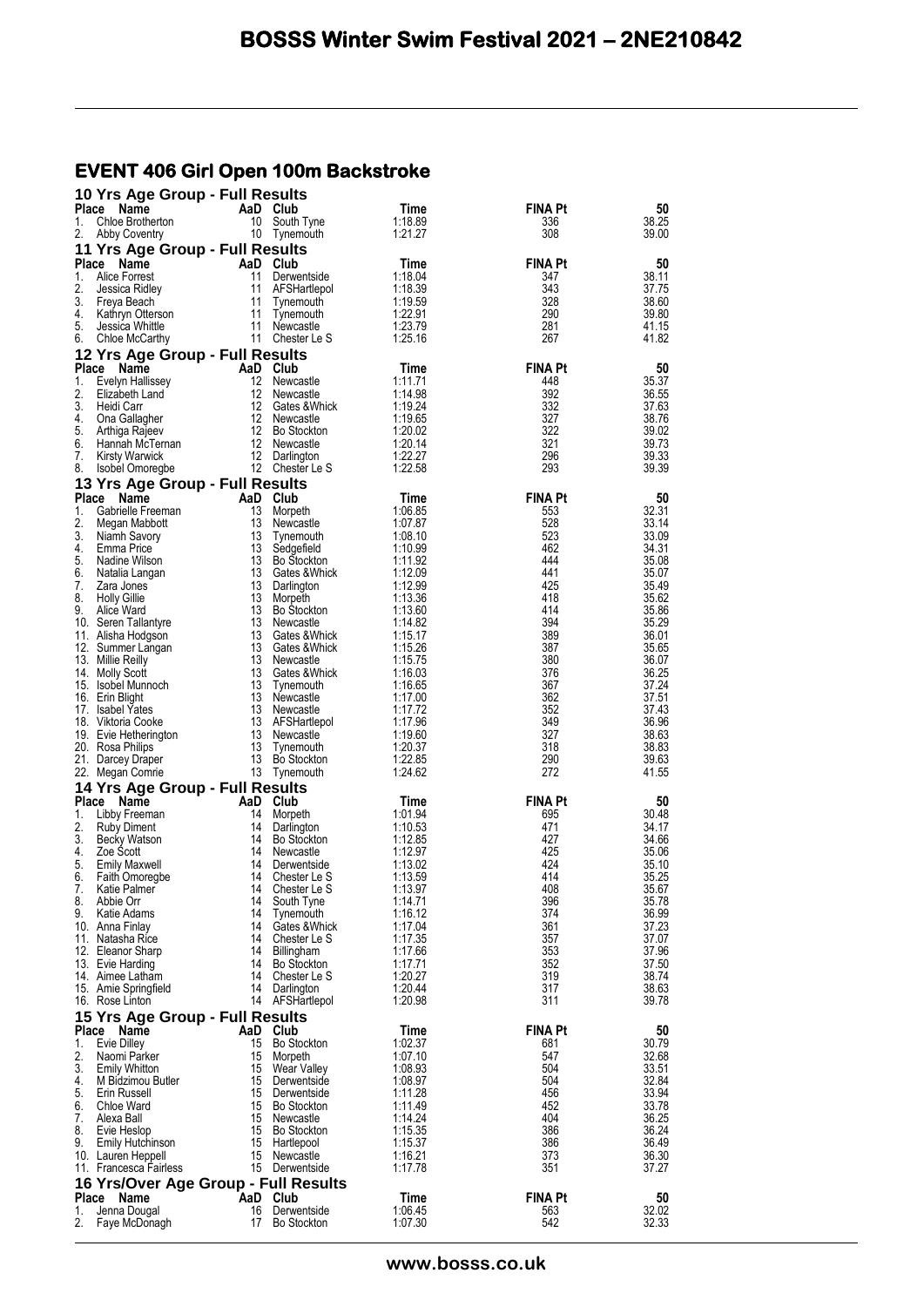## EVENT 406 Girl Open 100m Backstroke

### 10 Yrs Age Group - Full Results

| Place | Name | AaD | Club | Time | FINA Pt | 50 |
|---|---|---|---|---|---|---|
| 1. | Chloe Brotherton | 10 | South Tyne | 1:18.89 | 336 | 38.25 |
| 2. | Abby Coventry | 10 | Tynemouth | 1:21.27 | 308 | 39.00 |

### 11 Yrs Age Group - Full Results

| Place | Name | AaD | Club | Time | FINA Pt | 50 |
|---|---|---|---|---|---|---|
| 1. | Alice Forrest | 11 | Derwentside | 1:18.04 | 347 | 38.11 |
| 2. | Jessica Ridley | 11 | AFSHartlepol | 1:18.39 | 343 | 37.75 |
| 3. | Freya Beach | 11 | Tynemouth | 1:19.59 | 328 | 38.60 |
| 4. | Kathryn Otterson | 11 | Tynemouth | 1:22.91 | 290 | 39.80 |
| 5. | Jessica Whittle | 11 | Newcastle | 1:23.79 | 281 | 41.15 |
| 6. | Chloe McCarthy | 11 | Chester Le S | 1:25.16 | 267 | 41.82 |

### 12 Yrs Age Group - Full Results

| Place | Name | AaD | Club | Time | FINA Pt | 50 |
|---|---|---|---|---|---|---|
| 1. | Evelyn Hallissey | 12 | Newcastle | 1:11.71 | 448 | 35.37 |
| 2. | Elizabeth Land | 12 | Newcastle | 1:14.98 | 392 | 36.55 |
| 3. | Heidi Carr | 12 | Gates &Whick | 1:19.24 | 332 | 37.63 |
| 4. | Ona Gallagher | 12 | Newcastle | 1:19.65 | 327 | 38.76 |
| 5. | Arthiga Rajeev | 12 | Bo Stockton | 1:20.02 | 322 | 39.02 |
| 6. | Hannah McTernan | 12 | Newcastle | 1:20.14 | 321 | 39.73 |
| 7. | Kirsty Warwick | 12 | Darlington | 1:22.27 | 296 | 39.33 |
| 8. | Isobel Omoregbe | 12 | Chester Le S | 1:22.58 | 293 | 39.39 |

### 13 Yrs Age Group - Full Results

| Place | Name | AaD | Club | Time | FINA Pt | 50 |
|---|---|---|---|---|---|---|
| 1. | Gabrielle Freeman | 13 | Morpeth | 1:06.85 | 553 | 32.31 |
| 2. | Megan Mabbott | 13 | Newcastle | 1:07.87 | 528 | 33.14 |
| 3. | Niamh Savory | 13 | Tynemouth | 1:08.10 | 523 | 33.09 |
| 4. | Emma Price | 13 | Sedgefield | 1:10.99 | 462 | 34.31 |
| 5. | Nadine Wilson | 13 | Bo Stockton | 1:11.92 | 444 | 35.08 |
| 6. | Natalia Langan | 13 | Gates &Whick | 1:12.09 | 441 | 35.07 |
| 7. | Zara Jones | 13 | Darlington | 1:12.99 | 425 | 35.49 |
| 8. | Holly Gillie | 13 | Morpeth | 1:13.36 | 418 | 35.62 |
| 9. | Alice Ward | 13 | Bo Stockton | 1:13.60 | 414 | 35.86 |
| 10. | Seren Tallantyre | 13 | Newcastle | 1:14.82 | 394 | 35.29 |
| 11. | Alisha Hodgson | 13 | Gates &Whick | 1:15.17 | 389 | 36.01 |
| 12. | Summer Langan | 13 | Gates &Whick | 1:15.26 | 387 | 35.65 |
| 13. | Millie Reilly | 13 | Newcastle | 1:15.75 | 380 | 36.07 |
| 14. | Molly Scott | 13 | Gates &Whick | 1:16.03 | 376 | 36.25 |
| 15. | Isobel Munnoch | 13 | Tynemouth | 1:16.65 | 367 | 37.24 |
| 16. | Erin Blight | 13 | Newcastle | 1:17.00 | 362 | 37.51 |
| 17. | Isabel Yates | 13 | Newcastle | 1:17.72 | 352 | 37.43 |
| 18. | Viktoria Cooke | 13 | AFSHartlepol | 1:17.96 | 349 | 36.96 |
| 19. | Evie Hetherington | 13 | Newcastle | 1:19.60 | 327 | 38.63 |
| 20. | Rosa Philips | 13 | Tynemouth | 1:20.37 | 318 | 38.83 |
| 21. | Darcey Draper | 13 | Bo Stockton | 1:22.85 | 290 | 39.63 |
| 22. | Megan Comrie | 13 | Tynemouth | 1:24.62 | 272 | 41.55 |

### 14 Yrs Age Group - Full Results

| Place | Name | AaD | Club | Time | FINA Pt | 50 |
|---|---|---|---|---|---|---|
| 1. | Libby Freeman | 14 | Morpeth | 1:01.94 | 695 | 30.48 |
| 2. | Ruby Diment | 14 | Darlington | 1:10.53 | 471 | 34.17 |
| 3. | Becky Watson | 14 | Bo Stockton | 1:12.85 | 427 | 34.66 |
| 4. | Zoe Scott | 14 | Newcastle | 1:12.97 | 425 | 35.06 |
| 5. | Emily Maxwell | 14 | Derwentside | 1:13.02 | 424 | 35.10 |
| 6. | Faith Omoregbe | 14 | Chester Le S | 1:13.59 | 414 | 35.25 |
| 7. | Katie Palmer | 14 | Chester Le S | 1:13.97 | 408 | 35.67 |
| 8. | Abbie Orr | 14 | South Tyne | 1:14.71 | 396 | 35.78 |
| 9. | Katie Adams | 14 | Tynemouth | 1:16.12 | 374 | 36.99 |
| 10. | Anna Finlay | 14 | Gates &Whick | 1:17.04 | 361 | 37.23 |
| 11. | Natasha Rice | 14 | Chester Le S | 1:17.35 | 357 | 37.07 |
| 12. | Eleanor Sharp | 14 | Billingham | 1:17.66 | 353 | 37.96 |
| 13. | Evie Harding | 14 | Bo Stockton | 1:17.71 | 352 | 37.50 |
| 14. | Aimee Latham | 14 | Chester Le S | 1:20.27 | 319 | 38.74 |
| 15. | Amie Springfield | 14 | Darlington | 1:20.44 | 317 | 38.63 |
| 16. | Rose Linton | 14 | AFSHartlepol | 1:20.98 | 311 | 39.78 |

### 15 Yrs Age Group - Full Results

| Place | Name | AaD | Club | Time | FINA Pt | 50 |
|---|---|---|---|---|---|---|
| 1. | Evie Dilley | 15 | Bo Stockton | 1:02.37 | 681 | 30.79 |
| 2. | Naomi Parker | 15 | Morpeth | 1:07.10 | 547 | 32.68 |
| 3. | Emily Whitton | 15 | Wear Valley | 1:08.93 | 504 | 33.51 |
| 4. | M Bidzimou Butler | 15 | Derwentside | 1:08.97 | 504 | 32.84 |
| 5. | Erin Russell | 15 | Derwentside | 1:11.28 | 456 | 33.94 |
| 6. | Chloe Ward | 15 | Bo Stockton | 1:11.49 | 452 | 33.78 |
| 7. | Alexa Ball | 15 | Newcastle | 1:14.24 | 404 | 36.25 |
| 8. | Evie Heslop | 15 | Bo Stockton | 1:15.35 | 386 | 36.24 |
| 9. | Emily Hutchinson | 15 | Hartlepool | 1:15.37 | 386 | 36.49 |
| 10. | Lauren Heppell | 15 | Newcastle | 1:16.21 | 373 | 36.30 |
| 11. | Francesca Fairless | 15 | Derwentside | 1:17.78 | 351 | 37.27 |

### 16 Yrs/Over Age Group - Full Results

| Place | Name | AaD | Club | Time | FINA Pt | 50 |
|---|---|---|---|---|---|---|
| 1. | Jenna Dougal | 16 | Derwentside | 1:06.45 | 563 | 32.02 |
| 2. | Faye McDonagh | 17 | Bo Stockton | 1:07.30 | 542 | 32.33 |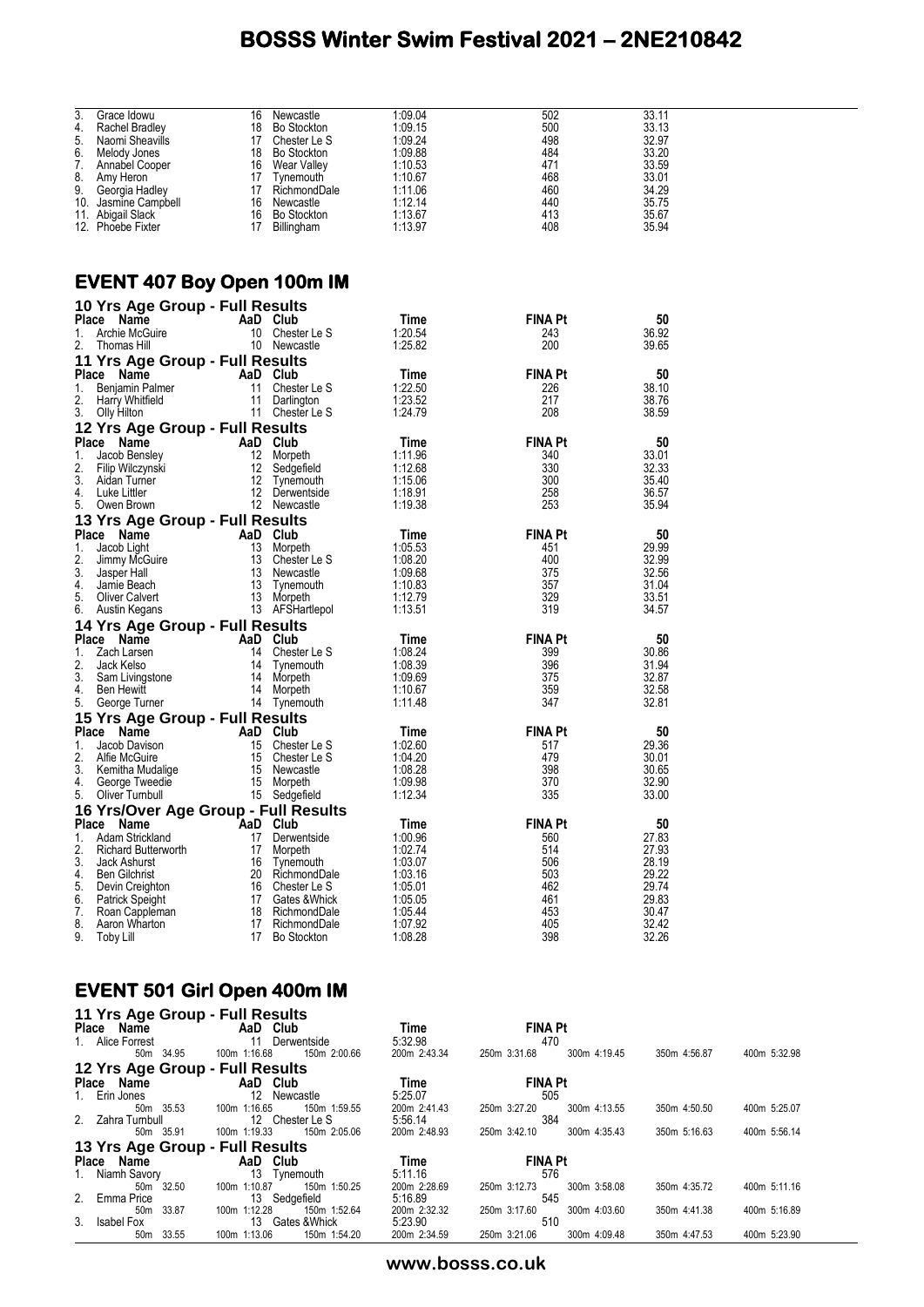| Place | Name | AaD | Club | Time | FINA Pt | 50 |
|---|---|---|---|---|---|---|
| 3. | Grace Idowu | 16 | Newcastle | 1:09.04 | 502 | 33.11 |
| 4. | Rachel Bradley | 18 | Bo Stockton | 1:09.15 | 500 | 33.13 |
| 5. | Naomi Sheavills | 17 | Chester Le S | 1:09.24 | 498 | 32.97 |
| 6. | Melody Jones | 18 | Bo Stockton | 1:09.88 | 484 | 33.20 |
| 7. | Annabel Cooper | 16 | Wear Valley | 1:10.53 | 471 | 33.59 |
| 8. | Amy Heron | 17 | Tynemouth | 1:10.67 | 468 | 33.01 |
| 9. | Georgia Hadley | 17 | RichmondDale | 1:11.06 | 460 | 34.29 |
| 10. | Jasmine Campbell | 16 | Newcastle | 1:12.14 | 440 | 35.75 |
| 11. | Abigail Slack | 16 | Bo Stockton | 1:13.67 | 413 | 35.67 |
| 12. | Phoebe Fixter | 17 | Billingham | 1:13.97 | 408 | 35.94 |

## EVENT 407 Boy Open 100m IM

### 10 Yrs Age Group - Full Results

| Place | Name | AaD | Club | Time | FINA Pt | 50 |
|---|---|---|---|---|---|---|
| 1. | Archie McGuire | 10 | Chester Le S | 1:20.54 | 243 | 36.92 |
| 2. | Thomas Hill | 10 | Newcastle | 1:25.82 | 200 | 39.65 |

### 11 Yrs Age Group - Full Results

| Place | Name | AaD | Club | Time | FINA Pt | 50 |
|---|---|---|---|---|---|---|
| 1. | Benjamin Palmer | 11 | Chester Le S | 1:22.50 | 226 | 38.10 |
| 2. | Harry Whitfield | 11 | Darlington | 1:23.52 | 217 | 38.76 |
| 3. | Olly Hilton | 11 | Chester Le S | 1:24.79 | 208 | 38.59 |

### 12 Yrs Age Group - Full Results

| Place | Name | AaD | Club | Time | FINA Pt | 50 |
|---|---|---|---|---|---|---|
| 1. | Jacob Bensley | 12 | Morpeth | 1:11.96 | 340 | 33.01 |
| 2. | Filip Wilczynski | 12 | Sedgefield | 1:12.68 | 330 | 32.33 |
| 3. | Aidan Turner | 12 | Tynemouth | 1:15.06 | 300 | 35.40 |
| 4. | Luke Littler | 12 | Derwentside | 1:18.91 | 258 | 36.57 |
| 5. | Owen Brown | 12 | Newcastle | 1:19.38 | 253 | 35.94 |

### 13 Yrs Age Group - Full Results

| Place | Name | AaD | Club | Time | FINA Pt | 50 |
|---|---|---|---|---|---|---|
| 1. | Jacob Light | 13 | Morpeth | 1:05.53 | 451 | 29.99 |
| 2. | Jimmy McGuire | 13 | Chester Le S | 1:08.20 | 400 | 32.99 |
| 3. | Jasper Hall | 13 | Newcastle | 1:09.68 | 375 | 32.56 |
| 4. | Jamie Beach | 13 | Tynemouth | 1:10.83 | 357 | 31.04 |
| 5. | Oliver Calvert | 13 | Morpeth | 1:12.79 | 329 | 33.51 |
| 6. | Austin Kegans | 13 | AFSHartlepol | 1:13.51 | 319 | 34.57 |

### 14 Yrs Age Group - Full Results

| Place | Name | AaD | Club | Time | FINA Pt | 50 |
|---|---|---|---|---|---|---|
| 1. | Zach Larsen | 14 | Chester Le S | 1:08.24 | 399 | 30.86 |
| 2. | Jack Kelso | 14 | Tynemouth | 1:08.39 | 396 | 31.94 |
| 3. | Sam Livingstone | 14 | Morpeth | 1:09.69 | 375 | 32.87 |
| 4. | Ben Hewitt | 14 | Morpeth | 1:10.67 | 359 | 32.58 |
| 5. | George Turner | 14 | Tynemouth | 1:11.48 | 347 | 32.81 |

### 15 Yrs Age Group - Full Results

| Place | Name | AaD | Club | Time | FINA Pt | 50 |
|---|---|---|---|---|---|---|
| 1. | Jacob Davison | 15 | Chester Le S | 1:02.60 | 517 | 29.36 |
| 2. | Alfie McGuire | 15 | Chester Le S | 1:04.20 | 479 | 30.01 |
| 3. | Kemitha Mudalige | 15 | Newcastle | 1:08.28 | 398 | 30.65 |
| 4. | George Tweedie | 15 | Morpeth | 1:09.98 | 370 | 32.90 |
| 5. | Oliver Turnbull | 15 | Sedgefield | 1:12.34 | 335 | 33.00 |

### 16 Yrs/Over Age Group - Full Results

| Place | Name | AaD | Club | Time | FINA Pt | 50 |
|---|---|---|---|---|---|---|
| 1. | Adam Strickland | 17 | Derwentside | 1:00.96 | 560 | 27.83 |
| 2. | Richard Butterworth | 17 | Morpeth | 1:02.74 | 514 | 27.93 |
| 3. | Jack Ashurst | 16 | Tynemouth | 1:03.07 | 506 | 28.19 |
| 4. | Ben Gilchrist | 20 | RichmondDale | 1:03.16 | 503 | 29.22 |
| 5. | Devin Creighton | 16 | Chester Le S | 1:05.01 | 462 | 29.74 |
| 6. | Patrick Speight | 17 | Gates &Whick | 1:05.05 | 461 | 29.83 |
| 7. | Roan Cappleman | 18 | RichmondDale | 1:05.44 | 453 | 30.47 |
| 8. | Aaron Wharton | 17 | RichmondDale | 1:07.92 | 405 | 32.42 |
| 9. | Toby Lill | 17 | Bo Stockton | 1:08.28 | 398 | 32.26 |

## EVENT 501 Girl Open 400m IM

### 11 Yrs Age Group - Full Results

| Place | Name | AaD | Club | Time | FINA Pt |
|---|---|---|---|---|---|
| 1. | Alice Forrest | 11 | Derwentside | 5:32.98 | 470 |

| 50m | 100m | 150m | 200m | 250m | 300m | 350m | 400m |
|---|---|---|---|---|---|---|---|
| 34.95 | 1:16.68 | 2:00.66 | 2:43.34 | 3:31.68 | 4:19.45 | 4:56.87 | 5:32.98 |

### 12 Yrs Age Group - Full Results

| Place | Name | AaD | Club | Time | FINA Pt |
|---|---|---|---|---|---|
| 1. | Erin Jones | 12 | Newcastle | 5:25.07 | 505 |
| 2. | Zahra Turnbull | 12 | Chester Le S | 5:56.14 | 384 |

| Name | 50m | 100m | 150m | 200m | 250m | 300m | 350m | 400m |
|---|---|---|---|---|---|---|---|---|
| Erin Jones | 35.53 | 1:16.65 | 1:59.55 | 2:41.43 | 3:27.20 | 4:13.55 | 4:50.50 | 5:25.07 |
| Zahra Turnbull | 35.91 | 1:19.33 | 2:05.06 | 2:48.93 | 3:42.10 | 4:35.43 | 5:16.63 | 5:56.14 |

### 13 Yrs Age Group - Full Results

| Place | Name | AaD | Club | Time | FINA Pt |
|---|---|---|---|---|---|
| 1. | Niamh Savory | 13 | Tynemouth | 5:11.16 | 576 |
| 2. | Emma Price | 13 | Sedgefield | 5:16.89 | 545 |
| 3. | Isabel Fox | 13 | Gates &Whick | 5:23.90 | 510 |

| Name | 50m | 100m | 150m | 200m | 250m | 300m | 350m | 400m |
|---|---|---|---|---|---|---|---|---|
| Niamh Savory | 32.50 | 1:10.87 | 1:50.25 | 2:28.69 | 3:12.73 | 3:58.08 | 4:35.72 | 5:11.16 |
| Emma Price | 33.87 | 1:12.28 | 1:52.64 | 2:32.32 | 3:17.60 | 4:03.60 | 4:41.38 | 5:16.89 |
| Isabel Fox | 33.55 | 1:13.06 | 1:54.20 | 2:34.59 | 3:21.06 | 4:09.48 | 4:47.53 | 5:23.90 |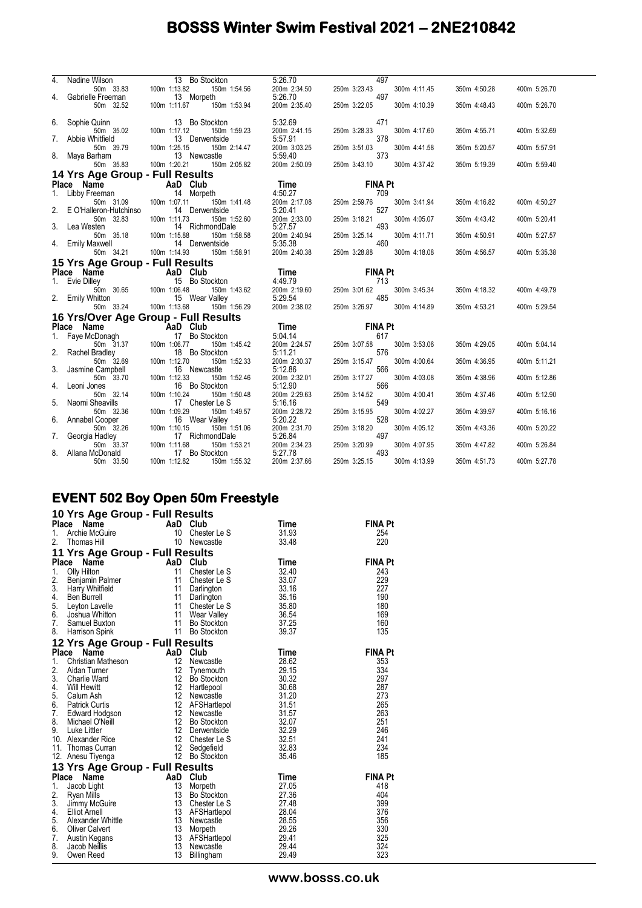# BOSSS Winter Swim Festival 2021 – 2NE210842

| Place | Name | AaD | Club | Time | FINA Pt | | | |
|---|---|---|---|---|---|---|---|---|
| 4. | Nadine Wilson | 13 | Bo Stockton | 5:26.70 | 497 | | | |
| | 50m 33.83 | 100m 1:13.82 | 150m 1:54.56 | 200m 2:34.50 | 250m 3:23.43 | 300m 4:11.45 | 350m 4:50.28 | 400m 5:26.70 |
| 4. | Gabrielle Freeman | 13 | Morpeth | 5:26.70 | 497 | | | |
| | 50m 32.52 | 100m 1:11.67 | 150m 1:53.94 | 200m 2:35.40 | 250m 3:22.05 | 300m 4:10.39 | 350m 4:48.43 | 400m 5:26.70 |
| 6. | Sophie Quinn | 13 | Bo Stockton | 5:32.69 | 471 | | | |
| | 50m 35.02 | 100m 1:17.12 | 150m 1:59.23 | 200m 2:41.15 | 250m 3:28.33 | 300m 4:17.60 | 350m 4:55.71 | 400m 5:32.69 |
| 7. | Abbie Whitfield | 13 | Derwentside | 5:57.91 | 378 | | | |
| | 50m 39.79 | 100m 1:25.15 | 150m 2:14.47 | 200m 3:03.25 | 250m 3:51.03 | 300m 4:41.58 | 350m 5:20.57 | 400m 5:57.91 |
| 8. | Maya Barham | 13 | Newcastle | 5:59.40 | 373 | | | |
| | 50m 35.83 | 100m 1:20.21 | 150m 2:05.82 | 200m 2:50.09 | 250m 3:43.10 | 300m 4:37.42 | 350m 5:19.39 | 400m 5:59.40 |

## 14 Yrs Age Group - Full Results

| Place | Name | AaD | Club | Time | FINA Pt | | | |
|---|---|---|---|---|---|---|---|---|
| 1. | Libby Freeman | 14 | Morpeth | 4:50.27 | 709 | | | |
| | 50m 31.09 | 100m 1:07.11 | 150m 1:41.48 | 200m 2:17.08 | 250m 2:59.76 | 300m 3:41.94 | 350m 4:16.82 | 400m 4:50.27 |
| 2. | E O'Halleron-Hutchinso | 14 | Derwentside | 5:20.41 | 527 | | | |
| | 50m 32.83 | 100m 1:11.73 | 150m 1:52.60 | 200m 2:33.00 | 250m 3:18.21 | 300m 4:05.07 | 350m 4:43.42 | 400m 5:20.41 |
| 3. | Lea Westen | 14 | RichmondDale | 5:27.57 | 493 | | | |
| | 50m 35.18 | 100m 1:15.88 | 150m 1:58.58 | 200m 2:40.94 | 250m 3:25.14 | 300m 4:11.71 | 350m 4:50.91 | 400m 5:27.57 |
| 4. | Emily Maxwell | 14 | Derwentside | 5:35.38 | 460 | | | |
| | 50m 34.21 | 100m 1:14.93 | 150m 1:58.91 | 200m 2:40.38 | 250m 3:28.88 | 300m 4:18.08 | 350m 4:56.57 | 400m 5:35.38 |

## 15 Yrs Age Group - Full Results

| Place | Name | AaD | Club | Time | FINA Pt | | | |
|---|---|---|---|---|---|---|---|---|
| 1. | Evie Dilley | 15 | Bo Stockton | 4:49.79 | 713 | | | |
| | 50m 30.65 | 100m 1:06.48 | 150m 1:43.62 | 200m 2:19.60 | 250m 3:01.62 | 300m 3:45.34 | 350m 4:18.32 | 400m 4:49.79 |
| 2. | Emily Whitton | 15 | Wear Valley | 5:29.54 | 485 | | | |
| | 50m 33.24 | 100m 1:13.68 | 150m 1:56.29 | 200m 2:38.02 | 250m 3:26.97 | 300m 4:14.89 | 350m 4:53.21 | 400m 5:29.54 |

## 16 Yrs/Over Age Group - Full Results

| Place | Name | AaD | Club | Time | FINA Pt | | | |
|---|---|---|---|---|---|---|---|---|
| 1. | Faye McDonagh | 17 | Bo Stockton | 5:04.14 | 617 | | | |
| | 50m 31.37 | 100m 1:06.77 | 150m 1:45.42 | 200m 2:24.57 | 250m 3:07.58 | 300m 3:53.06 | 350m 4:29.05 | 400m 5:04.14 |
| 2. | Rachel Bradley | 18 | Bo Stockton | 5:11.21 | 576 | | | |
| | 50m 32.69 | 100m 1:12.70 | 150m 1:52.33 | 200m 2:30.37 | 250m 3:15.47 | 300m 4:00.64 | 350m 4:36.95 | 400m 5:11.21 |
| 3. | Jasmine Campbell | 16 | Newcastle | 5:12.86 | 566 | | | |
| | 50m 33.70 | 100m 1:12.33 | 150m 1:52.46 | 200m 2:32.01 | 250m 3:17.27 | 300m 4:03.08 | 350m 4:38.96 | 400m 5:12.86 |
| 4. | Leoni Jones | 16 | Bo Stockton | 5:12.90 | 566 | | | |
| | 50m 32.14 | 100m 1:10.24 | 150m 1:50.48 | 200m 2:29.63 | 250m 3:14.52 | 300m 4:00.41 | 350m 4:37.46 | 400m 5:12.90 |
| 5. | Naomi Sheavills | 17 | Chester Le S | 5:16.16 | 549 | | | |
| | 50m 32.36 | 100m 1:09.29 | 150m 1:49.57 | 200m 2:28.72 | 250m 3:15.95 | 300m 4:02.27 | 350m 4:39.97 | 400m 5:16.16 |
| 6. | Annabel Cooper | 16 | Wear Valley | 5:20.22 | 528 | | | |
| | 50m 32.26 | 100m 1:10.15 | 150m 1:51.06 | 200m 2:31.70 | 250m 3:18.20 | 300m 4:05.12 | 350m 4:43.36 | 400m 5:20.22 |
| 7. | Georgia Hadley | 17 | RichmondDale | 5:26.84 | 497 | | | |
| | 50m 33.37 | 100m 1:11.68 | 150m 1:53.21 | 200m 2:34.23 | 250m 3:20.99 | 300m 4:07.95 | 350m 4:47.82 | 400m 5:26.84 |
| 8. | Allana McDonald | 17 | Bo Stockton | 5:27.78 | 493 | | | |
| | 50m 33.50 | 100m 1:12.82 | 150m 1:55.32 | 200m 2:37.66 | 250m 3:25.15 | 300m 4:13.99 | 350m 4:51.73 | 400m 5:27.78 |

# EVENT 502 Boy Open 50m Freestyle

## 10 Yrs Age Group - Full Results

| Place | Name | AaD | Club | Time | FINA Pt |
|---|---|---|---|---|---|
| 1. | Archie McGuire | 10 | Chester Le S | 31.93 | 254 |
| 2. | Thomas Hill | 10 | Newcastle | 33.48 | 220 |

## 11 Yrs Age Group - Full Results

| Place | Name | AaD | Club | Time | FINA Pt |
|---|---|---|---|---|---|
| 1. | Olly Hilton | 11 | Chester Le S | 32.40 | 243 |
| 2. | Benjamin Palmer | 11 | Chester Le S | 33.07 | 229 |
| 3. | Harry Whitfield | 11 | Darlington | 33.16 | 227 |
| 4. | Ben Burrell | 11 | Darlington | 35.16 | 190 |
| 5. | Leyton Lavelle | 11 | Chester Le S | 35.80 | 180 |
| 6. | Joshua Whitton | 11 | Wear Valley | 36.54 | 169 |
| 7. | Samuel Buxton | 11 | Bo Stockton | 37.25 | 160 |
| 8. | Harrison Spink | 11 | Bo Stockton | 39.37 | 135 |

## 12 Yrs Age Group - Full Results

| Place | Name | AaD | Club | Time | FINA Pt |
|---|---|---|---|---|---|
| 1. | Christian Matheson | 12 | Newcastle | 28.62 | 353 |
| 2. | Aidan Turner | 12 | Tynemouth | 29.15 | 334 |
| 3. | Charlie Ward | 12 | Bo Stockton | 30.32 | 297 |
| 4. | Will Hewitt | 12 | Hartlepool | 30.68 | 287 |
| 5. | Calum Ash | 12 | Newcastle | 31.20 | 273 |
| 6. | Patrick Curtis | 12 | AFSHartlepol | 31.51 | 265 |
| 7. | Edward Hodgson | 12 | Newcastle | 31.57 | 263 |
| 8. | Michael O'Neill | 12 | Bo Stockton | 32.07 | 251 |
| 9. | Luke Littler | 12 | Derwentside | 32.29 | 246 |
| 10. | Alexander Rice | 12 | Chester Le S | 32.51 | 241 |
| 11. | Thomas Curran | 12 | Sedgefield | 32.83 | 234 |
| 12. | Anesu Tiyenga | 12 | Bo Stockton | 35.46 | 185 |

## 13 Yrs Age Group - Full Results

| Place | Name | AaD | Club | Time | FINA Pt |
|---|---|---|---|---|---|
| 1. | Jacob Light | 13 | Morpeth | 27.05 | 418 |
| 2. | Ryan Mills | 13 | Bo Stockton | 27.36 | 404 |
| 3. | Jimmy McGuire | 13 | Chester Le S | 27.48 | 399 |
| 4. | Elliot Arnell | 13 | AFSHartlepol | 28.04 | 376 |
| 5. | Alexander Whittle | 13 | Newcastle | 28.55 | 356 |
| 6. | Oliver Calvert | 13 | Morpeth | 29.26 | 330 |
| 7. | Austin Kegans | 13 | AFSHartlepol | 29.41 | 325 |
| 8. | Jacob Neillis | 13 | Newcastle | 29.44 | 324 |
| 9. | Owen Reed | 13 | Billingham | 29.49 | 323 |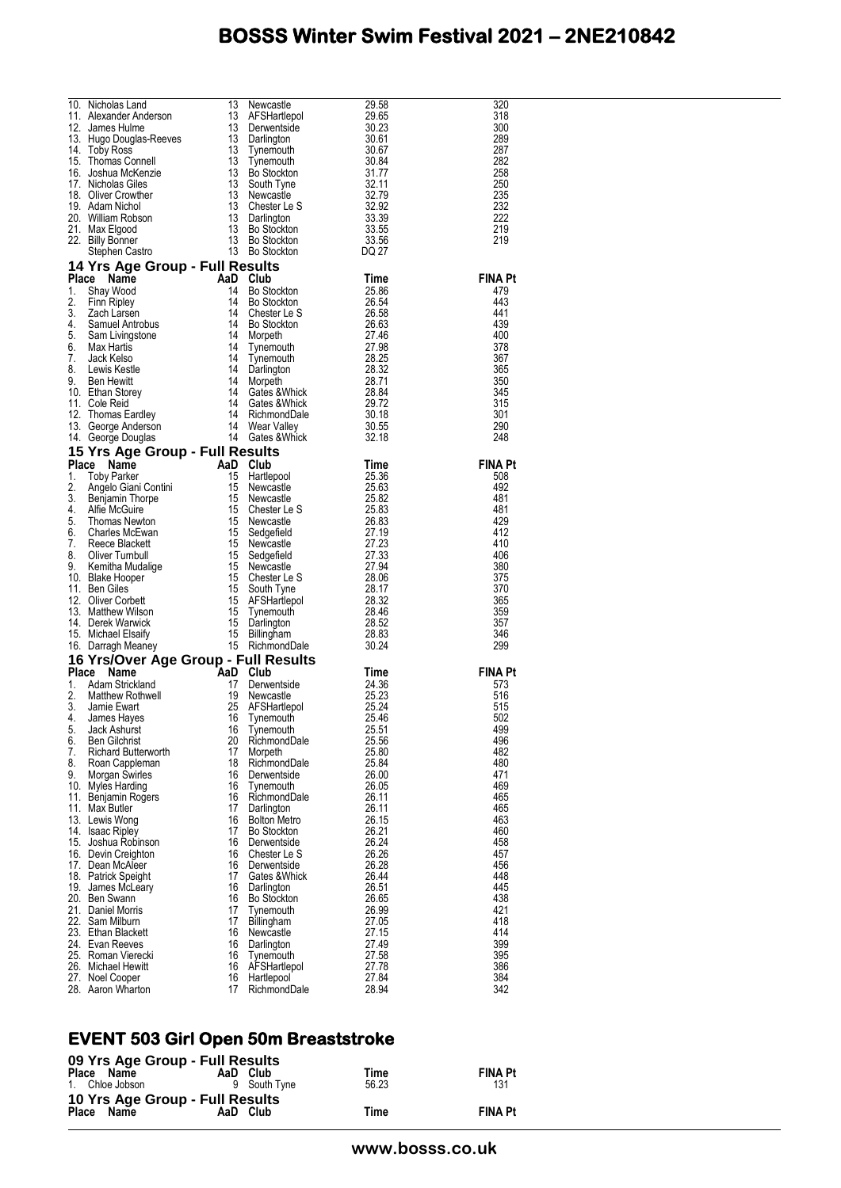| Place | Name | AaD | Club | Time | FINA Pt |
|---|---|---|---|---|---|
| 10. | Nicholas Land | 13 | Newcastle | 29.58 | 320 |
| 11. | Alexander Anderson | 13 | AFSHartlepol | 29.65 | 318 |
| 12. | James Hulme | 13 | Derwentside | 30.23 | 300 |
| 13. | Hugo Douglas-Reeves | 13 | Darlington | 30.61 | 289 |
| 14. | Toby Ross | 13 | Tynemouth | 30.67 | 287 |
| 15. | Thomas Connell | 13 | Tynemouth | 30.84 | 282 |
| 16. | Joshua McKenzie | 13 | Bo Stockton | 31.77 | 258 |
| 17. | Nicholas Giles | 13 | South Tyne | 32.11 | 250 |
| 18. | Oliver Crowther | 13 | Newcastle | 32.79 | 235 |
| 19. | Adam Nichol | 13 | Chester Le S | 32.92 | 232 |
| 20. | William Robson | 13 | Darlington | 33.39 | 222 |
| 21. | Max Elgood | 13 | Bo Stockton | 33.55 | 219 |
| 22. | Billy Bonner | 13 | Bo Stockton | 33.56 | 219 |
| | Stephen Castro | 13 | Bo Stockton | DQ 27 | |

## 14 Yrs Age Group - Full Results

| Place | Name | AaD | Club | Time | FINA Pt |
|---|---|---|---|---|---|
| 1. | Shay Wood | 14 | Bo Stockton | 25.86 | 479 |
| 2. | Finn Ripley | 14 | Bo Stockton | 26.54 | 443 |
| 3. | Zach Larsen | 14 | Chester Le S | 26.58 | 441 |
| 4. | Samuel Antrobus | 14 | Bo Stockton | 26.63 | 439 |
| 5. | Sam Livingstone | 14 | Morpeth | 27.46 | 400 |
| 6. | Max Hartis | 14 | Tynemouth | 27.98 | 378 |
| 7. | Jack Kelso | 14 | Tynemouth | 28.25 | 367 |
| 8. | Lewis Kestle | 14 | Darlington | 28.32 | 365 |
| 9. | Ben Hewitt | 14 | Morpeth | 28.71 | 350 |
| 10. | Ethan Storey | 14 | Gates &Whick | 28.84 | 345 |
| 11. | Cole Reid | 14 | Gates &Whick | 29.72 | 315 |
| 12. | Thomas Eardley | 14 | RichmondDale | 30.18 | 301 |
| 13. | George Anderson | 14 | Wear Valley | 30.55 | 290 |
| 14. | George Douglas | 14 | Gates &Whick | 32.18 | 248 |

## 15 Yrs Age Group - Full Results

| Place | Name | AaD | Club | Time | FINA Pt |
|---|---|---|---|---|---|
| 1. | Toby Parker | 15 | Hartlepool | 25.36 | 508 |
| 2. | Angelo Giani Contini | 15 | Newcastle | 25.63 | 492 |
| 3. | Benjamin Thorpe | 15 | Newcastle | 25.82 | 481 |
| 4. | Alfie McGuire | 15 | Chester Le S | 25.83 | 481 |
| 5. | Thomas Newton | 15 | Newcastle | 26.83 | 429 |
| 6. | Charles McEwan | 15 | Sedgefield | 27.19 | 412 |
| 7. | Reece Blackett | 15 | Newcastle | 27.23 | 410 |
| 8. | Oliver Turnbull | 15 | Sedgefield | 27.33 | 406 |
| 9. | Kemitha Mudalige | 15 | Newcastle | 27.94 | 380 |
| 10. | Blake Hooper | 15 | Chester Le S | 28.06 | 375 |
| 11. | Ben Giles | 15 | South Tyne | 28.17 | 370 |
| 12. | Oliver Corbett | 15 | AFSHartlepol | 28.32 | 365 |
| 13. | Matthew Wilson | 15 | Tynemouth | 28.46 | 359 |
| 14. | Derek Warwick | 15 | Darlington | 28.52 | 357 |
| 15. | Michael Elsaify | 15 | Billingham | 28.83 | 346 |
| 16. | Darragh Meaney | 15 | RichmondDale | 30.24 | 299 |

## 16 Yrs/Over Age Group - Full Results

| Place | Name | AaD | Club | Time | FINA Pt |
|---|---|---|---|---|---|
| 1. | Adam Strickland | 17 | Derwentside | 24.36 | 573 |
| 2. | Matthew Rothwell | 19 | Newcastle | 25.23 | 516 |
| 3. | Jamie Ewart | 25 | AFSHartlepol | 25.24 | 515 |
| 4. | James Hayes | 16 | Tynemouth | 25.46 | 502 |
| 5. | Jack Ashurst | 16 | Tynemouth | 25.51 | 499 |
| 6. | Ben Gilchrist | 20 | RichmondDale | 25.56 | 496 |
| 7. | Richard Butterworth | 17 | Morpeth | 25.80 | 482 |
| 8. | Roan Cappleman | 18 | RichmondDale | 25.84 | 480 |
| 9. | Morgan Swirles | 16 | Derwentside | 26.00 | 471 |
| 10. | Myles Harding | 16 | Tynemouth | 26.05 | 469 |
| 11. | Benjamin Rogers | 16 | RichmondDale | 26.11 | 465 |
| 11. | Max Butler | 17 | Darlington | 26.11 | 465 |
| 13. | Lewis Wong | 16 | Bolton Metro | 26.15 | 463 |
| 14. | Isaac Ripley | 17 | Bo Stockton | 26.21 | 460 |
| 15. | Joshua Robinson | 16 | Derwentside | 26.24 | 458 |
| 16. | Devin Creighton | 16 | Chester Le S | 26.26 | 457 |
| 17. | Dean McAleer | 16 | Derwentside | 26.28 | 456 |
| 18. | Patrick Speight | 17 | Gates &Whick | 26.44 | 448 |
| 19. | James McLeary | 16 | Darlington | 26.51 | 445 |
| 20. | Ben Swann | 16 | Bo Stockton | 26.65 | 438 |
| 21. | Daniel Morris | 17 | Tynemouth | 26.99 | 421 |
| 22. | Sam Milburn | 17 | Billingham | 27.05 | 418 |
| 23. | Ethan Blackett | 16 | Newcastle | 27.15 | 414 |
| 24. | Evan Reeves | 16 | Darlington | 27.49 | 399 |
| 25. | Roman Vierecki | 16 | Tynemouth | 27.58 | 395 |
| 26. | Michael Hewitt | 16 | AFSHartlepol | 27.78 | 386 |
| 27. | Noel Cooper | 16 | Hartlepool | 27.84 | 384 |
| 28. | Aaron Wharton | 17 | RichmondDale | 28.94 | 342 |

# EVENT 503 Girl Open 50m Breaststroke

## 09 Yrs Age Group - Full Results

| Place | Name | AaD | Club | Time | FINA Pt |
|---|---|---|---|---|---|
| 1. | Chloe Jobson | 9 | South Tyne | 56.23 | 131 |

## 10 Yrs Age Group - Full Results

| Place | Name | AaD | Club | Time | FINA Pt |
|---|---|---|---|---|---|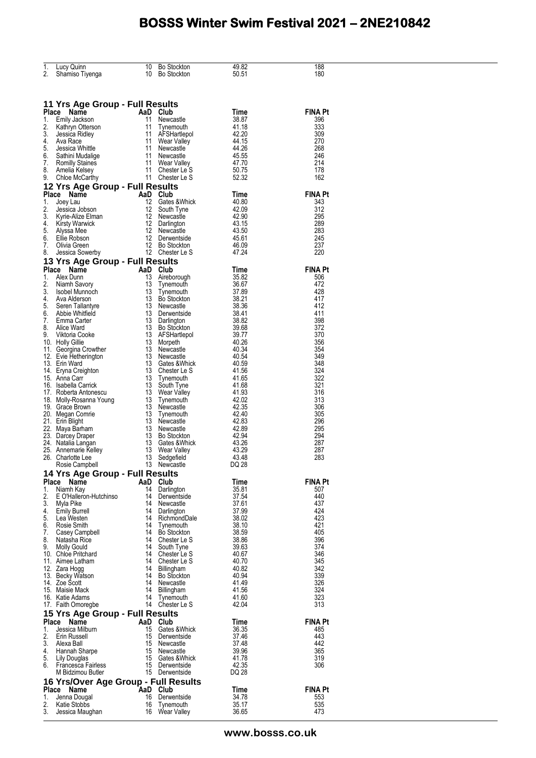| Place | Name | AaD | Club | Time | FINA Pt |
|---|---|---|---|---|---|
| 1. | Lucy Quinn | 10 | Bo Stockton | 49.82 | 188 |
| 2. | Shamiso Tiyenga | 10 | Bo Stockton | 50.51 | 180 |

## 11 Yrs Age Group - Full Results

| Place | Name | AaD | Club | Time | FINA Pt |
|---|---|---|---|---|---|
| 1. | Emily Jackson | 11 | Newcastle | 38.87 | 396 |
| 2. | Kathryn Otterson | 11 | Tynemouth | 41.18 | 333 |
| 3. | Jessica Ridley | 11 | AFSHartlepol | 42.20 | 309 |
| 4. | Ava Race | 11 | Wear Valley | 44.15 | 270 |
| 5. | Jessica Whittle | 11 | Newcastle | 44.26 | 268 |
| 6. | Sathini Mudalige | 11 | Newcastle | 45.55 | 246 |
| 7. | Romilly Staines | 11 | Wear Valley | 47.70 | 214 |
| 8. | Amelia Kelsey | 11 | Chester Le S | 50.75 | 178 |
| 9. | Chloe McCarthy | 11 | Chester Le S | 52.32 | 162 |

## 12 Yrs Age Group - Full Results

| Place | Name | AaD | Club | Time | FINA Pt |
|---|---|---|---|---|---|
| 1. | Joey Lau | 12 | Gates &Whick | 40.80 | 343 |
| 2. | Jessica Jobson | 12 | South Tyne | 42.09 | 312 |
| 3. | Kyrie-Alize Elman | 12 | Newcastle | 42.90 | 295 |
| 4. | Kirsty Warwick | 12 | Darlington | 43.15 | 289 |
| 5. | Alyssa Mee | 12 | Newcastle | 43.50 | 283 |
| 6. | Ellie Robson | 12 | Derwentside | 45.61 | 245 |
| 7. | Olivia Green | 12 | Bo Stockton | 46.09 | 237 |
| 8. | Jessica Sowerby | 12 | Chester Le S | 47.24 | 220 |

## 13 Yrs Age Group - Full Results

| Place | Name | AaD | Club | Time | FINA Pt |
|---|---|---|---|---|---|
| 1. | Alex Dunn | 13 | Aireborough | 35.82 | 506 |
| 2. | Niamh Savory | 13 | Tynemouth | 36.67 | 472 |
| 3. | Isobel Munnoch | 13 | Tynemouth | 37.89 | 428 |
| 4. | Ava Alderson | 13 | Bo Stockton | 38.21 | 417 |
| 5. | Seren Tallantyre | 13 | Newcastle | 38.36 | 412 |
| 6. | Abbie Whitfield | 13 | Derwentside | 38.41 | 411 |
| 7. | Emma Carter | 13 | Darlington | 38.82 | 398 |
| 8. | Alice Ward | 13 | Bo Stockton | 39.68 | 372 |
| 9. | Viktoria Cooke | 13 | AFSHartlepol | 39.77 | 370 |
| 10. | Holly Gillie | 13 | Morpeth | 40.26 | 356 |
| 11. | Georgina Crowther | 13 | Newcastle | 40.34 | 354 |
| 12. | Evie Hetherington | 13 | Newcastle | 40.54 | 349 |
| 13. | Erin Ward | 13 | Gates &Whick | 40.59 | 348 |
| 14. | Eryna Creighton | 13 | Chester Le S | 41.56 | 324 |
| 15. | Anna Carr | 13 | Tynemouth | 41.65 | 322 |
| 16. | Isabella Carrick | 13 | South Tyne | 41.68 | 321 |
| 17. | Roberta Antonescu | 13 | Wear Valley | 41.93 | 316 |
| 18. | Molly-Rosanna Young | 13 | Tynemouth | 42.02 | 313 |
| 19. | Grace Brown | 13 | Newcastle | 42.35 | 306 |
| 20. | Megan Comrie | 13 | Tynemouth | 42.40 | 305 |
| 21. | Erin Blight | 13 | Newcastle | 42.83 | 296 |
| 22. | Maya Barham | 13 | Newcastle | 42.89 | 295 |
| 23. | Darcey Draper | 13 | Bo Stockton | 42.94 | 294 |
| 24. | Natalia Langan | 13 | Gates &Whick | 43.26 | 287 |
| 25. | Annemarie Kelley | 13 | Wear Valley | 43.29 | 287 |
| 26. | Charlotte Lee | 13 | Sedgefield | 43.48 | 283 |
| | Rosie Campbell | 13 | Newcastle | DQ 28 | |

## 14 Yrs Age Group - Full Results

| Place | Name | AaD | Club | Time | FINA Pt |
|---|---|---|---|---|---|
| 1. | Niamh Kay | 14 | Darlington | 35.81 | 507 |
| 2. | E O'Halleron-Hutchinso | 14 | Derwentside | 37.54 | 440 |
| 3. | Myla Pike | 14 | Newcastle | 37.61 | 437 |
| 4. | Emily Burrell | 14 | Darlington | 37.99 | 424 |
| 5. | Lea Westen | 14 | RichmondDale | 38.02 | 423 |
| 6. | Rosie Smith | 14 | Tynemouth | 38.10 | 421 |
| 7. | Casey Campbell | 14 | Bo Stockton | 38.59 | 405 |
| 8. | Natasha Rice | 14 | Chester Le S | 38.86 | 396 |
| 9. | Molly Gould | 14 | South Tyne | 39.63 | 374 |
| 10. | Chloe Pritchard | 14 | Chester Le S | 40.67 | 346 |
| 11. | Aimee Latham | 14 | Chester Le S | 40.70 | 345 |
| 12. | Zara Hogg | 14 | Billingham | 40.82 | 342 |
| 13. | Becky Watson | 14 | Bo Stockton | 40.94 | 339 |
| 14. | Zoe Scott | 14 | Newcastle | 41.49 | 326 |
| 15. | Maisie Mack | 14 | Billingham | 41.56 | 324 |
| 16. | Katie Adams | 14 | Tynemouth | 41.60 | 323 |
| 17. | Faith Omoregbe | 14 | Chester Le S | 42.04 | 313 |

## 15 Yrs Age Group - Full Results

| Place | Name | AaD | Club | Time | FINA Pt |
|---|---|---|---|---|---|
| 1. | Jessica Milburn | 15 | Gates &Whick | 36.35 | 485 |
| 2. | Erin Russell | 15 | Derwentside | 37.46 | 443 |
| 3. | Alexa Ball | 15 | Newcastle | 37.48 | 442 |
| 4. | Hannah Sharpe | 15 | Newcastle | 39.96 | 365 |
| 5. | Lily Douglas | 15 | Gates &Whick | 41.78 | 319 |
| 6. | Francesca Fairless | 15 | Derwentside | 42.35 | 306 |
| | M Bidzimou Butler | 15 | Derwentside | DQ 28 | |

## 16 Yrs/Over Age Group - Full Results

| Place | Name | AaD | Club | Time | FINA Pt |
|---|---|---|---|---|---|
| 1. | Jenna Dougal | 16 | Derwentside | 34.78 | 553 |
| 2. | Katie Stobbs | 16 | Tynemouth | 35.17 | 535 |
| 3. | Jessica Maughan | 16 | Wear Valley | 36.65 | 473 |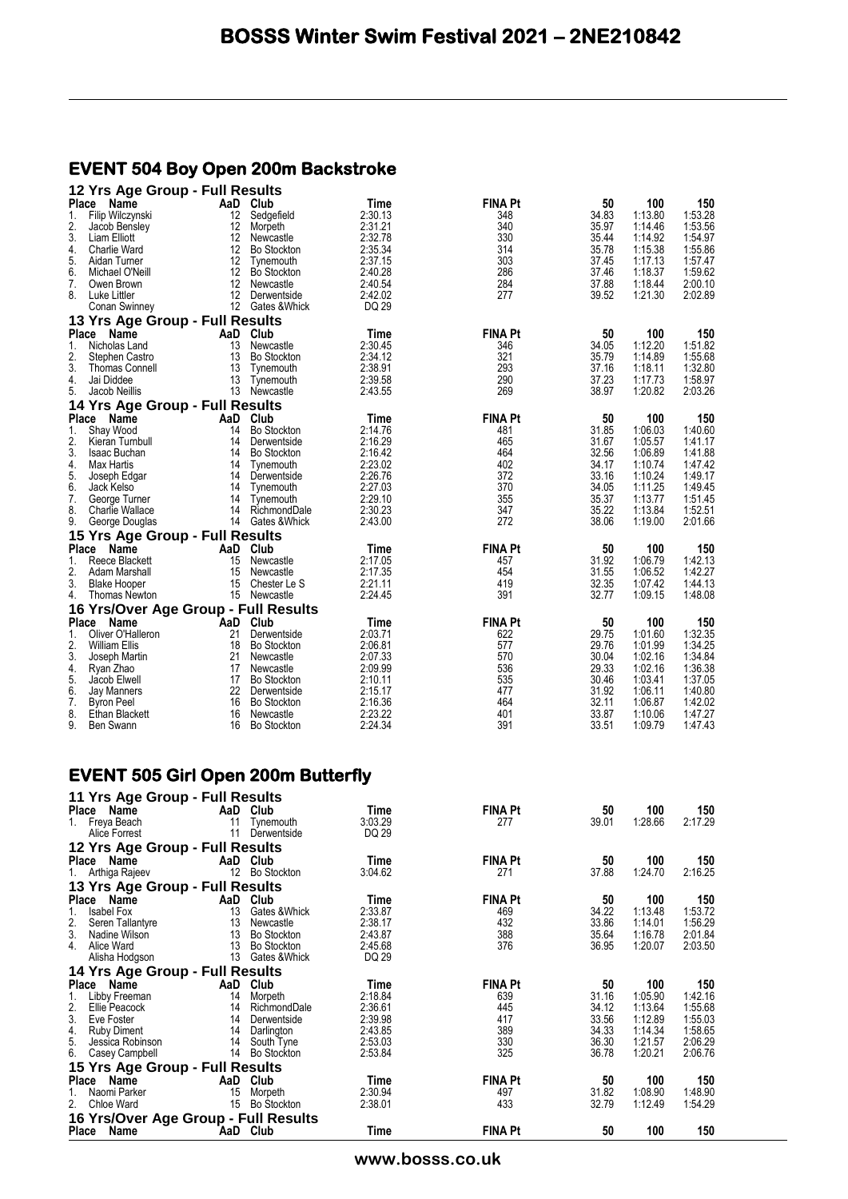# BOSSS Winter Swim Festival 2021 – 2NE210842

## EVENT 504 Boy Open 200m Backstroke

### 12 Yrs Age Group - Full Results

| Place | Name | AaD | Club | Time | FINA Pt | 50 | 100 | 150 |
|---|---|---|---|---|---|---|---|---|
| 1. | Filip Wilczynski | 12 | Sedgefield | 2:30.13 | 348 | 34.83 | 1:13.80 | 1:53.28 |
| 2. | Jacob Bensley | 12 | Morpeth | 2:31.21 | 340 | 35.97 | 1:14.46 | 1:53.56 |
| 3. | Liam Elliott | 12 | Newcastle | 2:32.78 | 330 | 35.44 | 1:14.92 | 1:54.97 |
| 4. | Charlie Ward | 12 | Bo Stockton | 2:35.34 | 314 | 35.78 | 1:15.38 | 1:55.86 |
| 5. | Aidan Turner | 12 | Tynemouth | 2:37.15 | 303 | 37.45 | 1:17.13 | 1:57.47 |
| 6. | Michael O'Neill | 12 | Bo Stockton | 2:40.28 | 286 | 37.46 | 1:18.37 | 1:59.62 |
| 7. | Owen Brown | 12 | Newcastle | 2:40.54 | 284 | 37.88 | 1:18.44 | 2:00.10 |
| 8. | Luke Littler | 12 | Derwentside | 2:42.02 | 277 | 39.52 | 1:21.30 | 2:02.89 |
| | Conan Swinney | 12 | Gates &Whick | DQ 29 | | | | |

### 13 Yrs Age Group - Full Results

| Place | Name | AaD | Club | Time | FINA Pt | 50 | 100 | 150 |
|---|---|---|---|---|---|---|---|---|
| 1. | Nicholas Land | 13 | Newcastle | 2:30.45 | 346 | 34.05 | 1:12.20 | 1:51.82 |
| 2. | Stephen Castro | 13 | Bo Stockton | 2:34.12 | 321 | 35.79 | 1:14.89 | 1:55.68 |
| 3. | Thomas Connell | 13 | Tynemouth | 2:38.91 | 293 | 37.16 | 1:18.11 | 1:32.80 |
| 4. | Jai Diddee | 13 | Tynemouth | 2:39.58 | 290 | 37.23 | 1:17.73 | 1:58.97 |
| 5. | Jacob Neillis | 13 | Newcastle | 2:43.55 | 269 | 38.97 | 1:20.82 | 2:03.26 |

### 14 Yrs Age Group - Full Results

| Place | Name | AaD | Club | Time | FINA Pt | 50 | 100 | 150 |
|---|---|---|---|---|---|---|---|---|
| 1. | Shay Wood | 14 | Bo Stockton | 2:14.76 | 481 | 31.85 | 1:06.03 | 1:40.60 |
| 2. | Kieran Turnbull | 14 | Derwentside | 2:16.29 | 465 | 31.67 | 1:05.57 | 1:41.17 |
| 3. | Isaac Buchan | 14 | Bo Stockton | 2:16.42 | 464 | 32.56 | 1:06.89 | 1:41.88 |
| 4. | Max Hartis | 14 | Tynemouth | 2:23.02 | 402 | 34.17 | 1:10.74 | 1:47.42 |
| 5. | Joseph Edgar | 14 | Derwentside | 2:26.76 | 372 | 33.16 | 1:10.24 | 1:49.17 |
| 6. | Jack Kelso | 14 | Tynemouth | 2:27.03 | 370 | 34.05 | 1:11.25 | 1:49.45 |
| 7. | George Turner | 14 | Tynemouth | 2:29.10 | 355 | 35.37 | 1:13.77 | 1:51.45 |
| 8. | Charlie Wallace | 14 | RichmondDale | 2:30.23 | 347 | 35.22 | 1:13.84 | 1:52.51 |
| 9. | George Douglas | 14 | Gates &Whick | 2:43.00 | 272 | 38.06 | 1:19.00 | 2:01.66 |

### 15 Yrs Age Group - Full Results

| Place | Name | AaD | Club | Time | FINA Pt | 50 | 100 | 150 |
|---|---|---|---|---|---|---|---|---|
| 1. | Reece Blackett | 15 | Newcastle | 2:17.05 | 457 | 31.92 | 1:06.79 | 1:42.13 |
| 2. | Adam Marshall | 15 | Newcastle | 2:17.35 | 454 | 31.55 | 1:06.52 | 1:42.27 |
| 3. | Blake Hooper | 15 | Chester Le S | 2:21.11 | 419 | 32.35 | 1:07.42 | 1:44.13 |
| 4. | Thomas Newton | 15 | Newcastle | 2:24.45 | 391 | 32.77 | 1:09.15 | 1:48.08 |

### 16 Yrs/Over Age Group - Full Results

| Place | Name | AaD | Club | Time | FINA Pt | 50 | 100 | 150 |
|---|---|---|---|---|---|---|---|---|
| 1. | Oliver O'Halleron | 21 | Derwentside | 2:03.71 | 622 | 29.75 | 1:01.60 | 1:32.35 |
| 2. | William Ellis | 18 | Bo Stockton | 2:06.81 | 577 | 29.76 | 1:01.99 | 1:34.25 |
| 3. | Joseph Martin | 21 | Newcastle | 2:07.33 | 570 | 30.04 | 1:02.16 | 1:34.84 |
| 4. | Ryan Zhao | 17 | Newcastle | 2:09.99 | 536 | 29.33 | 1:02.16 | 1:36.38 |
| 5. | Jacob Elwell | 17 | Bo Stockton | 2:10.11 | 535 | 30.46 | 1:03.41 | 1:37.05 |
| 6. | Jay Manners | 22 | Derwentside | 2:15.17 | 477 | 31.92 | 1:06.11 | 1:40.80 |
| 7. | Byron Peel | 16 | Bo Stockton | 2:16.36 | 464 | 32.11 | 1:06.87 | 1:42.02 |
| 8. | Ethan Blackett | 16 | Newcastle | 2:23.22 | 401 | 33.87 | 1:10.06 | 1:47.27 |
| 9. | Ben Swann | 16 | Bo Stockton | 2:24.34 | 391 | 33.51 | 1:09.79 | 1:47.43 |

## EVENT 505 Girl Open 200m Butterfly

### 11 Yrs Age Group - Full Results

| Place | Name | AaD | Club | Time | FINA Pt | 50 | 100 | 150 |
|---|---|---|---|---|---|---|---|---|
| 1. | Freya Beach | 11 | Tynemouth | 3:03.29 | 277 | 39.01 | 1:28.66 | 2:17.29 |
| | Alice Forrest | 11 | Derwentside | DQ 29 | | | | |

### 12 Yrs Age Group - Full Results

| Place | Name | AaD | Club | Time | FINA Pt | 50 | 100 | 150 |
|---|---|---|---|---|---|---|---|---|
| 1. | Arthiga Rajeev | 12 | Bo Stockton | 3:04.62 | 271 | 37.88 | 1:24.70 | 2:16.25 |

### 13 Yrs Age Group - Full Results

| Place | Name | AaD | Club | Time | FINA Pt | 50 | 100 | 150 |
|---|---|---|---|---|---|---|---|---|
| 1. | Isabel Fox | 13 | Gates &Whick | 2:33.87 | 469 | 34.22 | 1:13.48 | 1:53.72 |
| 2. | Seren Tallantyre | 13 | Newcastle | 2:38.17 | 432 | 33.86 | 1:14.01 | 1:56.29 |
| 3. | Nadine Wilson | 13 | Bo Stockton | 2:43.87 | 388 | 35.64 | 1:16.78 | 2:01.84 |
| 4. | Alice Ward | 13 | Bo Stockton | 2:45.68 | 376 | 36.95 | 1:20.07 | 2:03.50 |
| | Alisha Hodgson | 13 | Gates &Whick | DQ 29 | | | | |

### 14 Yrs Age Group - Full Results

| Place | Name | AaD | Club | Time | FINA Pt | 50 | 100 | 150 |
|---|---|---|---|---|---|---|---|---|
| 1. | Libby Freeman | 14 | Morpeth | 2:18.84 | 639 | 31.16 | 1:05.90 | 1:42.16 |
| 2. | Ellie Peacock | 14 | RichmondDale | 2:36.61 | 445 | 34.12 | 1:13.64 | 1:55.68 |
| 3. | Eve Foster | 14 | Derwentside | 2:39.98 | 417 | 33.56 | 1:12.89 | 1:55.03 |
| 4. | Ruby Diment | 14 | Darlington | 2:43.85 | 389 | 34.33 | 1:14.34 | 1:58.65 |
| 5. | Jessica Robinson | 14 | South Tyne | 2:53.03 | 330 | 36.30 | 1:21.57 | 2:06.29 |
| 6. | Casey Campbell | 14 | Bo Stockton | 2:53.84 | 325 | 36.78 | 1:20.21 | 2:06.76 |

### 15 Yrs Age Group - Full Results

| Place | Name | AaD | Club | Time | FINA Pt | 50 | 100 | 150 |
|---|---|---|---|---|---|---|---|---|
| 1. | Naomi Parker | 15 | Morpeth | 2:30.94 | 497 | 31.82 | 1:08.90 | 1:48.90 |
| 2. | Chloe Ward | 15 | Bo Stockton | 2:38.01 | 433 | 32.79 | 1:12.49 | 1:54.29 |

### 16 Yrs/Over Age Group - Full Results

| Place | Name | AaD | Club | Time | FINA Pt | 50 | 100 | 150 |
|---|---|---|---|---|---|---|---|---|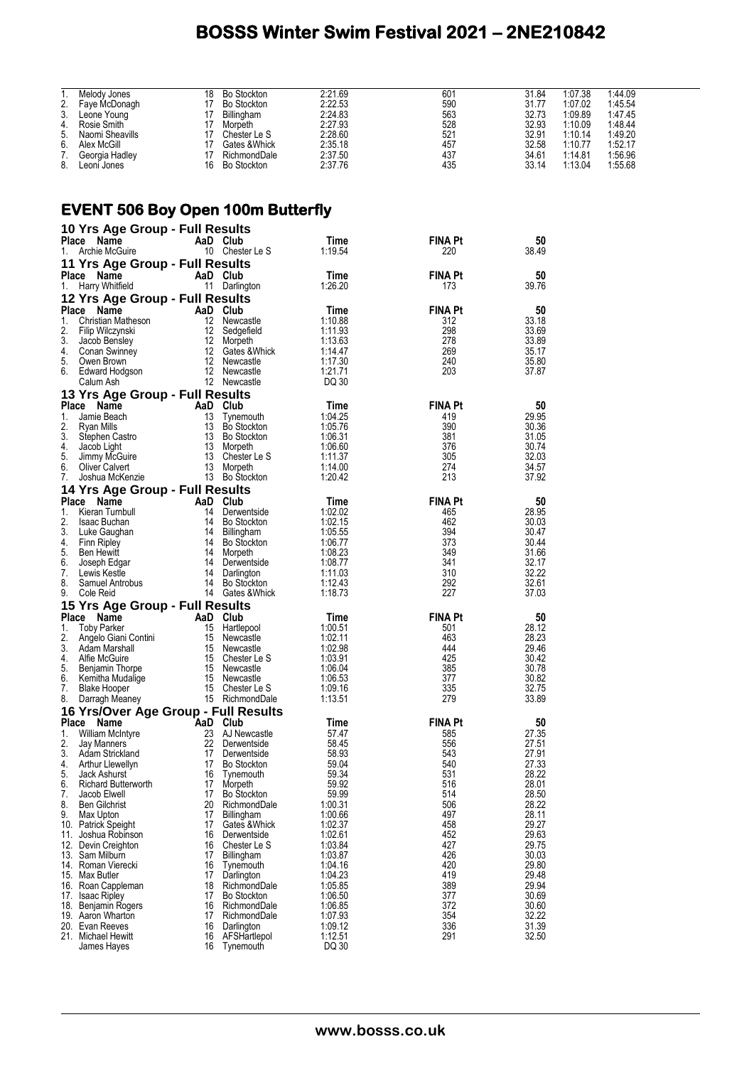| Place | Name | AaD | Club | Time | FINA Pt | 50 | 100 | 150 |
|---|---|---|---|---|---|---|---|---|
| 1. | Melody Jones | 18 | Bo Stockton | 2:21.69 | 601 | 31.84 | 1:07.38 | 1:44.09 |
| 2. | Faye McDonagh | 17 | Bo Stockton | 2:22.53 | 590 | 31.77 | 1:07.02 | 1:45.54 |
| 3. | Leone Young | 17 | Billingham | 2:24.83 | 563 | 32.73 | 1:09.89 | 1:47.45 |
| 4. | Rosie Smith | 17 | Morpeth | 2:27.93 | 528 | 32.93 | 1:10.09 | 1:48.44 |
| 5. | Naomi Sheavills | 17 | Chester Le S | 2:28.60 | 521 | 32.91 | 1:10.14 | 1:49.20 |
| 6. | Alex McGill | 17 | Gates &Whick | 2:35.18 | 457 | 32.58 | 1:10.77 | 1:52.17 |
| 7. | Georgia Hadley | 17 | RichmondDale | 2:37.50 | 437 | 34.61 | 1:14.81 | 1:56.96 |
| 8. | Leoni Jones | 16 | Bo Stockton | 2:37.76 | 435 | 33.14 | 1:13.04 | 1:55.68 |

## EVENT 506 Boy Open 100m Butterfly

### 10 Yrs Age Group - Full Results

| Place | Name | AaD | Club | Time | FINA Pt | 50 |
|---|---|---|---|---|---|---|
| 1. | Archie McGuire | 10 | Chester Le S | 1:19.54 | 220 | 38.49 |

### 11 Yrs Age Group - Full Results

| Place | Name | AaD | Club | Time | FINA Pt | 50 |
|---|---|---|---|---|---|---|
| 1. | Harry Whitfield | 11 | Darlington | 1:26.20 | 173 | 39.76 |

### 12 Yrs Age Group - Full Results

| Place | Name | AaD | Club | Time | FINA Pt | 50 |
|---|---|---|---|---|---|---|
| 1. | Christian Matheson | 12 | Newcastle | 1:10.88 | 312 | 33.18 |
| 2. | Filip Wilczynski | 12 | Sedgefield | 1:11.93 | 298 | 33.69 |
| 3. | Jacob Bensley | 12 | Morpeth | 1:13.63 | 278 | 33.89 |
| 4. | Conan Swinney | 12 | Gates &Whick | 1:14.47 | 269 | 35.17 |
| 5. | Owen Brown | 12 | Newcastle | 1:17.30 | 240 | 35.80 |
| 6. | Edward Hodgson | 12 | Newcastle | 1:21.71 | 203 | 37.87 |
| | Calum Ash | 12 | Newcastle | DQ 30 | | |

### 13 Yrs Age Group - Full Results

| Place | Name | AaD | Club | Time | FINA Pt | 50 |
|---|---|---|---|---|---|---|
| 1. | Jamie Beach | 13 | Tynemouth | 1:04.25 | 419 | 29.95 |
| 2. | Ryan Mills | 13 | Bo Stockton | 1:05.76 | 390 | 30.36 |
| 3. | Stephen Castro | 13 | Bo Stockton | 1:06.31 | 381 | 31.05 |
| 4. | Jacob Light | 13 | Morpeth | 1:06.60 | 376 | 30.74 |
| 5. | Jimmy McGuire | 13 | Chester Le S | 1:11.37 | 305 | 32.03 |
| 6. | Oliver Calvert | 13 | Morpeth | 1:14.00 | 274 | 34.57 |
| 7. | Joshua McKenzie | 13 | Bo Stockton | 1:20.42 | 213 | 37.92 |

### 14 Yrs Age Group - Full Results

| Place | Name | AaD | Club | Time | FINA Pt | 50 |
|---|---|---|---|---|---|---|
| 1. | Kieran Turnbull | 14 | Derwentside | 1:02.02 | 465 | 28.95 |
| 2. | Isaac Buchan | 14 | Bo Stockton | 1:02.15 | 462 | 30.03 |
| 3. | Luke Gaughan | 14 | Billingham | 1:05.55 | 394 | 30.47 |
| 4. | Finn Ripley | 14 | Bo Stockton | 1:06.77 | 373 | 30.44 |
| 5. | Ben Hewitt | 14 | Morpeth | 1:08.23 | 349 | 31.66 |
| 6. | Joseph Edgar | 14 | Derwentside | 1:08.77 | 341 | 32.17 |
| 7. | Lewis Kestle | 14 | Darlington | 1:11.03 | 310 | 32.22 |
| 8. | Samuel Antrobus | 14 | Bo Stockton | 1:12.43 | 292 | 32.61 |
| 9. | Cole Reid | 14 | Gates &Whick | 1:18.73 | 227 | 37.03 |

### 15 Yrs Age Group - Full Results

| Place | Name | AaD | Club | Time | FINA Pt | 50 |
|---|---|---|---|---|---|---|
| 1. | Toby Parker | 15 | Hartlepool | 1:00.51 | 501 | 28.12 |
| 2. | Angelo Giani Contini | 15 | Newcastle | 1:02.11 | 463 | 28.23 |
| 3. | Adam Marshall | 15 | Newcastle | 1:02.98 | 444 | 29.46 |
| 4. | Alfie McGuire | 15 | Chester Le S | 1:03.91 | 425 | 30.42 |
| 5. | Benjamin Thorpe | 15 | Newcastle | 1:06.04 | 385 | 30.78 |
| 6. | Kemitha Mudalige | 15 | Newcastle | 1:06.53 | 377 | 30.82 |
| 7. | Blake Hooper | 15 | Chester Le S | 1:09.16 | 335 | 32.75 |
| 8. | Darragh Meaney | 15 | RichmondDale | 1:13.51 | 279 | 33.89 |

### 16 Yrs/Over Age Group - Full Results

| Place | Name | AaD | Club | Time | FINA Pt | 50 |
|---|---|---|---|---|---|---|
| 1. | William McIntyre | 23 | AJ Newcastle | 57.47 | 585 | 27.35 |
| 2. | Jay Manners | 22 | Derwentside | 58.45 | 556 | 27.51 |
| 3. | Adam Strickland | 17 | Derwentside | 58.93 | 543 | 27.91 |
| 4. | Arthur Llewellyn | 17 | Bo Stockton | 59.04 | 540 | 27.33 |
| 5. | Jack Ashurst | 16 | Tynemouth | 59.34 | 531 | 28.22 |
| 6. | Richard Butterworth | 17 | Morpeth | 59.92 | 516 | 28.01 |
| 7. | Jacob Elwell | 17 | Bo Stockton | 59.99 | 514 | 28.50 |
| 8. | Ben Gilchrist | 20 | RichmondDale | 1:00.31 | 506 | 28.22 |
| 9. | Max Upton | 17 | Billingham | 1:00.66 | 497 | 28.11 |
| 10. | Patrick Speight | 17 | Gates &Whick | 1:02.37 | 458 | 29.27 |
| 11. | Joshua Robinson | 16 | Derwentside | 1:02.61 | 452 | 29.63 |
| 12. | Devin Creighton | 16 | Chester Le S | 1:03.84 | 427 | 29.75 |
| 13. | Sam Milburn | 17 | Billingham | 1:03.87 | 426 | 30.03 |
| 14. | Roman Vierecki | 16 | Tynemouth | 1:04.16 | 420 | 29.80 |
| 15. | Max Butler | 17 | Darlington | 1:04.23 | 419 | 29.48 |
| 16. | Roan Cappleman | 18 | RichmondDale | 1:05.85 | 389 | 29.94 |
| 17. | Isaac Ripley | 17 | Bo Stockton | 1:06.50 | 377 | 30.69 |
| 18. | Benjamin Rogers | 16 | RichmondDale | 1:06.85 | 372 | 30.60 |
| 19. | Aaron Wharton | 17 | RichmondDale | 1:07.93 | 354 | 32.22 |
| 20. | Evan Reeves | 16 | Darlington | 1:09.12 | 336 | 31.39 |
| 21. | Michael Hewitt | 16 | AFSHartlepol | 1:12.51 | 291 | 32.50 |
| | James Hayes | 16 | Tynemouth | DQ 30 | | |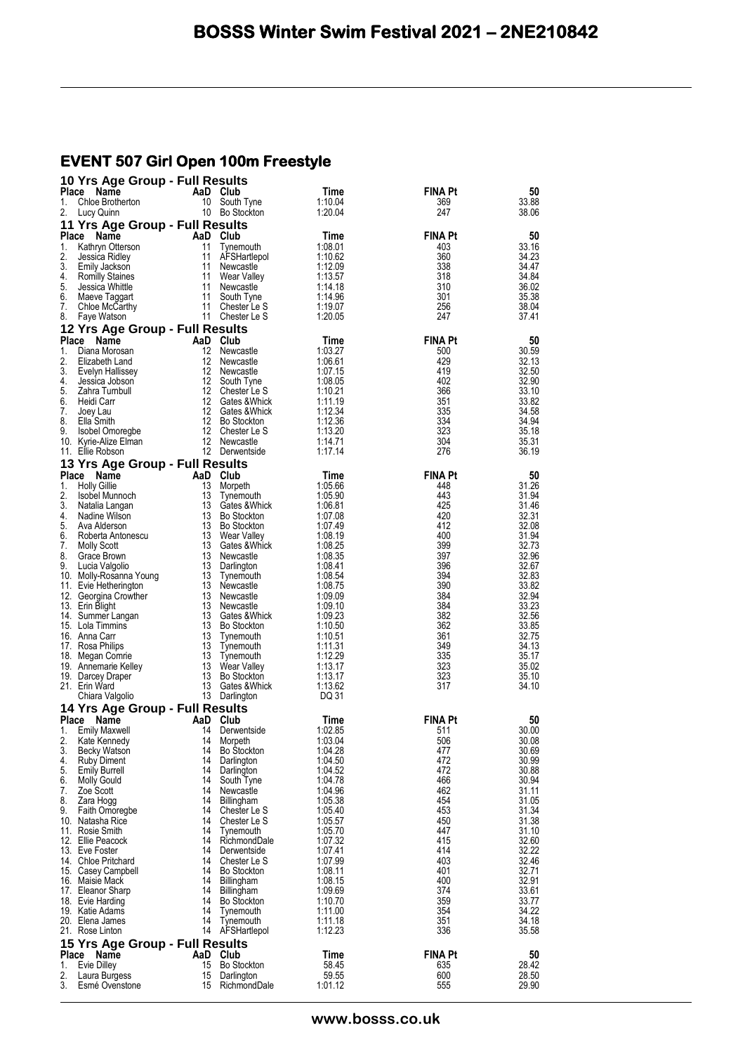# BOSSS Winter Swim Festival 2021 – 2NE210842

## EVENT 507 Girl Open 100m Freestyle

### 10 Yrs Age Group - Full Results

| Place | Name | AaD | Club | Time | FINA Pt | 50 |
|---|---|---|---|---|---|---|
| 1. | Chloe Brotherton | 10 | South Tyne | 1:10.04 | 369 | 33.88 |
| 2. | Lucy Quinn | 10 | Bo Stockton | 1:20.04 | 247 | 38.06 |

### 11 Yrs Age Group - Full Results

| Place | Name | AaD | Club | Time | FINA Pt | 50 |
|---|---|---|---|---|---|---|
| 1. | Kathryn Otterson | 11 | Tynemouth | 1:08.01 | 403 | 33.16 |
| 2. | Jessica Ridley | 11 | AFSHartlepol | 1:10.62 | 360 | 34.23 |
| 3. | Emily Jackson | 11 | Newcastle | 1:12.09 | 338 | 34.47 |
| 4. | Romilly Staines | 11 | Wear Valley | 1:13.57 | 318 | 34.84 |
| 5. | Jessica Whittle | 11 | Newcastle | 1:14.18 | 310 | 36.02 |
| 6. | Maeve Taggart | 11 | South Tyne | 1:14.96 | 301 | 35.38 |
| 7. | Chloe McCarthy | 11 | Chester Le S | 1:19.07 | 256 | 38.04 |
| 8. | Faye Watson | 11 | Chester Le S | 1:20.05 | 247 | 37.41 |

### 12 Yrs Age Group - Full Results

| Place | Name | AaD | Club | Time | FINA Pt | 50 |
|---|---|---|---|---|---|---|
| 1. | Diana Morosan | 12 | Newcastle | 1:03.27 | 500 | 30.59 |
| 2. | Elizabeth Land | 12 | Newcastle | 1:06.61 | 429 | 32.13 |
| 3. | Evelyn Hallissey | 12 | Newcastle | 1:07.15 | 419 | 32.50 |
| 4. | Jessica Jobson | 12 | South Tyne | 1:08.05 | 402 | 32.90 |
| 5. | Zahra Turnbull | 12 | Chester Le S | 1:10.21 | 366 | 33.10 |
| 6. | Heidi Carr | 12 | Gates &Whick | 1:11.19 | 351 | 33.82 |
| 7. | Joey Lau | 12 | Gates &Whick | 1:12.34 | 335 | 34.58 |
| 8. | Ella Smith | 12 | Bo Stockton | 1:12.36 | 334 | 34.94 |
| 9. | Isobel Omoregbe | 12 | Chester Le S | 1:13.20 | 323 | 35.18 |
| 10. | Kyrie-Alize Elman | 12 | Newcastle | 1:14.71 | 304 | 35.31 |
| 11. | Ellie Robson | 12 | Derwentside | 1:17.14 | 276 | 36.19 |

### 13 Yrs Age Group - Full Results

| Place | Name | AaD | Club | Time | FINA Pt | 50 |
|---|---|---|---|---|---|---|
| 1. | Holly Gillie | 13 | Morpeth | 1:05.66 | 448 | 31.26 |
| 2. | Isobel Munnoch | 13 | Tynemouth | 1:05.90 | 443 | 31.94 |
| 3. | Natalia Langan | 13 | Gates &Whick | 1:06.81 | 425 | 31.46 |
| 4. | Nadine Wilson | 13 | Bo Stockton | 1:07.08 | 420 | 32.31 |
| 5. | Ava Alderson | 13 | Bo Stockton | 1:07.49 | 412 | 32.08 |
| 6. | Roberta Antonescu | 13 | Wear Valley | 1:08.19 | 400 | 31.94 |
| 7. | Molly Scott | 13 | Gates &Whick | 1:08.25 | 399 | 32.73 |
| 8. | Grace Brown | 13 | Newcastle | 1:08.35 | 397 | 32.96 |
| 9. | Lucia Valgolio | 13 | Darlington | 1:08.41 | 396 | 32.67 |
| 10. | Molly-Rosanna Young | 13 | Tynemouth | 1:08.54 | 394 | 32.83 |
| 11. | Evie Hetherington | 13 | Newcastle | 1:08.75 | 390 | 33.82 |
| 12. | Georgina Crowther | 13 | Newcastle | 1:09.09 | 384 | 32.94 |
| 13. | Erin Blight | 13 | Newcastle | 1:09.10 | 384 | 33.23 |
| 14. | Summer Langan | 13 | Gates &Whick | 1:09.23 | 382 | 32.56 |
| 15. | Lola Timmins | 13 | Bo Stockton | 1:10.50 | 362 | 33.85 |
| 16. | Anna Carr | 13 | Tynemouth | 1:10.51 | 361 | 32.75 |
| 17. | Rosa Philips | 13 | Tynemouth | 1:11.31 | 349 | 34.13 |
| 18. | Megan Comrie | 13 | Tynemouth | 1:12.29 | 335 | 35.17 |
| 19. | Annemarie Kelley | 13 | Wear Valley | 1:13.17 | 323 | 35.02 |
| 19. | Darcey Draper | 13 | Bo Stockton | 1:13.17 | 323 | 35.10 |
| 21. | Erin Ward | 13 | Gates &Whick | 1:13.62 | 317 | 34.10 |
| | Chiara Valgolio | 13 | Darlington | DQ 31 | | |

### 14 Yrs Age Group - Full Results

| Place | Name | AaD | Club | Time | FINA Pt | 50 |
|---|---|---|---|---|---|---|
| 1. | Emily Maxwell | 14 | Derwentside | 1:02.85 | 511 | 30.00 |
| 2. | Kate Kennedy | 14 | Morpeth | 1:03.04 | 506 | 30.08 |
| 3. | Becky Watson | 14 | Bo Stockton | 1:04.28 | 477 | 30.69 |
| 4. | Ruby Diment | 14 | Darlington | 1:04.50 | 472 | 30.99 |
| 5. | Emily Burrell | 14 | Darlington | 1:04.52 | 472 | 30.88 |
| 6. | Molly Gould | 14 | South Tyne | 1:04.78 | 466 | 30.94 |
| 7. | Zoe Scott | 14 | Newcastle | 1:04.96 | 462 | 31.11 |
| 8. | Zara Hogg | 14 | Billingham | 1:05.38 | 454 | 31.05 |
| 9. | Faith Omoregbe | 14 | Chester Le S | 1:05.40 | 453 | 31.34 |
| 10. | Natasha Rice | 14 | Chester Le S | 1:05.57 | 450 | 31.38 |
| 11. | Rosie Smith | 14 | Tynemouth | 1:05.70 | 447 | 31.10 |
| 12. | Ellie Peacock | 14 | RichmondDale | 1:07.32 | 415 | 32.60 |
| 13. | Eve Foster | 14 | Derwentside | 1:07.41 | 414 | 32.22 |
| 14. | Chloe Pritchard | 14 | Chester Le S | 1:07.99 | 403 | 32.46 |
| 15. | Casey Campbell | 14 | Bo Stockton | 1:08.11 | 401 | 32.71 |
| 16. | Maisie Mack | 14 | Billingham | 1:08.15 | 400 | 32.91 |
| 17. | Eleanor Sharp | 14 | Billingham | 1:09.69 | 374 | 33.61 |
| 18. | Evie Harding | 14 | Bo Stockton | 1:10.70 | 359 | 33.77 |
| 19. | Katie Adams | 14 | Tynemouth | 1:11.00 | 354 | 34.22 |
| 20. | Elena James | 14 | Tynemouth | 1:11.18 | 351 | 34.18 |
| 21. | Rose Linton | 14 | AFSHartlepol | 1:12.23 | 336 | 35.58 |

### 15 Yrs Age Group - Full Results

| Place | Name | AaD | Club | Time | FINA Pt | 50 |
|---|---|---|---|---|---|---|
| 1. | Evie Dilley | 15 | Bo Stockton | 58.45 | 635 | 28.42 |
| 2. | Laura Burgess | 15 | Darlington | 59.55 | 600 | 28.50 |
| 3. | Esmé Ovenstone | 15 | RichmondDale | 1:01.12 | 555 | 29.90 |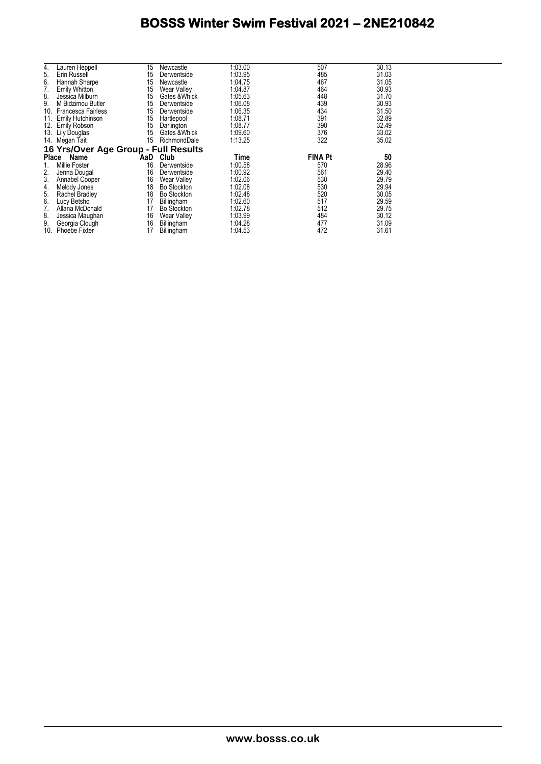| | | | | | | |
|---|---|---|---|---|---|---|
| 4. | Lauren Heppell | 15 | Newcastle | 1:03.00 | 507 | 30.13 |
| 5. | Erin Russell | 15 | Derwentside | 1:03.95 | 485 | 31.03 |
| 6. | Hannah Sharpe | 15 | Newcastle | 1:04.75 | 467 | 31.05 |
| 7. | Emily Whitton | 15 | Wear Valley | 1:04.87 | 464 | 30.93 |
| 8. | Jessica Milburn | 15 | Gates &Whick | 1:05.63 | 448 | 31.70 |
| 9. | M Bidzimou Butler | 15 | Derwentside | 1:06.08 | 439 | 30.93 |
| 10. | Francesca Fairless | 15 | Derwentside | 1:06.35 | 434 | 31.50 |
| 11. | Emily Hutchinson | 15 | Hartlepool | 1:08.71 | 391 | 32.89 |
| 12. | Emily Robson | 15 | Darlington | 1:08.77 | 390 | 32.49 |
| 13. | Lily Douglas | 15 | Gates &Whick | 1:09.60 | 376 | 33.02 |
| 14. | Megan Tait | 15 | RichmondDale | 1:13.25 | 322 | 35.02 |

## 16 Yrs/Over Age Group - Full Results

| Place | Name | AaD | Club | Time | FINA Pt | 50 |
|---|---|---|---|---|---|---|
| 1. | Millie Foster | 16 | Derwentside | 1:00.58 | 570 | 28.96 |
| 2. | Jenna Dougal | 16 | Derwentside | 1:00.92 | 561 | 29.40 |
| 3. | Annabel Cooper | 16 | Wear Valley | 1:02.06 | 530 | 29.79 |
| 4. | Melody Jones | 18 | Bo Stockton | 1:02.08 | 530 | 29.94 |
| 5. | Rachel Bradley | 18 | Bo Stockton | 1:02.48 | 520 | 30.05 |
| 6. | Lucy Betsho | 17 | Billingham | 1:02.60 | 517 | 29.59 |
| 7. | Allana McDonald | 17 | Bo Stockton | 1:02.78 | 512 | 29.75 |
| 8. | Jessica Maughan | 16 | Wear Valley | 1:03.99 | 484 | 30.12 |
| 9. | Georgia Clough | 16 | Billingham | 1:04.28 | 477 | 31.09 |
| 10. | Phoebe Fixter | 17 | Billingham | 1:04.53 | 472 | 31.61 |